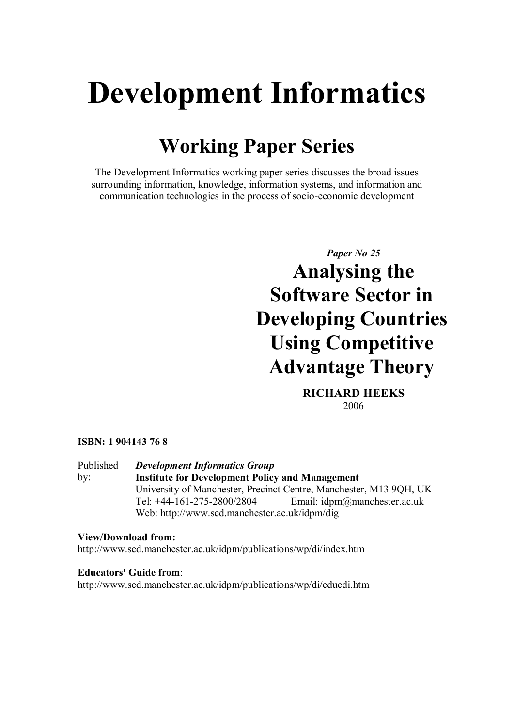# Development Informatics

## Working Paper Series

The Development Informatics working paper series discusses the broad issues surrounding information, knowledge, information systems, and information and communication technologies in the process of socio-economic development

*Paper No 25*

## Analysing the Software Sector in Developing Countries Using Competitive Advantage Theory

**RICHARD HEEKS**

2006

**ISBN: 1 904143 76 8**

Published by: ***Development Informatics Group***
**Institute for Development Policy and Management**
University of Manchester, Precinct Centre, Manchester, M13 9QH, UK
Tel: +44-161-275-2800/2804 Email: idpm@manchester.ac.uk
Web: http://www.sed.manchester.ac.uk/idpm/dig

**View/Download from:**
http://www.sed.manchester.ac.uk/idpm/publications/wp/di/index.htm

**Educators' Guide from**:
http://www.sed.manchester.ac.uk/idpm/publications/wp/di/educdi.htm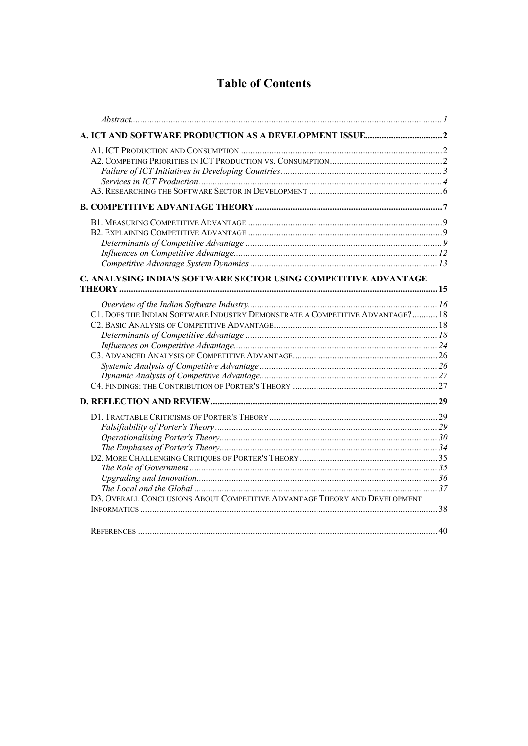# Table of Contents

| | |
|---|---|
| *Abstract* | *1* |
| **A. ICT AND SOFTWARE PRODUCTION AS A DEVELOPMENT ISSUE** | **2** |
| A1. ICT PRODUCTION AND CONSUMPTION | 2 |
| A2. COMPETING PRIORITIES IN ICT PRODUCTION VS. CONSUMPTION | 2 |
| *Failure of ICT Initiatives in Developing Countries* | *3* |
| *Services in ICT Production* | *4* |
| A3. RESEARCHING THE SOFTWARE SECTOR IN DEVELOPMENT | 6 |
| **B. COMPETITIVE ADVANTAGE THEORY** | **7** |
| B1. MEASURING COMPETITIVE ADVANTAGE | 9 |
| B2. EXPLAINING COMPETITIVE ADVANTAGE | 9 |
| *Determinants of Competitive Advantage* | *9* |
| *Influences on Competitive Advantage* | *12* |
| *Competitive Advantage System Dynamics* | *13* |
| **C. ANALYSING INDIA'S SOFTWARE SECTOR USING COMPETITIVE ADVANTAGE THEORY** | **15** |
| *Overview of the Indian Software Industry* | *16* |
| C1. DOES THE INDIAN SOFTWARE INDUSTRY DEMONSTRATE A COMPETITIVE ADVANTAGE? | 18 |
| C2. BASIC ANALYSIS OF COMPETITIVE ADVANTAGE | 18 |
| *Determinants of Competitive Advantage* | *18* |
| *Influences on Competitive Advantage* | *24* |
| C3. ADVANCED ANALYSIS OF COMPETITIVE ADVANTAGE | 26 |
| *Systemic Analysis of Competitive Advantage* | *26* |
| *Dynamic Analysis of Competitive Advantage* | *27* |
| C4. FINDINGS: THE CONTRIBUTION OF PORTER'S THEORY | 27 |
| **D. REFLECTION AND REVIEW** | **29** |
| D1. TRACTABLE CRITICISMS OF PORTER'S THEORY | 29 |
| *Falsifiability of Porter's Theory* | *29* |
| *Operationalising Porter's Theory* | *30* |
| *The Emphases of Porter's Theory* | *34* |
| D2. MORE CHALLENGING CRITIQUES OF PORTER'S THEORY | 35 |
| *The Role of Government* | *35* |
| *Upgrading and Innovation* | *36* |
| *The Local and the Global* | *37* |
| D3. OVERALL CONCLUSIONS ABOUT COMPETITIVE ADVANTAGE THEORY AND DEVELOPMENT INFORMATICS | 38 |
| REFERENCES | 40 |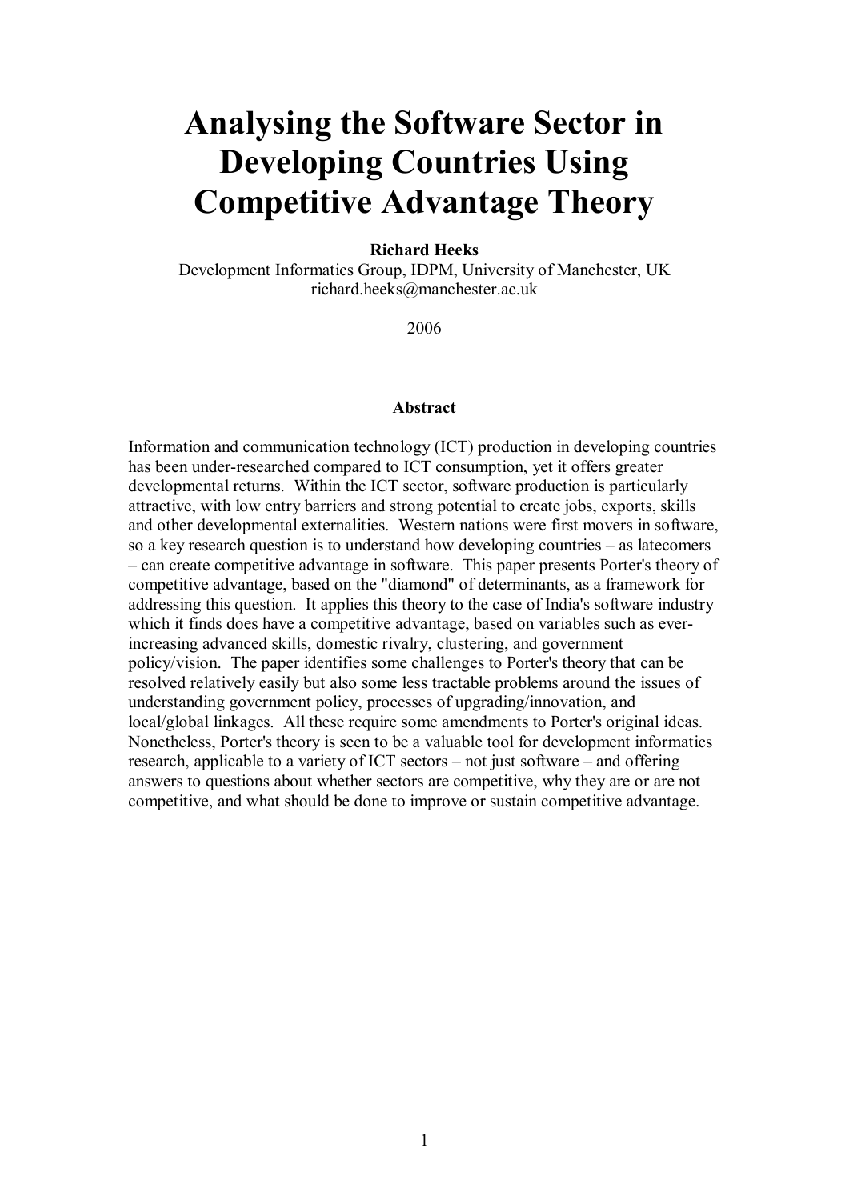# Analysing the Software Sector in Developing Countries Using Competitive Advantage Theory

**Richard Heeks**

Development Informatics Group, IDPM, University of Manchester, UK
richard.heeks@manchester.ac.uk

2006

**Abstract**

Information and communication technology (ICT) production in developing countries has been under-researched compared to ICT consumption, yet it offers greater developmental returns. Within the ICT sector, software production is particularly attractive, with low entry barriers and strong potential to create jobs, exports, skills and other developmental externalities. Western nations were first movers in software, so a key research question is to understand how developing countries – as latecomers – can create competitive advantage in software. This paper presents Porter's theory of competitive advantage, based on the "diamond" of determinants, as a framework for addressing this question. It applies this theory to the case of India's software industry which it finds does have a competitive advantage, based on variables such as ever-increasing advanced skills, domestic rivalry, clustering, and government policy/vision. The paper identifies some challenges to Porter's theory that can be resolved relatively easily but also some less tractable problems around the issues of understanding government policy, processes of upgrading/innovation, and local/global linkages. All these require some amendments to Porter's original ideas. Nonetheless, Porter's theory is seen to be a valuable tool for development informatics research, applicable to a variety of ICT sectors – not just software – and offering answers to questions about whether sectors are competitive, why they are or are not competitive, and what should be done to improve or sustain competitive advantage.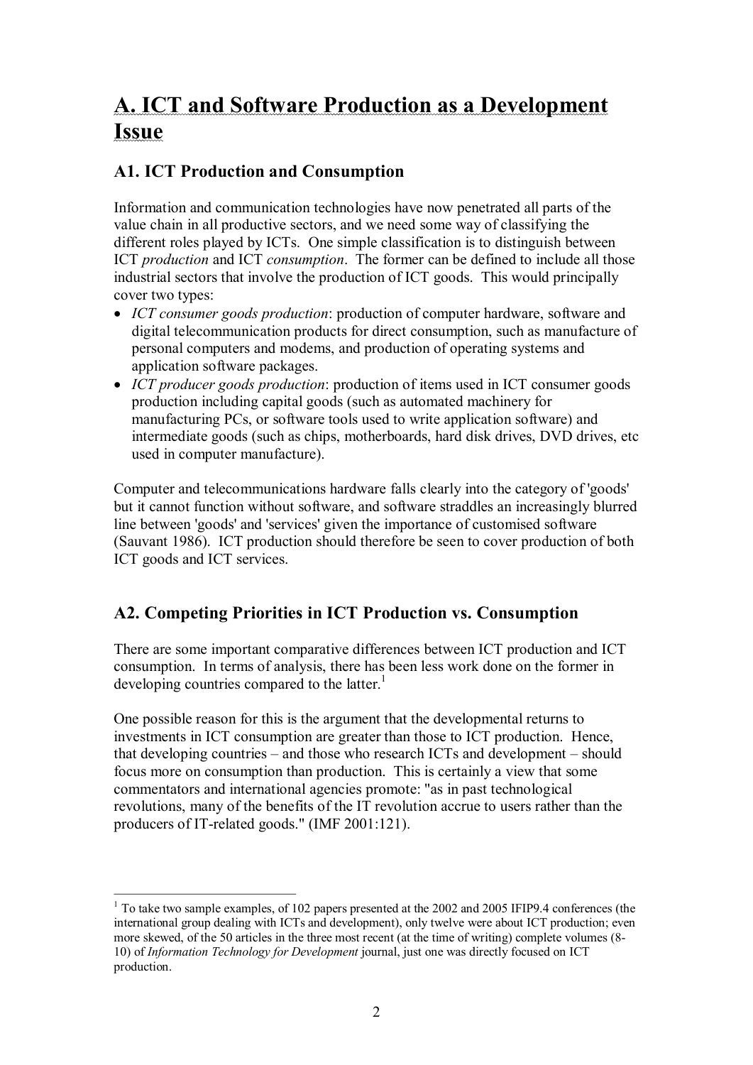# A. ICT and Software Production as a Development Issue

## A1. ICT Production and Consumption

Information and communication technologies have now penetrated all parts of the value chain in all productive sectors, and we need some way of classifying the different roles played by ICTs. One simple classification is to distinguish between ICT *production* and ICT *consumption*. The former can be defined to include all those industrial sectors that involve the production of ICT goods. This would principally cover two types:

- *ICT consumer goods production*: production of computer hardware, software and digital telecommunication products for direct consumption, such as manufacture of personal computers and modems, and production of operating systems and application software packages.
- *ICT producer goods production*: production of items used in ICT consumer goods production including capital goods (such as automated machinery for manufacturing PCs, or software tools used to write application software) and intermediate goods (such as chips, motherboards, hard disk drives, DVD drives, etc used in computer manufacture).

Computer and telecommunications hardware falls clearly into the category of 'goods' but it cannot function without software, and software straddles an increasingly blurred line between 'goods' and 'services' given the importance of customised software (Sauvant 1986). ICT production should therefore be seen to cover production of both ICT goods and ICT services.

## A2. Competing Priorities in ICT Production vs. Consumption

There are some important comparative differences between ICT production and ICT consumption. In terms of analysis, there has been less work done on the former in developing countries compared to the latter.[1]

One possible reason for this is the argument that the developmental returns to investments in ICT consumption are greater than those to ICT production. Hence, that developing countries – and those who research ICTs and development – should focus more on consumption than production. This is certainly a view that some commentators and international agencies promote: "as in past technological revolutions, many of the benefits of the IT revolution accrue to users rather than the producers of IT-related goods." (IMF 2001:121).

---

[1] To take two sample examples, of 102 papers presented at the 2002 and 2005 IFIP9.4 conferences (the international group dealing with ICTs and development), only twelve were about ICT production; even more skewed, of the 50 articles in the three most recent (at the time of writing) complete volumes (8-10) of *Information Technology for Development* journal, just one was directly focused on ICT production.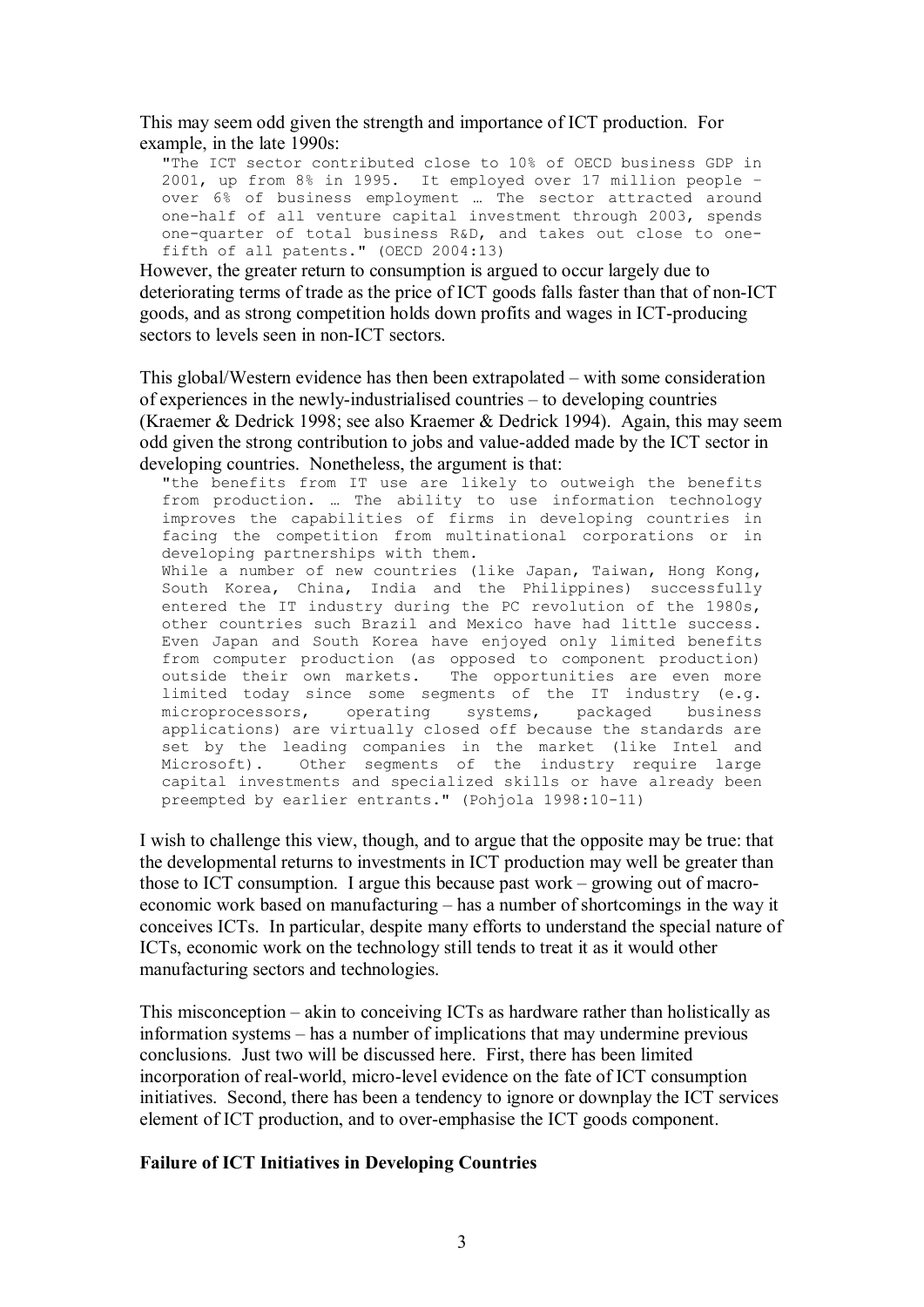This may seem odd given the strength and importance of ICT production. For example, in the late 1990s:

> "The ICT sector contributed close to 10% of OECD business GDP in 2001, up from 8% in 1995. It employed over 17 million people – over 6% of business employment … The sector attracted around one-half of all venture capital investment through 2003, spends one-quarter of total business R&D, and takes out close to one-fifth of all patents." (OECD 2004:13)

However, the greater return to consumption is argued to occur largely due to deteriorating terms of trade as the price of ICT goods falls faster than that of non-ICT goods, and as strong competition holds down profits and wages in ICT-producing sectors to levels seen in non-ICT sectors.

This global/Western evidence has then been extrapolated – with some consideration of experiences in the newly-industrialised countries – to developing countries (Kraemer & Dedrick 1998; see also Kraemer & Dedrick 1994). Again, this may seem odd given the strong contribution to jobs and value-added made by the ICT sector in developing countries. Nonetheless, the argument is that:

> "the benefits from IT use are likely to outweigh the benefits from production. … The ability to use information technology improves the capabilities of firms in developing countries in facing the competition from multinational corporations or in developing partnerships with them.
>
> While a number of new countries (like Japan, Taiwan, Hong Kong, South Korea, China, India and the Philippines) successfully entered the IT industry during the PC revolution of the 1980s, other countries such Brazil and Mexico have had little success. Even Japan and South Korea have enjoyed only limited benefits from computer production (as opposed to component production) outside their own markets. The opportunities are even more limited today since some segments of the IT industry (e.g. microprocessors, operating systems, packaged business applications) are virtually closed off because the standards are set by the leading companies in the market (like Intel and Microsoft). Other segments of the industry require large capital investments and specialized skills or have already been preempted by earlier entrants." (Pohjola 1998:10-11)

I wish to challenge this view, though, and to argue that the opposite may be true: that the developmental returns to investments in ICT production may well be greater than those to ICT consumption. I argue this because past work – growing out of macro-economic work based on manufacturing – has a number of shortcomings in the way it conceives ICTs. In particular, despite many efforts to understand the special nature of ICTs, economic work on the technology still tends to treat it as it would other manufacturing sectors and technologies.

This misconception – akin to conceiving ICTs as hardware rather than holistically as information systems – has a number of implications that may undermine previous conclusions. Just two will be discussed here. First, there has been limited incorporation of real-world, micro-level evidence on the fate of ICT consumption initiatives. Second, there has been a tendency to ignore or downplay the ICT services element of ICT production, and to over-emphasise the ICT goods component.

**Failure of ICT Initiatives in Developing Countries**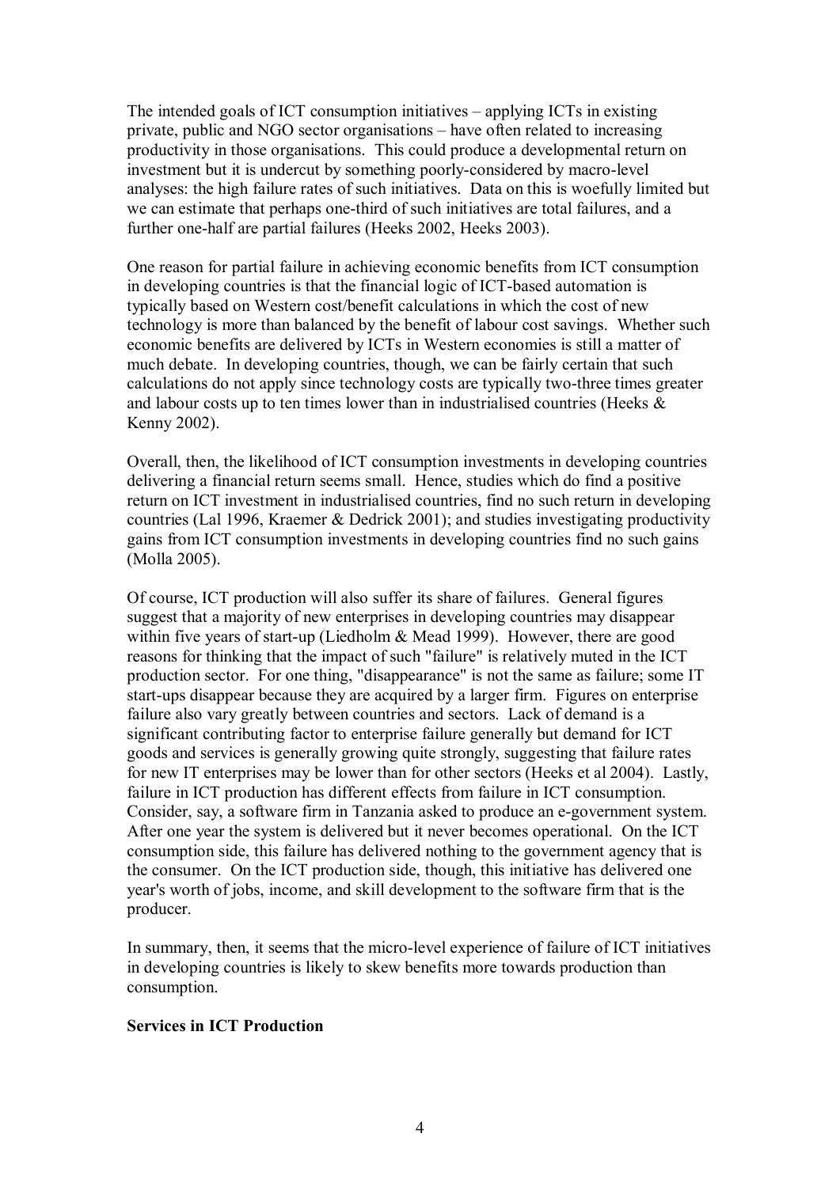The intended goals of ICT consumption initiatives – applying ICTs in existing private, public and NGO sector organisations – have often related to increasing productivity in those organisations. This could produce a developmental return on investment but it is undercut by something poorly-considered by macro-level analyses: the high failure rates of such initiatives. Data on this is woefully limited but we can estimate that perhaps one-third of such initiatives are total failures, and a further one-half are partial failures (Heeks 2002, Heeks 2003).

One reason for partial failure in achieving economic benefits from ICT consumption in developing countries is that the financial logic of ICT-based automation is typically based on Western cost/benefit calculations in which the cost of new technology is more than balanced by the benefit of labour cost savings. Whether such economic benefits are delivered by ICTs in Western economies is still a matter of much debate. In developing countries, though, we can be fairly certain that such calculations do not apply since technology costs are typically two-three times greater and labour costs up to ten times lower than in industrialised countries (Heeks & Kenny 2002).

Overall, then, the likelihood of ICT consumption investments in developing countries delivering a financial return seems small. Hence, studies which do find a positive return on ICT investment in industrialised countries, find no such return in developing countries (Lal 1996, Kraemer & Dedrick 2001); and studies investigating productivity gains from ICT consumption investments in developing countries find no such gains (Molla 2005).

Of course, ICT production will also suffer its share of failures. General figures suggest that a majority of new enterprises in developing countries may disappear within five years of start-up (Liedholm & Mead 1999). However, there are good reasons for thinking that the impact of such "failure" is relatively muted in the ICT production sector. For one thing, "disappearance" is not the same as failure; some IT start-ups disappear because they are acquired by a larger firm. Figures on enterprise failure also vary greatly between countries and sectors. Lack of demand is a significant contributing factor to enterprise failure generally but demand for ICT goods and services is generally growing quite strongly, suggesting that failure rates for new IT enterprises may be lower than for other sectors (Heeks et al 2004). Lastly, failure in ICT production has different effects from failure in ICT consumption. Consider, say, a software firm in Tanzania asked to produce an e-government system. After one year the system is delivered but it never becomes operational. On the ICT consumption side, this failure has delivered nothing to the government agency that is the consumer. On the ICT production side, though, this initiative has delivered one year's worth of jobs, income, and skill development to the software firm that is the producer.

In summary, then, it seems that the micro-level experience of failure of ICT initiatives in developing countries is likely to skew benefits more towards production than consumption.

**Services in ICT Production**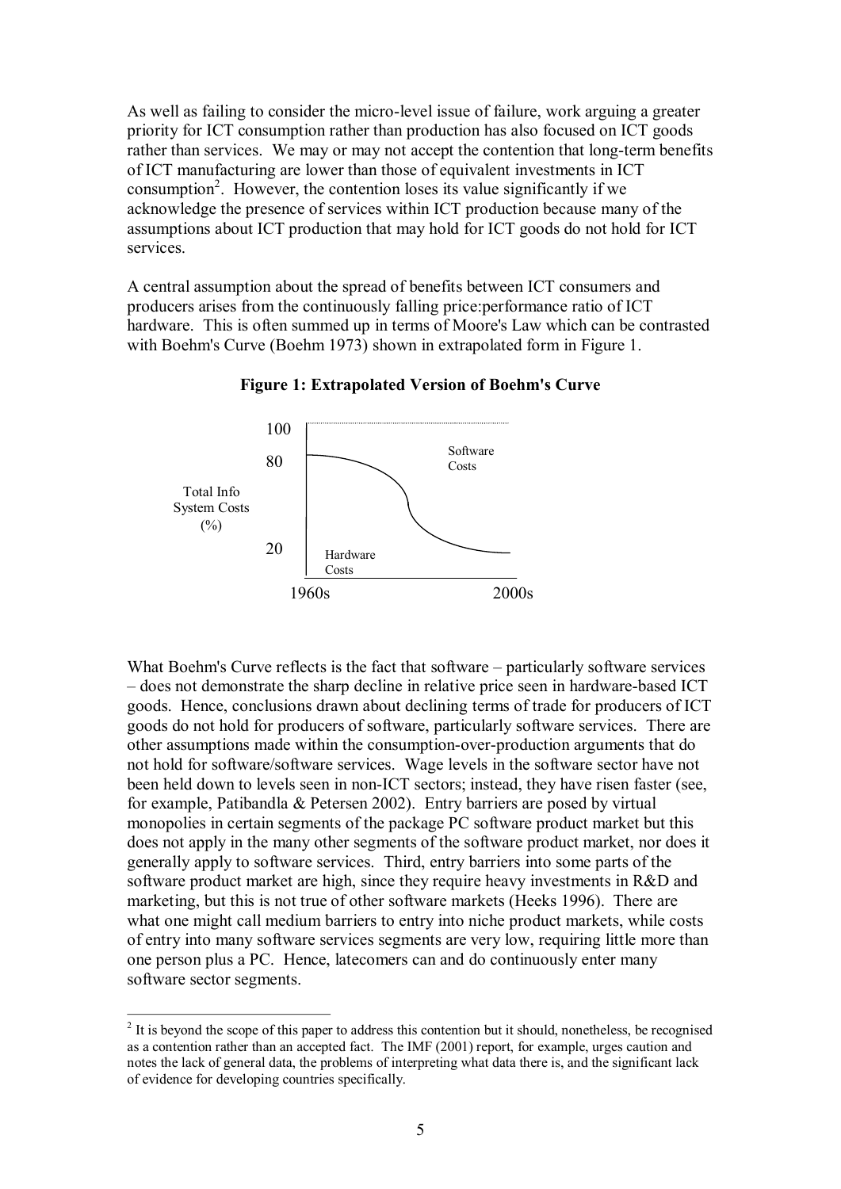As well as failing to consider the micro-level issue of failure, work arguing a greater priority for ICT consumption rather than production has also focused on ICT goods rather than services. We may or may not accept the contention that long-term benefits of ICT manufacturing are lower than those of equivalent investments in ICT consumption[2]. However, the contention loses its value significantly if we acknowledge the presence of services within ICT production because many of the assumptions about ICT production that may hold for ICT goods do not hold for ICT services.

A central assumption about the spread of benefits between ICT consumers and producers arises from the continuously falling price:performance ratio of ICT hardware. This is often summed up in terms of Moore's Law which can be contrasted with Boehm's Curve (Boehm 1973) shown in extrapolated form in Figure 1.

**Figure 1: Extrapolated Version of Boehm's Curve**

Total Info System Costs (%) — 100, 80, 20 — Software Costs — Hardware Costs — 1960s — 2000s

What Boehm's Curve reflects is the fact that software – particularly software services – does not demonstrate the sharp decline in relative price seen in hardware-based ICT goods. Hence, conclusions drawn about declining terms of trade for producers of ICT goods do not hold for producers of software, particularly software services. There are other assumptions made within the consumption-over-production arguments that do not hold for software/software services. Wage levels in the software sector have not been held down to levels seen in non-ICT sectors; instead, they have risen faster (see, for example, Patibandla & Petersen 2002). Entry barriers are posed by virtual monopolies in certain segments of the package PC software product market but this does not apply in the many other segments of the software product market, nor does it generally apply to software services. Third, entry barriers into some parts of the software product market are high, since they require heavy investments in R&D and marketing, but this is not true of other software markets (Heeks 1996). There are what one might call medium barriers to entry into niche product markets, while costs of entry into many software services segments are very low, requiring little more than one person plus a PC. Hence, latecomers can and do continuously enter many software sector segments.

[2] It is beyond the scope of this paper to address this contention but it should, nonetheless, be recognised as a contention rather than an accepted fact. The IMF (2001) report, for example, urges caution and notes the lack of general data, the problems of interpreting what data there is, and the significant lack of evidence for developing countries specifically.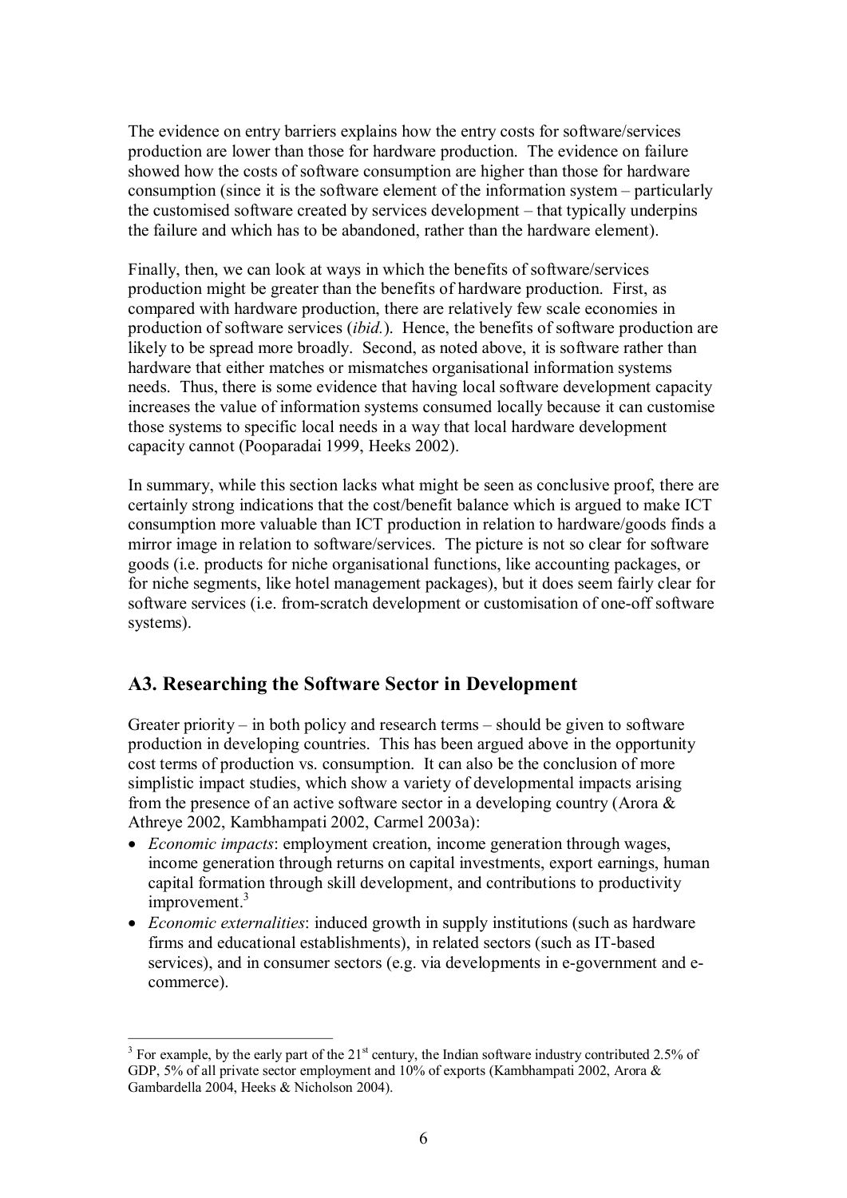The evidence on entry barriers explains how the entry costs for software/services production are lower than those for hardware production. The evidence on failure showed how the costs of software consumption are higher than those for hardware consumption (since it is the software element of the information system – particularly the customised software created by services development – that typically underpins the failure and which has to be abandoned, rather than the hardware element).

Finally, then, we can look at ways in which the benefits of software/services production might be greater than the benefits of hardware production. First, as compared with hardware production, there are relatively few scale economies in production of software services (*ibid.*). Hence, the benefits of software production are likely to be spread more broadly. Second, as noted above, it is software rather than hardware that either matches or mismatches organisational information systems needs. Thus, there is some evidence that having local software development capacity increases the value of information systems consumed locally because it can customise those systems to specific local needs in a way that local hardware development capacity cannot (Pooparadai 1999, Heeks 2002).

In summary, while this section lacks what might be seen as conclusive proof, there are certainly strong indications that the cost/benefit balance which is argued to make ICT consumption more valuable than ICT production in relation to hardware/goods finds a mirror image in relation to software/services. The picture is not so clear for software goods (i.e. products for niche organisational functions, like accounting packages, or for niche segments, like hotel management packages), but it does seem fairly clear for software services (i.e. from-scratch development or customisation of one-off software systems).

## A3. Researching the Software Sector in Development

Greater priority – in both policy and research terms – should be given to software production in developing countries. This has been argued above in the opportunity cost terms of production vs. consumption. It can also be the conclusion of more simplistic impact studies, which show a variety of developmental impacts arising from the presence of an active software sector in a developing country (Arora & Athreye 2002, Kambhampati 2002, Carmel 2003a):

- *Economic impacts*: employment creation, income generation through wages, income generation through returns on capital investments, export earnings, human capital formation through skill development, and contributions to productivity improvement.[3]
- *Economic externalities*: induced growth in supply institutions (such as hardware firms and educational establishments), in related sectors (such as IT-based services), and in consumer sectors (e.g. via developments in e-government and e-commerce).

---

[3] For example, by the early part of the 21st century, the Indian software industry contributed 2.5% of GDP, 5% of all private sector employment and 10% of exports (Kambhampati 2002, Arora & Gambardella 2004, Heeks & Nicholson 2004).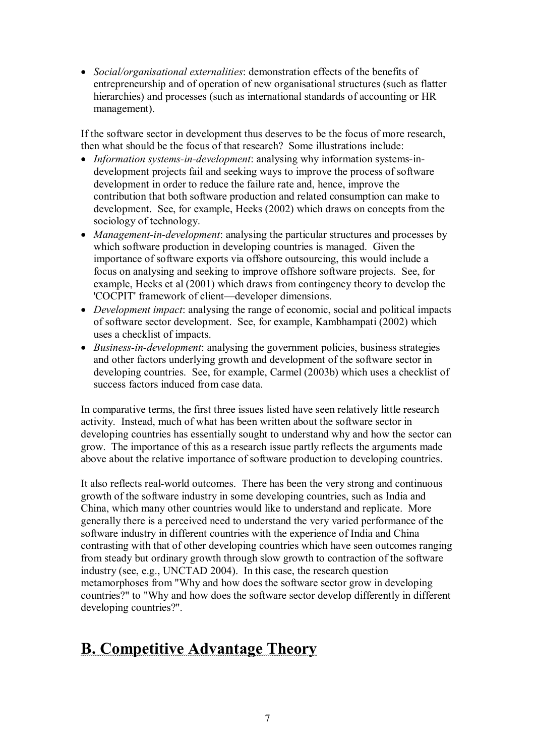- *Social/organisational externalities*: demonstration effects of the benefits of entrepreneurship and of operation of new organisational structures (such as flatter hierarchies) and processes (such as international standards of accounting or HR management).

If the software sector in development thus deserves to be the focus of more research, then what should be the focus of that research? Some illustrations include:

- *Information systems-in-development*: analysing why information systems-in-development projects fail and seeking ways to improve the process of software development in order to reduce the failure rate and, hence, improve the contribution that both software production and related consumption can make to development. See, for example, Heeks (2002) which draws on concepts from the sociology of technology.
- *Management-in-development*: analysing the particular structures and processes by which software production in developing countries is managed. Given the importance of software exports via offshore outsourcing, this would include a focus on analysing and seeking to improve offshore software projects. See, for example, Heeks et al (2001) which draws from contingency theory to develop the 'COCPIT' framework of client—developer dimensions.
- *Development impact*: analysing the range of economic, social and political impacts of software sector development. See, for example, Kambhampati (2002) which uses a checklist of impacts.
- *Business-in-development*: analysing the government policies, business strategies and other factors underlying growth and development of the software sector in developing countries. See, for example, Carmel (2003b) which uses a checklist of success factors induced from case data.

In comparative terms, the first three issues listed have seen relatively little research activity. Instead, much of what has been written about the software sector in developing countries has essentially sought to understand why and how the sector can grow. The importance of this as a research issue partly reflects the arguments made above about the relative importance of software production to developing countries.

It also reflects real-world outcomes. There has been the very strong and continuous growth of the software industry in some developing countries, such as India and China, which many other countries would like to understand and replicate. More generally there is a perceived need to understand the very varied performance of the software industry in different countries with the experience of India and China contrasting with that of other developing countries which have seen outcomes ranging from steady but ordinary growth through slow growth to contraction of the software industry (see, e.g., UNCTAD 2004). In this case, the research question metamorphoses from "Why and how does the software sector grow in developing countries?" to "Why and how does the software sector develop differently in different developing countries?".

# B. Competitive Advantage Theory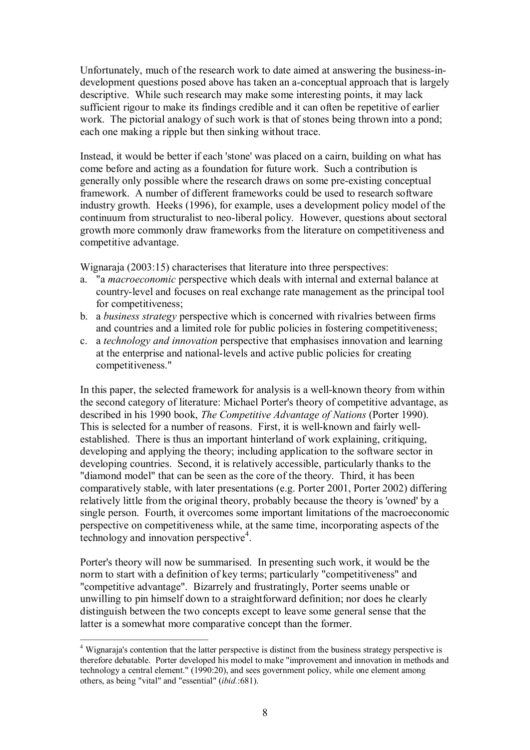Unfortunately, much of the research work to date aimed at answering the business-in-development questions posed above has taken an a-conceptual approach that is largely descriptive. While such research may make some interesting points, it may lack sufficient rigour to make its findings credible and it can often be repetitive of earlier work. The pictorial analogy of such work is that of stones being thrown into a pond; each one making a ripple but then sinking without trace.

Instead, it would be better if each 'stone' was placed on a cairn, building on what has come before and acting as a foundation for future work. Such a contribution is generally only possible where the research draws on some pre-existing conceptual framework. A number of different frameworks could be used to research software industry growth. Heeks (1996), for example, uses a development policy model of the continuum from structuralist to neo-liberal policy. However, questions about sectoral growth more commonly draw frameworks from the literature on competitiveness and competitive advantage.

Wignaraja (2003:15) characterises that literature into three perspectives:

a. "a *macroeconomic* perspective which deals with internal and external balance at country-level and focuses on real exchange rate management as the principal tool for competitiveness;
b. a *business strategy* perspective which is concerned with rivalries between firms and countries and a limited role for public policies in fostering competitiveness;
c. a *technology and innovation* perspective that emphasises innovation and learning at the enterprise and national-levels and active public policies for creating competitiveness."

In this paper, the selected framework for analysis is a well-known theory from within the second category of literature: Michael Porter's theory of competitive advantage, as described in his 1990 book, *The Competitive Advantage of Nations* (Porter 1990). This is selected for a number of reasons. First, it is well-known and fairly well-established. There is thus an important hinterland of work explaining, critiquing, developing and applying the theory; including application to the software sector in developing countries. Second, it is relatively accessible, particularly thanks to the "diamond model" that can be seen as the core of the theory. Third, it has been comparatively stable, with later presentations (e.g. Porter 2001, Porter 2002) differing relatively little from the original theory, probably because the theory is 'owned' by a single person. Fourth, it overcomes some important limitations of the macroeconomic perspective on competitiveness while, at the same time, incorporating aspects of the technology and innovation perspective[4].

Porter's theory will now be summarised. In presenting such work, it would be the norm to start with a definition of key terms; particularly "competitiveness" and "competitive advantage". Bizarrely and frustratingly, Porter seems unable or unwilling to pin himself down to a straightforward definition; nor does he clearly distinguish between the two concepts except to leave some general sense that the latter is a somewhat more comparative concept than the former.

---

[4] Wignaraja's contention that the latter perspective is distinct from the business strategy perspective is therefore debatable. Porter developed his model to make "improvement and innovation in methods and technology a central element." (1990:20), and sees government policy, while one element among others, as being "vital" and "essential" (*ibid.*:681).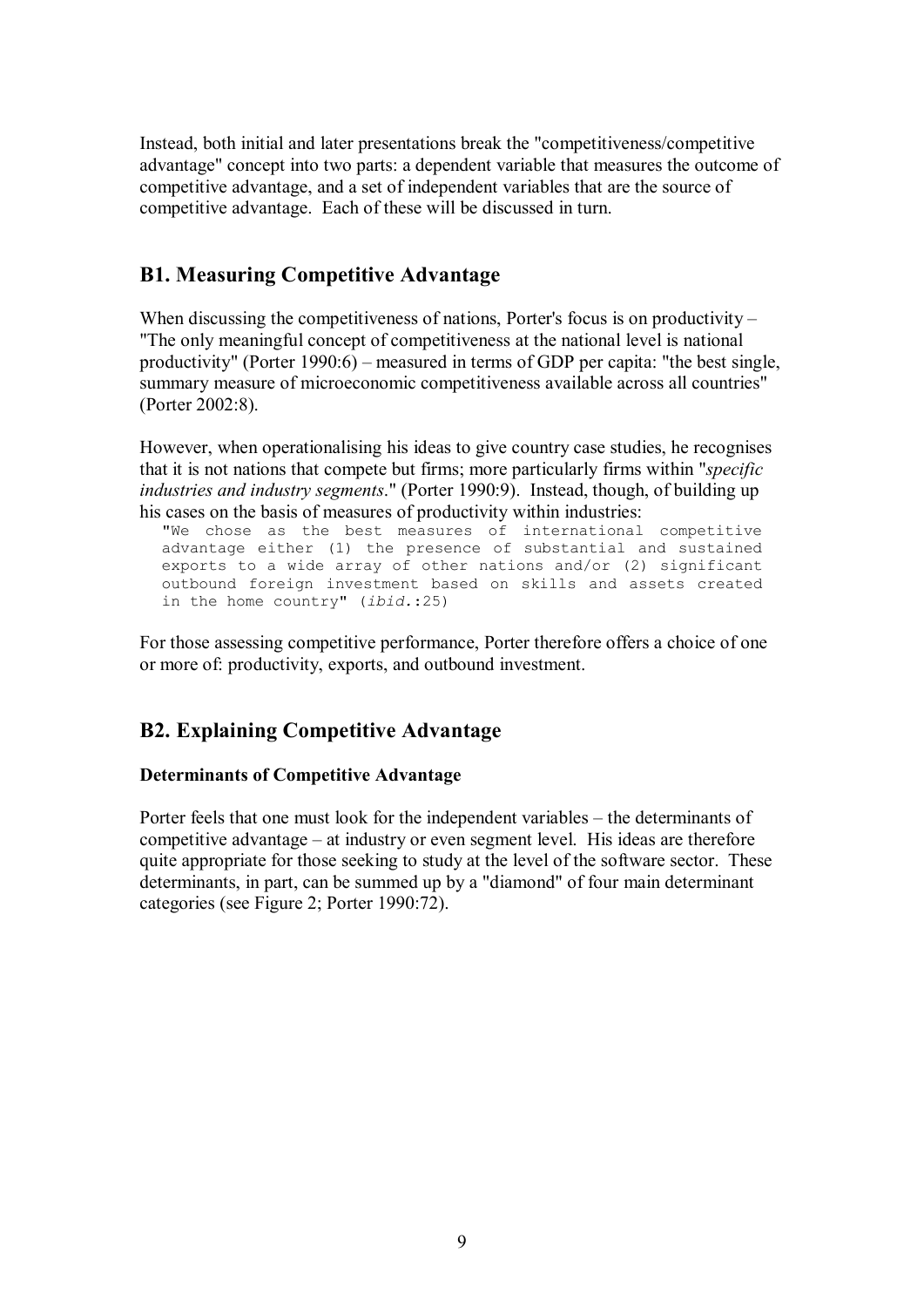Instead, both initial and later presentations break the "competitiveness/competitive advantage" concept into two parts: a dependent variable that measures the outcome of competitive advantage, and a set of independent variables that are the source of competitive advantage. Each of these will be discussed in turn.

## B1. Measuring Competitive Advantage

When discussing the competitiveness of nations, Porter's focus is on productivity – "The only meaningful concept of competitiveness at the national level is national productivity" (Porter 1990:6) – measured in terms of GDP per capita: "the best single, summary measure of microeconomic competitiveness available across all countries" (Porter 2002:8).

However, when operationalising his ideas to give country case studies, he recognises that it is not nations that compete but firms; more particularly firms within "*specific industries and industry segments*." (Porter 1990:9). Instead, though, of building up his cases on the basis of measures of productivity within industries:

> "We chose as the best measures of international competitive advantage either (1) the presence of substantial and sustained exports to a wide array of other nations and/or (2) significant outbound foreign investment based on skills and assets created in the home country" (*ibid.*:25)

For those assessing competitive performance, Porter therefore offers a choice of one or more of: productivity, exports, and outbound investment.

## B2. Explaining Competitive Advantage

### Determinants of Competitive Advantage

Porter feels that one must look for the independent variables – the determinants of competitive advantage – at industry or even segment level. His ideas are therefore quite appropriate for those seeking to study at the level of the software sector. These determinants, in part, can be summed up by a "diamond" of four main determinant categories (see Figure 2; Porter 1990:72).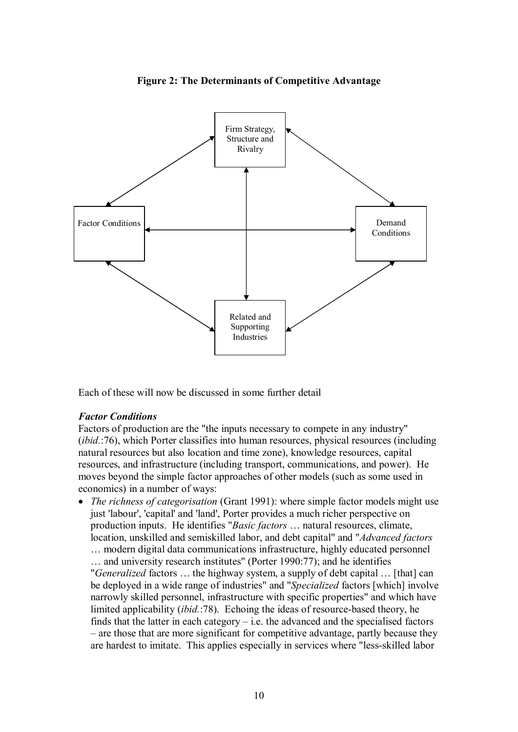**Figure 2: The Determinants of Competitive Advantage**

Each of these will now be discussed in some further detail

***Factor Conditions***

Factors of production are the "the inputs necessary to compete in any industry" (*ibid.*:76), which Porter classifies into human resources, physical resources (including natural resources but also location and time zone), knowledge resources, capital resources, and infrastructure (including transport, communications, and power). He moves beyond the simple factor approaches of other models (such as some used in economics) in a number of ways:

- *The richness of categorisation* (Grant 1991): where simple factor models might use just 'labour', 'capital' and 'land', Porter provides a much richer perspective on production inputs. He identifies "*Basic factors* … natural resources, climate, location, unskilled and semiskilled labor, and debt capital" and "*Advanced factors* … modern digital data communications infrastructure, highly educated personnel … and university research institutes" (Porter 1990:77); and he identifies "*Generalized* factors … the highway system, a supply of debt capital … [that] can be deployed in a wide range of industries" and "*Specialized* factors [which] involve narrowly skilled personnel, infrastructure with specific properties" and which have limited applicability (*ibid.*:78). Echoing the ideas of resource-based theory, he finds that the latter in each category – i.e. the advanced and the specialised factors – are those that are more significant for competitive advantage, partly because they are hardest to imitate. This applies especially in services where "less-skilled labor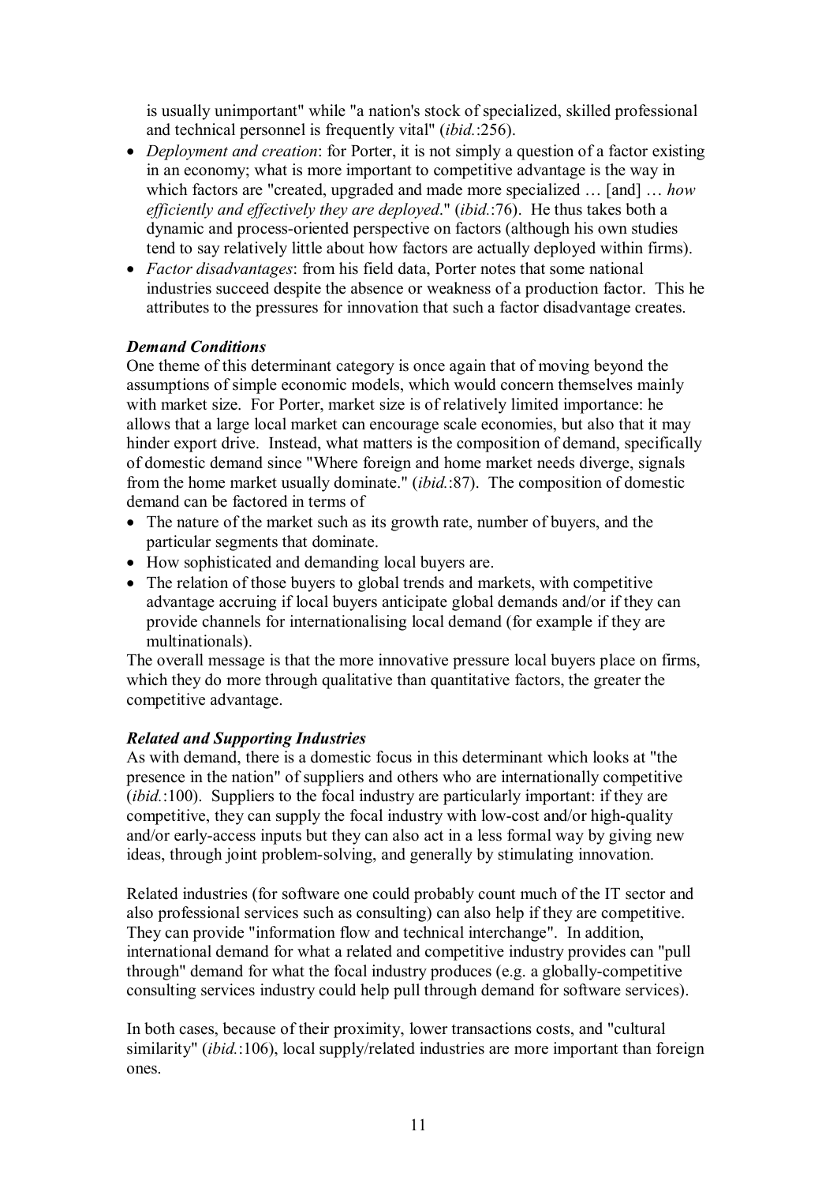is usually unimportant" while "a nation's stock of specialized, skilled professional and technical personnel is frequently vital" (*ibid.*:256).

- *Deployment and creation*: for Porter, it is not simply a question of a factor existing in an economy; what is more important to competitive advantage is the way in which factors are "created, upgraded and made more specialized … [and] … *how efficiently and effectively they are deployed*." (*ibid.*:76). He thus takes both a dynamic and process-oriented perspective on factors (although his own studies tend to say relatively little about how factors are actually deployed within firms).
- *Factor disadvantages*: from his field data, Porter notes that some national industries succeed despite the absence or weakness of a production factor. This he attributes to the pressures for innovation that such a factor disadvantage creates.

***Demand Conditions***

One theme of this determinant category is once again that of moving beyond the assumptions of simple economic models, which would concern themselves mainly with market size. For Porter, market size is of relatively limited importance: he allows that a large local market can encourage scale economies, but also that it may hinder export drive. Instead, what matters is the composition of demand, specifically of domestic demand since "Where foreign and home market needs diverge, signals from the home market usually dominate." (*ibid.*:87). The composition of domestic demand can be factored in terms of

- The nature of the market such as its growth rate, number of buyers, and the particular segments that dominate.
- How sophisticated and demanding local buyers are.
- The relation of those buyers to global trends and markets, with competitive advantage accruing if local buyers anticipate global demands and/or if they can provide channels for internationalising local demand (for example if they are multinationals).

The overall message is that the more innovative pressure local buyers place on firms, which they do more through qualitative than quantitative factors, the greater the competitive advantage.

***Related and Supporting Industries***

As with demand, there is a domestic focus in this determinant which looks at "the presence in the nation" of suppliers and others who are internationally competitive (*ibid.*:100). Suppliers to the focal industry are particularly important: if they are competitive, they can supply the focal industry with low-cost and/or high-quality and/or early-access inputs but they can also act in a less formal way by giving new ideas, through joint problem-solving, and generally by stimulating innovation.

Related industries (for software one could probably count much of the IT sector and also professional services such as consulting) can also help if they are competitive. They can provide "information flow and technical interchange". In addition, international demand for what a related and competitive industry provides can "pull through" demand for what the focal industry produces (e.g. a globally-competitive consulting services industry could help pull through demand for software services).

In both cases, because of their proximity, lower transactions costs, and "cultural similarity" (*ibid.*:106), local supply/related industries are more important than foreign ones.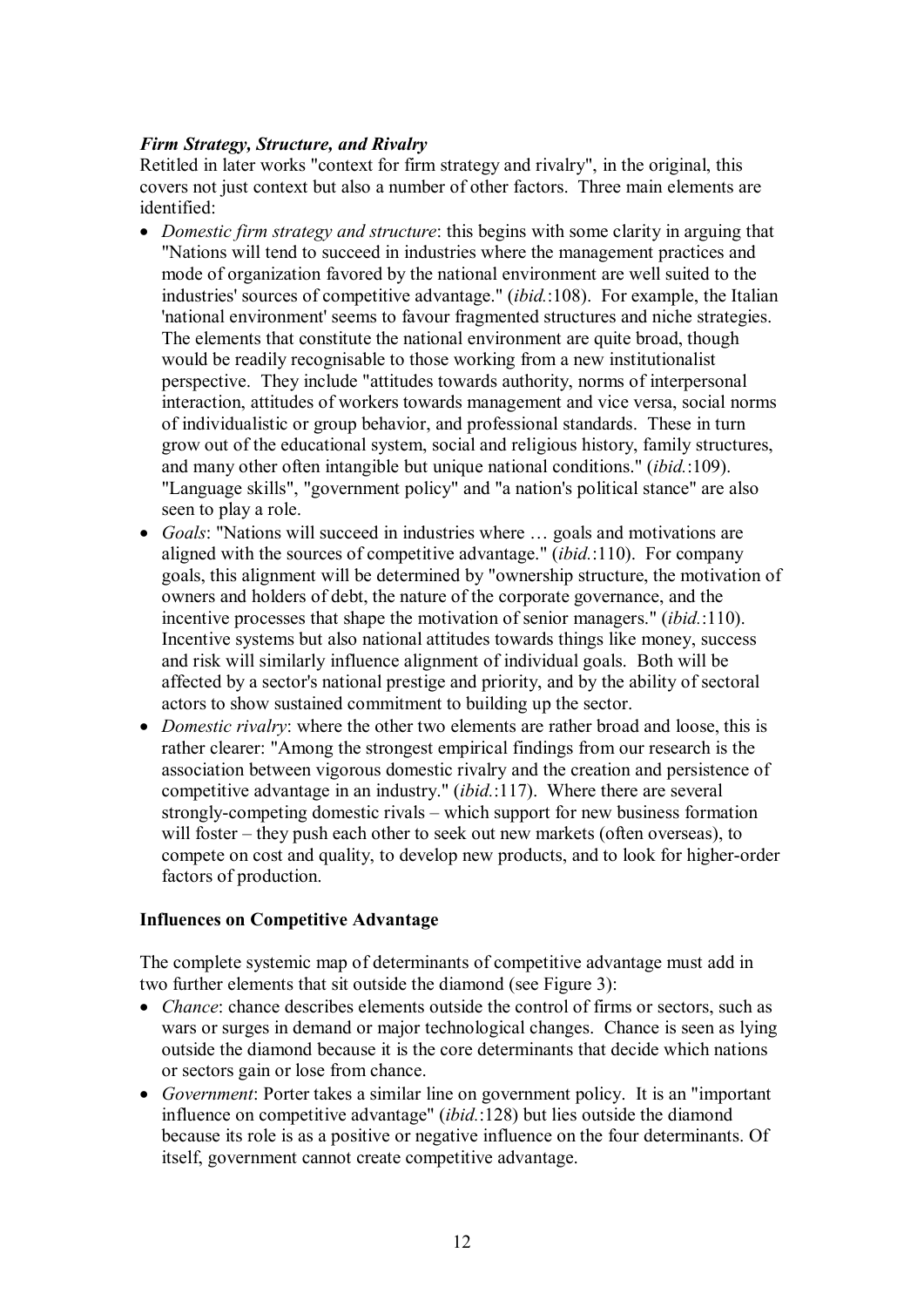### *Firm Strategy, Structure, and Rivalry*

Retitled in later works "context for firm strategy and rivalry", in the original, this covers not just context but also a number of other factors. Three main elements are identified:

- *Domestic firm strategy and structure*: this begins with some clarity in arguing that "Nations will tend to succeed in industries where the management practices and mode of organization favored by the national environment are well suited to the industries' sources of competitive advantage." (*ibid.*:108). For example, the Italian 'national environment' seems to favour fragmented structures and niche strategies. The elements that constitute the national environment are quite broad, though would be readily recognisable to those working from a new institutionalist perspective. They include "attitudes towards authority, norms of interpersonal interaction, attitudes of workers towards management and vice versa, social norms of individualistic or group behavior, and professional standards. These in turn grow out of the educational system, social and religious history, family structures, and many other often intangible but unique national conditions." (*ibid.*:109). "Language skills", "government policy" and "a nation's political stance" are also seen to play a role.
- *Goals*: "Nations will succeed in industries where … goals and motivations are aligned with the sources of competitive advantage." (*ibid.*:110). For company goals, this alignment will be determined by "ownership structure, the motivation of owners and holders of debt, the nature of the corporate governance, and the incentive processes that shape the motivation of senior managers." (*ibid.*:110). Incentive systems but also national attitudes towards things like money, success and risk will similarly influence alignment of individual goals. Both will be affected by a sector's national prestige and priority, and by the ability of sectoral actors to show sustained commitment to building up the sector.
- *Domestic rivalry*: where the other two elements are rather broad and loose, this is rather clearer: "Among the strongest empirical findings from our research is the association between vigorous domestic rivalry and the creation and persistence of competitive advantage in an industry." (*ibid.*:117). Where there are several strongly-competing domestic rivals – which support for new business formation will foster – they push each other to seek out new markets (often overseas), to compete on cost and quality, to develop new products, and to look for higher-order factors of production.

**Influences on Competitive Advantage**

The complete systemic map of determinants of competitive advantage must add in two further elements that sit outside the diamond (see Figure 3):

- *Chance*: chance describes elements outside the control of firms or sectors, such as wars or surges in demand or major technological changes. Chance is seen as lying outside the diamond because it is the core determinants that decide which nations or sectors gain or lose from chance.
- *Government*: Porter takes a similar line on government policy. It is an "important influence on competitive advantage" (*ibid.*:128) but lies outside the diamond because its role is as a positive or negative influence on the four determinants. Of itself, government cannot create competitive advantage.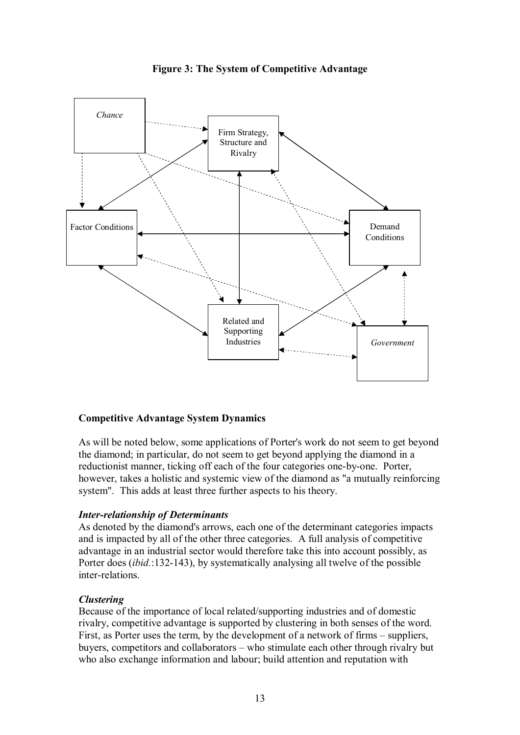**Figure 3: The System of Competitive Advantage**

Chance

Firm Strategy, Structure and Rivalry

Factor Conditions

Demand Conditions

Related and Supporting Industries

Government

**Competitive Advantage System Dynamics**

As will be noted below, some applications of Porter's work do not seem to get beyond the diamond; in particular, do not seem to get beyond applying the diamond in a reductionist manner, ticking off each of the four categories one-by-one. Porter, however, takes a holistic and systemic view of the diamond as "a mutually reinforcing system". This adds at least three further aspects to his theory.

***Inter-relationship of Determinants***

As denoted by the diamond's arrows, each one of the determinant categories impacts and is impacted by all of the other three categories. A full analysis of competitive advantage in an industrial sector would therefore take this into account possibly, as Porter does (*ibid.*:132-143), by systematically analysing all twelve of the possible inter-relations.

***Clustering***

Because of the importance of local related/supporting industries and of domestic rivalry, competitive advantage is supported by clustering in both senses of the word. First, as Porter uses the term, by the development of a network of firms – suppliers, buyers, competitors and collaborators – who stimulate each other through rivalry but who also exchange information and labour; build attention and reputation with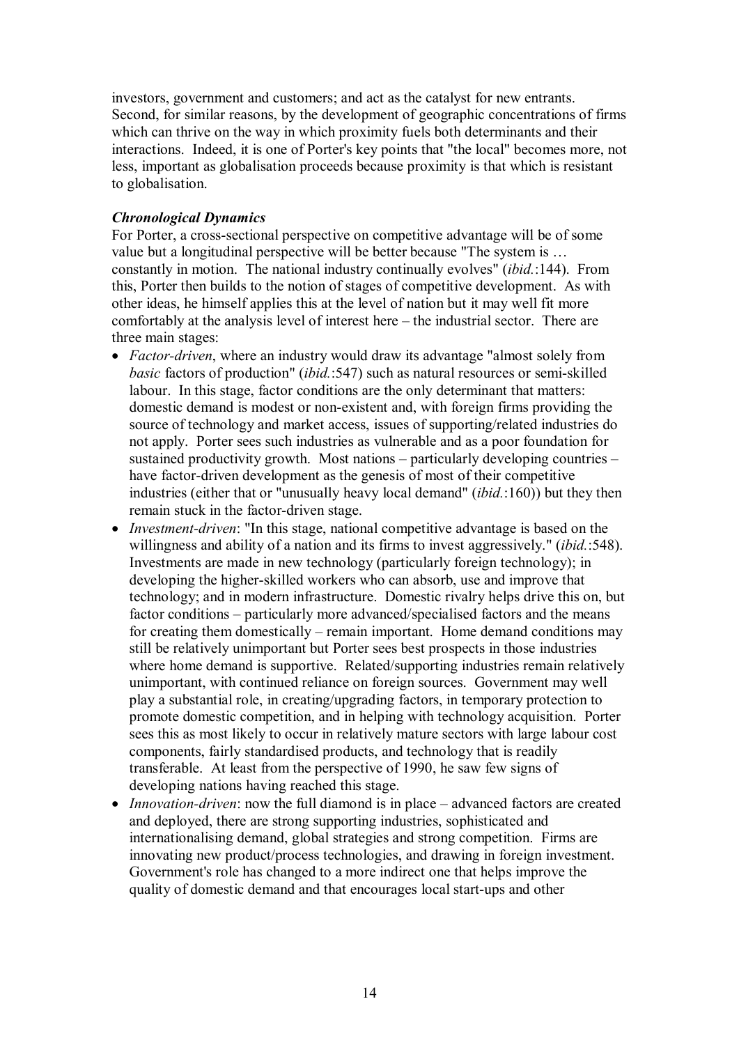investors, government and customers; and act as the catalyst for new entrants. Second, for similar reasons, by the development of geographic concentrations of firms which can thrive on the way in which proximity fuels both determinants and their interactions. Indeed, it is one of Porter's key points that "the local" becomes more, not less, important as globalisation proceeds because proximity is that which is resistant to globalisation.

***Chronological Dynamics***

For Porter, a cross-sectional perspective on competitive advantage will be of some value but a longitudinal perspective will be better because "The system is … constantly in motion. The national industry continually evolves" (*ibid.*:144). From this, Porter then builds to the notion of stages of competitive development. As with other ideas, he himself applies this at the level of nation but it may well fit more comfortably at the analysis level of interest here – the industrial sector. There are three main stages:

- *Factor-driven*, where an industry would draw its advantage "almost solely from *basic* factors of production" (*ibid.*:547) such as natural resources or semi-skilled labour. In this stage, factor conditions are the only determinant that matters: domestic demand is modest or non-existent and, with foreign firms providing the source of technology and market access, issues of supporting/related industries do not apply. Porter sees such industries as vulnerable and as a poor foundation for sustained productivity growth. Most nations – particularly developing countries – have factor-driven development as the genesis of most of their competitive industries (either that or "unusually heavy local demand" (*ibid.*:160)) but they then remain stuck in the factor-driven stage.
- *Investment-driven*: "In this stage, national competitive advantage is based on the willingness and ability of a nation and its firms to invest aggressively." (*ibid.*:548). Investments are made in new technology (particularly foreign technology); in developing the higher-skilled workers who can absorb, use and improve that technology; and in modern infrastructure. Domestic rivalry helps drive this on, but factor conditions – particularly more advanced/specialised factors and the means for creating them domestically – remain important. Home demand conditions may still be relatively unimportant but Porter sees best prospects in those industries where home demand is supportive. Related/supporting industries remain relatively unimportant, with continued reliance on foreign sources. Government may well play a substantial role, in creating/upgrading factors, in temporary protection to promote domestic competition, and in helping with technology acquisition. Porter sees this as most likely to occur in relatively mature sectors with large labour cost components, fairly standardised products, and technology that is readily transferable. At least from the perspective of 1990, he saw few signs of developing nations having reached this stage.
- *Innovation-driven*: now the full diamond is in place – advanced factors are created and deployed, there are strong supporting industries, sophisticated and internationalising demand, global strategies and strong competition. Firms are innovating new product/process technologies, and drawing in foreign investment. Government's role has changed to a more indirect one that helps improve the quality of domestic demand and that encourages local start-ups and other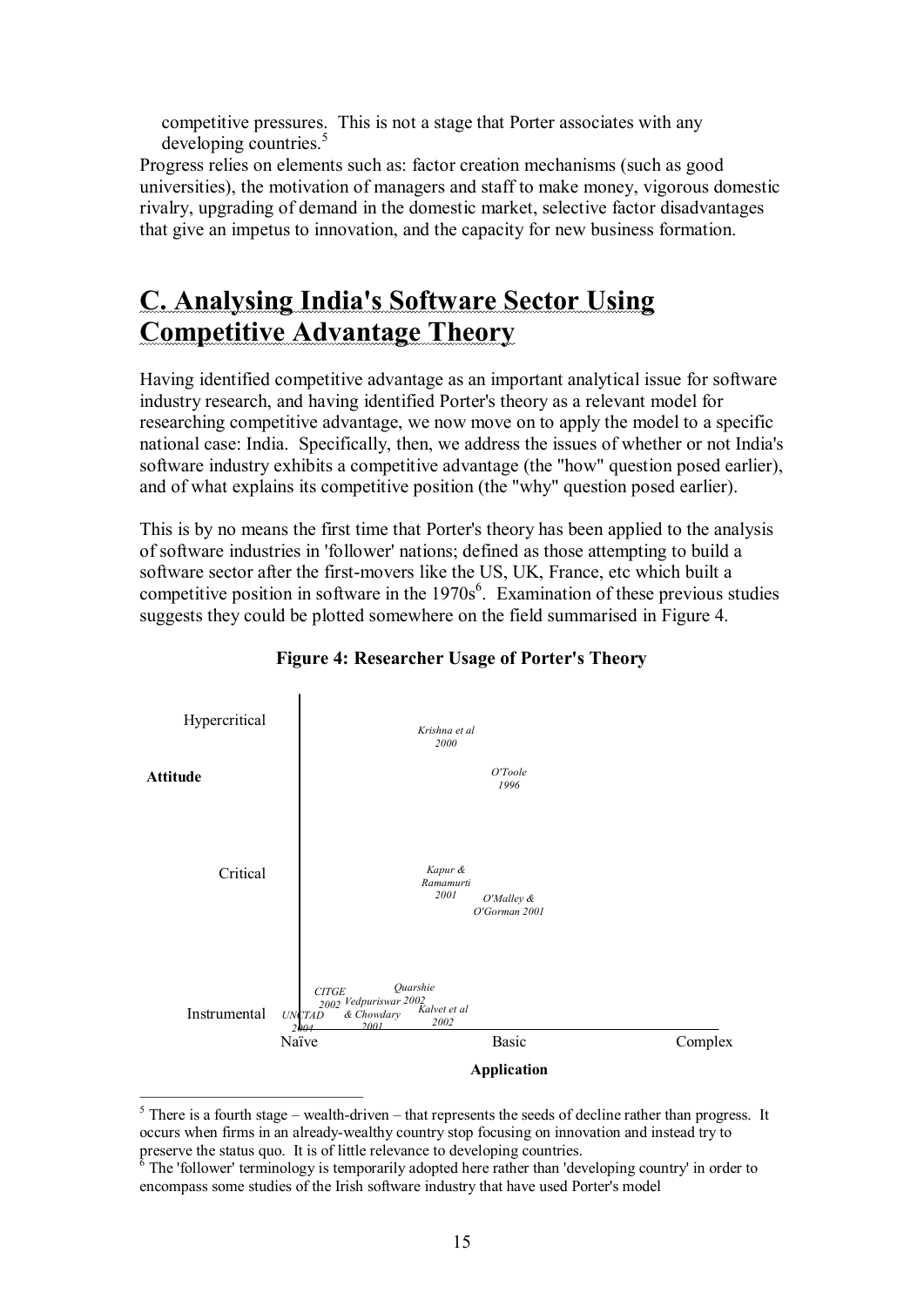competitive pressures. This is not a stage that Porter associates with any developing countries.[5]

Progress relies on elements such as: factor creation mechanisms (such as good universities), the motivation of managers and staff to make money, vigorous domestic rivalry, upgrading of demand in the domestic market, selective factor disadvantages that give an impetus to innovation, and the capacity for new business formation.

# C. Analysing India's Software Sector Using Competitive Advantage Theory

Having identified competitive advantage as an important analytical issue for software industry research, and having identified Porter's theory as a relevant model for researching competitive advantage, we now move on to apply the model to a specific national case: India. Specifically, then, we address the issues of whether or not India's software industry exhibits a competitive advantage (the "how" question posed earlier), and of what explains its competitive position (the "why" question posed earlier).

This is by no means the first time that Porter's theory has been applied to the analysis of software industries in 'follower' nations; defined as those attempting to build a software sector after the first-movers like the US, UK, France, etc which built a competitive position in software in the 1970s[6]. Examination of these previous studies suggests they could be plotted somewhere on the field summarised in Figure 4.

**Figure 4: Researcher Usage of Porter's Theory**

Attitude (vertical axis): Hypercritical, Critical, Instrumental

Application (horizontal axis): Naïve, Basic, Complex

- Hypercritical: *Krishna et al 2000*; *O'Toole 1996*
- Critical: *Kapur & Ramamurti 2001*; *O'Malley & O'Gorman 2001*
- Instrumental: *UNCTAD 2004*; *CITGE 2002*; *Vedpuriswar & Chowdary 2001*; *Quarshie 2002*; *Kalvet et al 2002*

[5] There is a fourth stage – wealth-driven – that represents the seeds of decline rather than progress. It occurs when firms in an already-wealthy country stop focusing on innovation and instead try to preserve the status quo. It is of little relevance to developing countries.

[6] The 'follower' terminology is temporarily adopted here rather than 'developing country' in order to encompass some studies of the Irish software industry that have used Porter's model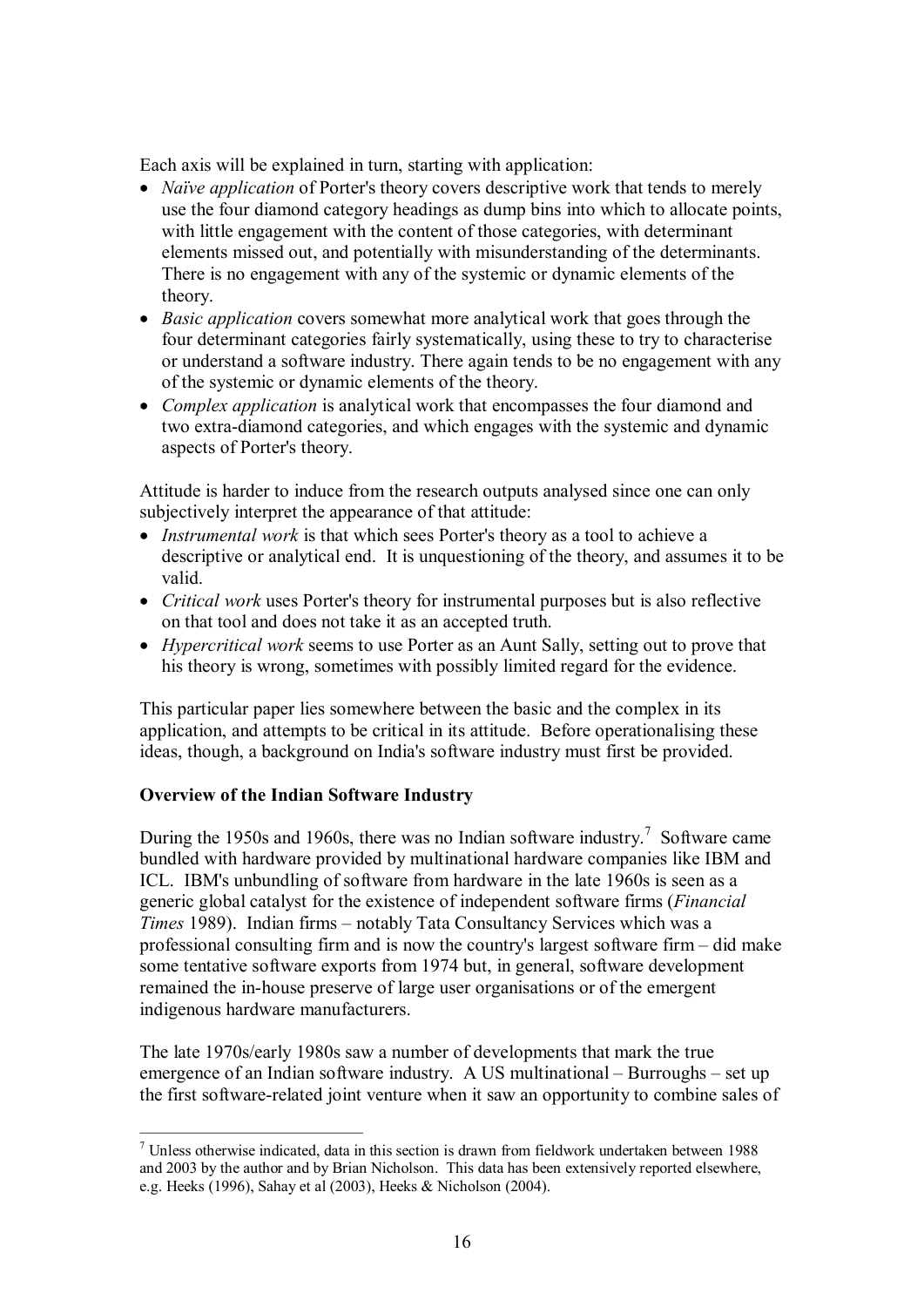Each axis will be explained in turn, starting with application:

- *Naïve application* of Porter's theory covers descriptive work that tends to merely use the four diamond category headings as dump bins into which to allocate points, with little engagement with the content of those categories, with determinant elements missed out, and potentially with misunderstanding of the determinants. There is no engagement with any of the systemic or dynamic elements of the theory.
- *Basic application* covers somewhat more analytical work that goes through the four determinant categories fairly systematically, using these to try to characterise or understand a software industry. There again tends to be no engagement with any of the systemic or dynamic elements of the theory.
- *Complex application* is analytical work that encompasses the four diamond and two extra-diamond categories, and which engages with the systemic and dynamic aspects of Porter's theory.

Attitude is harder to induce from the research outputs analysed since one can only subjectively interpret the appearance of that attitude:

- *Instrumental work* is that which sees Porter's theory as a tool to achieve a descriptive or analytical end. It is unquestioning of the theory, and assumes it to be valid.
- *Critical work* uses Porter's theory for instrumental purposes but is also reflective on that tool and does not take it as an accepted truth.
- *Hypercritical work* seems to use Porter as an Aunt Sally, setting out to prove that his theory is wrong, sometimes with possibly limited regard for the evidence.

This particular paper lies somewhere between the basic and the complex in its application, and attempts to be critical in its attitude. Before operationalising these ideas, though, a background on India's software industry must first be provided.

**Overview of the Indian Software Industry**

During the 1950s and 1960s, there was no Indian software industry.[7] Software came bundled with hardware provided by multinational hardware companies like IBM and ICL. IBM's unbundling of software from hardware in the late 1960s is seen as a generic global catalyst for the existence of independent software firms (*Financial Times* 1989). Indian firms – notably Tata Consultancy Services which was a professional consulting firm and is now the country's largest software firm – did make some tentative software exports from 1974 but, in general, software development remained the in-house preserve of large user organisations or of the emergent indigenous hardware manufacturers.

The late 1970s/early 1980s saw a number of developments that mark the true emergence of an Indian software industry. A US multinational – Burroughs – set up the first software-related joint venture when it saw an opportunity to combine sales of

[7] Unless otherwise indicated, data in this section is drawn from fieldwork undertaken between 1988 and 2003 by the author and by Brian Nicholson. This data has been extensively reported elsewhere, e.g. Heeks (1996), Sahay et al (2003), Heeks & Nicholson (2004).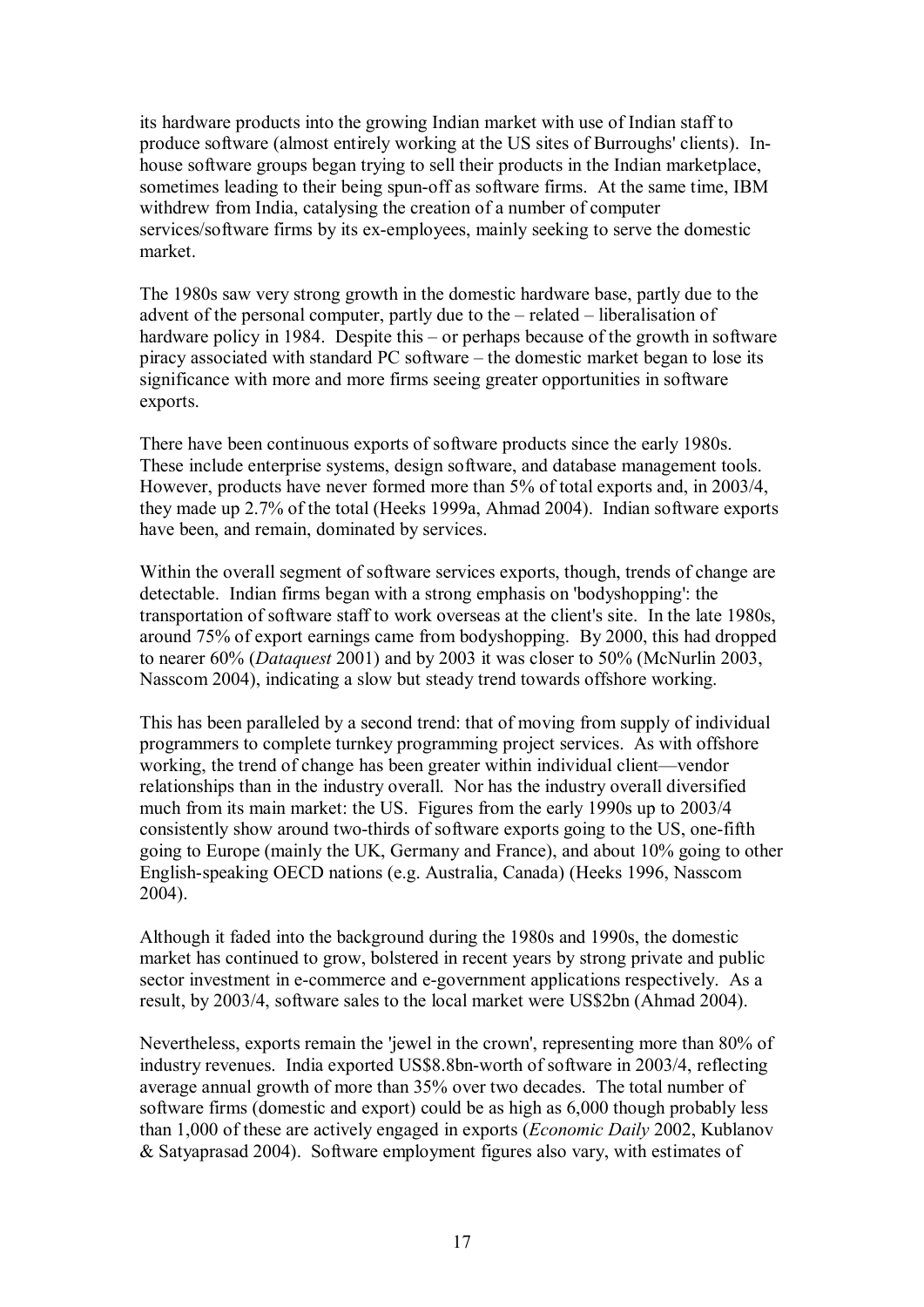its hardware products into the growing Indian market with use of Indian staff to produce software (almost entirely working at the US sites of Burroughs' clients). In-house software groups began trying to sell their products in the Indian marketplace, sometimes leading to their being spun-off as software firms. At the same time, IBM withdrew from India, catalysing the creation of a number of computer services/software firms by its ex-employees, mainly seeking to serve the domestic market.

The 1980s saw very strong growth in the domestic hardware base, partly due to the advent of the personal computer, partly due to the – related – liberalisation of hardware policy in 1984. Despite this – or perhaps because of the growth in software piracy associated with standard PC software – the domestic market began to lose its significance with more and more firms seeing greater opportunities in software exports.

There have been continuous exports of software products since the early 1980s. These include enterprise systems, design software, and database management tools. However, products have never formed more than 5% of total exports and, in 2003/4, they made up 2.7% of the total (Heeks 1999a, Ahmad 2004). Indian software exports have been, and remain, dominated by services.

Within the overall segment of software services exports, though, trends of change are detectable. Indian firms began with a strong emphasis on 'bodyshopping': the transportation of software staff to work overseas at the client's site. In the late 1980s, around 75% of export earnings came from bodyshopping. By 2000, this had dropped to nearer 60% (*Dataquest* 2001) and by 2003 it was closer to 50% (McNurlin 2003, Nasscom 2004), indicating a slow but steady trend towards offshore working.

This has been paralleled by a second trend: that of moving from supply of individual programmers to complete turnkey programming project services. As with offshore working, the trend of change has been greater within individual client—vendor relationships than in the industry overall. Nor has the industry overall diversified much from its main market: the US. Figures from the early 1990s up to 2003/4 consistently show around two-thirds of software exports going to the US, one-fifth going to Europe (mainly the UK, Germany and France), and about 10% going to other English-speaking OECD nations (e.g. Australia, Canada) (Heeks 1996, Nasscom 2004).

Although it faded into the background during the 1980s and 1990s, the domestic market has continued to grow, bolstered in recent years by strong private and public sector investment in e-commerce and e-government applications respectively. As a result, by 2003/4, software sales to the local market were US$2bn (Ahmad 2004).

Nevertheless, exports remain the 'jewel in the crown', representing more than 80% of industry revenues. India exported US$8.8bn-worth of software in 2003/4, reflecting average annual growth of more than 35% over two decades. The total number of software firms (domestic and export) could be as high as 6,000 though probably less than 1,000 of these are actively engaged in exports (*Economic Daily* 2002, Kublanov & Satyaprasad 2004). Software employment figures also vary, with estimates of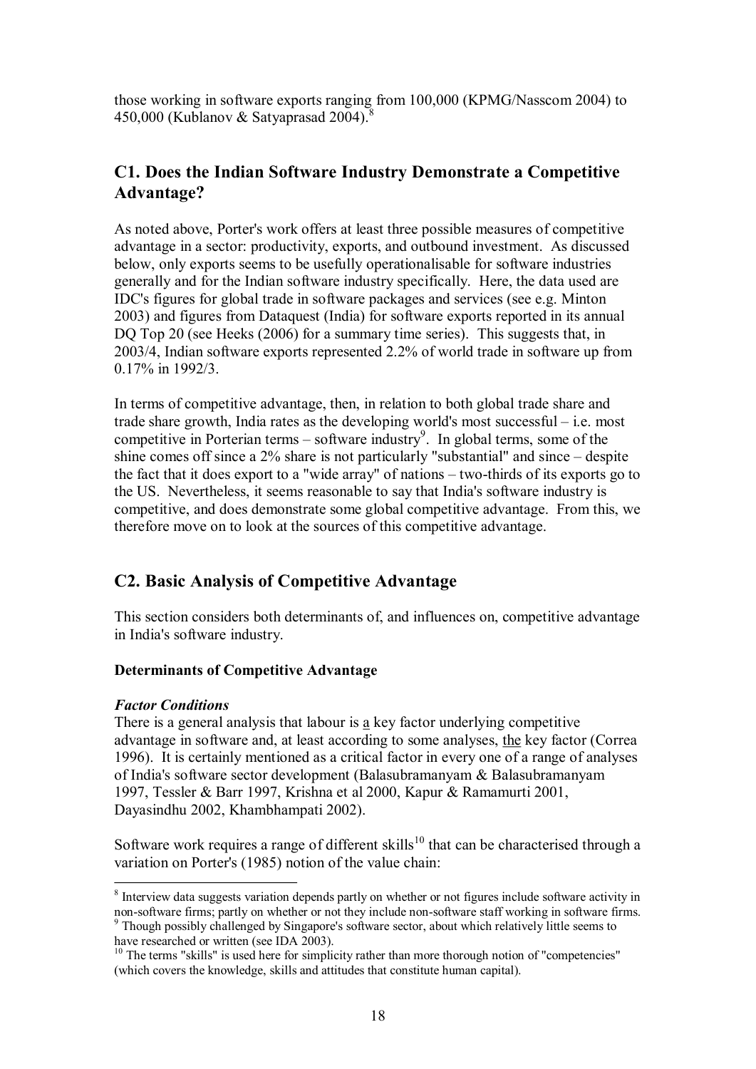those working in software exports ranging from 100,000 (KPMG/Nasscom 2004) to 450,000 (Kublanov & Satyaprasad 2004).[8]

## C1. Does the Indian Software Industry Demonstrate a Competitive Advantage?

As noted above, Porter's work offers at least three possible measures of competitive advantage in a sector: productivity, exports, and outbound investment. As discussed below, only exports seems to be usefully operationalisable for software industries generally and for the Indian software industry specifically. Here, the data used are IDC's figures for global trade in software packages and services (see e.g. Minton 2003) and figures from Dataquest (India) for software exports reported in its annual DQ Top 20 (see Heeks (2006) for a summary time series). This suggests that, in 2003/4, Indian software exports represented 2.2% of world trade in software up from 0.17% in 1992/3.

In terms of competitive advantage, then, in relation to both global trade share and trade share growth, India rates as the developing world's most successful – i.e. most competitive in Porterian terms – software industry[9]. In global terms, some of the shine comes off since a 2% share is not particularly "substantial" and since – despite the fact that it does export to a "wide array" of nations – two-thirds of its exports go to the US. Nevertheless, it seems reasonable to say that India's software industry is competitive, and does demonstrate some global competitive advantage. From this, we therefore move on to look at the sources of this competitive advantage.

## C2. Basic Analysis of Competitive Advantage

This section considers both determinants of, and influences on, competitive advantage in India's software industry.

### Determinants of Competitive Advantage

***Factor Conditions***

There is a general analysis that labour is a key factor underlying competitive advantage in software and, at least according to some analyses, the key factor (Correa 1996). It is certainly mentioned as a critical factor in every one of a range of analyses of India's software sector development (Balasubramanyam & Balasubramanyam 1997, Tessler & Barr 1997, Krishna et al 2000, Kapur & Ramamurti 2001, Dayasindhu 2002, Khambhampati 2002).

Software work requires a range of different skills[10] that can be characterised through a variation on Porter's (1985) notion of the value chain:

---

[8] Interview data suggests variation depends partly on whether or not figures include software activity in non-software firms; partly on whether or not they include non-software staff working in software firms.

[9] Though possibly challenged by Singapore's software sector, about which relatively little seems to have researched or written (see IDA 2003).

[10] The terms "skills" is used here for simplicity rather than more thorough notion of "competencies" (which covers the knowledge, skills and attitudes that constitute human capital).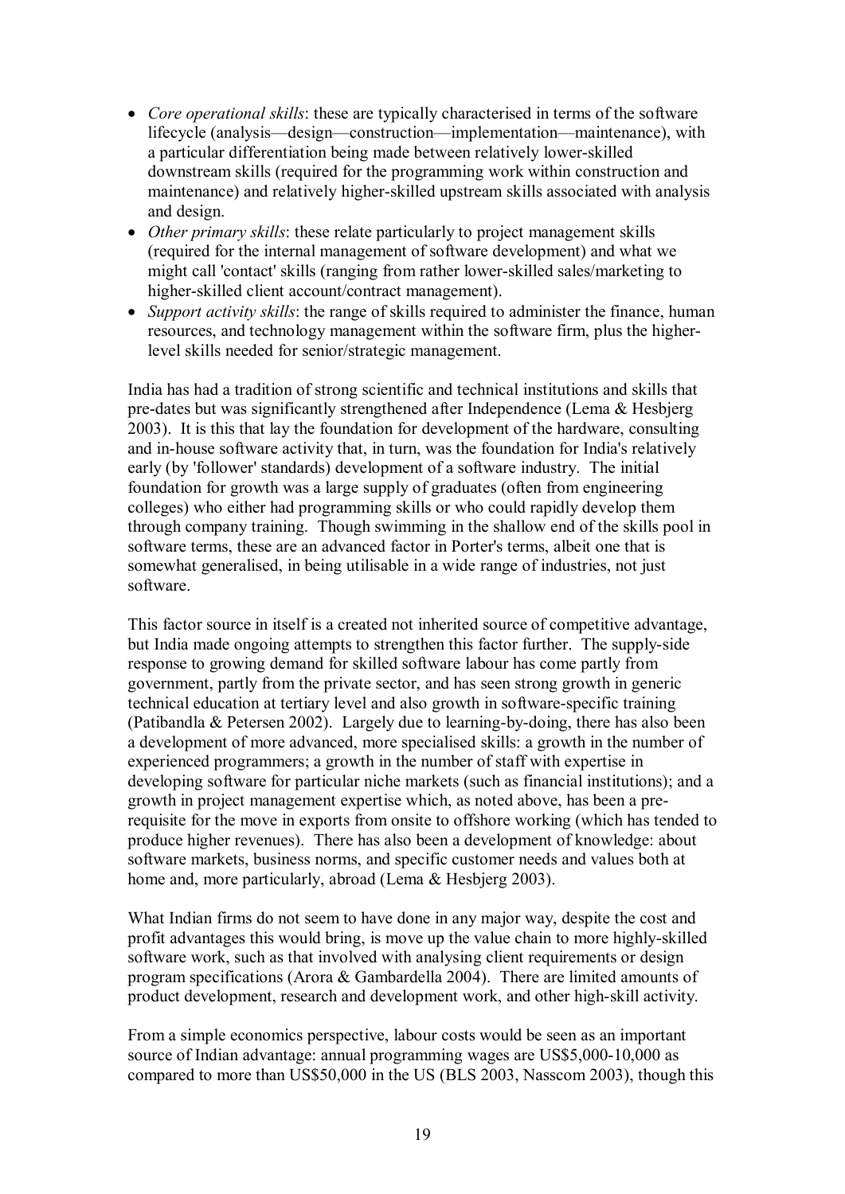- *Core operational skills*: these are typically characterised in terms of the software lifecycle (analysis—design—construction—implementation—maintenance), with a particular differentiation being made between relatively lower-skilled downstream skills (required for the programming work within construction and maintenance) and relatively higher-skilled upstream skills associated with analysis and design.
- *Other primary skills*: these relate particularly to project management skills (required for the internal management of software development) and what we might call 'contact' skills (ranging from rather lower-skilled sales/marketing to higher-skilled client account/contract management).
- *Support activity skills*: the range of skills required to administer the finance, human resources, and technology management within the software firm, plus the higher-level skills needed for senior/strategic management.

India has had a tradition of strong scientific and technical institutions and skills that pre-dates but was significantly strengthened after Independence (Lema & Hesbjerg 2003). It is this that lay the foundation for development of the hardware, consulting and in-house software activity that, in turn, was the foundation for India's relatively early (by 'follower' standards) development of a software industry. The initial foundation for growth was a large supply of graduates (often from engineering colleges) who either had programming skills or who could rapidly develop them through company training. Though swimming in the shallow end of the skills pool in software terms, these are an advanced factor in Porter's terms, albeit one that is somewhat generalised, in being utilisable in a wide range of industries, not just software.

This factor source in itself is a created not inherited source of competitive advantage, but India made ongoing attempts to strengthen this factor further. The supply-side response to growing demand for skilled software labour has come partly from government, partly from the private sector, and has seen strong growth in generic technical education at tertiary level and also growth in software-specific training (Patibandla & Petersen 2002). Largely due to learning-by-doing, there has also been a development of more advanced, more specialised skills: a growth in the number of experienced programmers; a growth in the number of staff with expertise in developing software for particular niche markets (such as financial institutions); and a growth in project management expertise which, as noted above, has been a pre-requisite for the move in exports from onsite to offshore working (which has tended to produce higher revenues). There has also been a development of knowledge: about software markets, business norms, and specific customer needs and values both at home and, more particularly, abroad (Lema & Hesbjerg 2003).

What Indian firms do not seem to have done in any major way, despite the cost and profit advantages this would bring, is move up the value chain to more highly-skilled software work, such as that involved with analysing client requirements or design program specifications (Arora & Gambardella 2004). There are limited amounts of product development, research and development work, and other high-skill activity.

From a simple economics perspective, labour costs would be seen as an important source of Indian advantage: annual programming wages are US$5,000-10,000 as compared to more than US$50,000 in the US (BLS 2003, Nasscom 2003), though this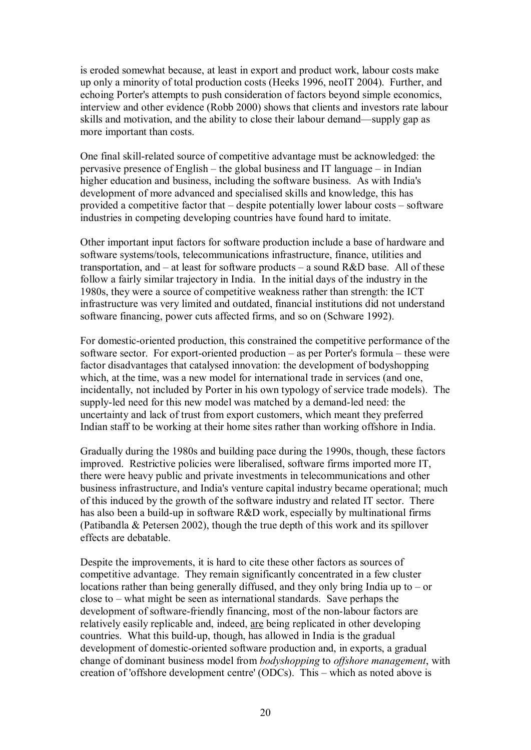is eroded somewhat because, at least in export and product work, labour costs make up only a minority of total production costs (Heeks 1996, neoIT 2004). Further, and echoing Porter's attempts to push consideration of factors beyond simple economics, interview and other evidence (Robb 2000) shows that clients and investors rate labour skills and motivation, and the ability to close their labour demand—supply gap as more important than costs.

One final skill-related source of competitive advantage must be acknowledged: the pervasive presence of English – the global business and IT language – in Indian higher education and business, including the software business. As with India's development of more advanced and specialised skills and knowledge, this has provided a competitive factor that – despite potentially lower labour costs – software industries in competing developing countries have found hard to imitate.

Other important input factors for software production include a base of hardware and software systems/tools, telecommunications infrastructure, finance, utilities and transportation, and – at least for software products – a sound R&D base. All of these follow a fairly similar trajectory in India. In the initial days of the industry in the 1980s, they were a source of competitive weakness rather than strength: the ICT infrastructure was very limited and outdated, financial institutions did not understand software financing, power cuts affected firms, and so on (Schware 1992).

For domestic-oriented production, this constrained the competitive performance of the software sector. For export-oriented production – as per Porter's formula – these were factor disadvantages that catalysed innovation: the development of bodyshopping which, at the time, was a new model for international trade in services (and one, incidentally, not included by Porter in his own typology of service trade models). The supply-led need for this new model was matched by a demand-led need: the uncertainty and lack of trust from export customers, which meant they preferred Indian staff to be working at their home sites rather than working offshore in India.

Gradually during the 1980s and building pace during the 1990s, though, these factors improved. Restrictive policies were liberalised, software firms imported more IT, there were heavy public and private investments in telecommunications and other business infrastructure, and India's venture capital industry became operational; much of this induced by the growth of the software industry and related IT sector. There has also been a build-up in software R&D work, especially by multinational firms (Patibandla & Petersen 2002), though the true depth of this work and its spillover effects are debatable.

Despite the improvements, it is hard to cite these other factors as sources of competitive advantage. They remain significantly concentrated in a few cluster locations rather than being generally diffused, and they only bring India up to – or close to – what might be seen as international standards. Save perhaps the development of software-friendly financing, most of the non-labour factors are relatively easily replicable and, indeed, <u>are</u> being replicated in other developing countries. What this build-up, though, has allowed in India is the gradual development of domestic-oriented software production and, in exports, a gradual change of dominant business model from *bodyshopping* to *offshore management*, with creation of 'offshore development centre' (ODCs). This – which as noted above is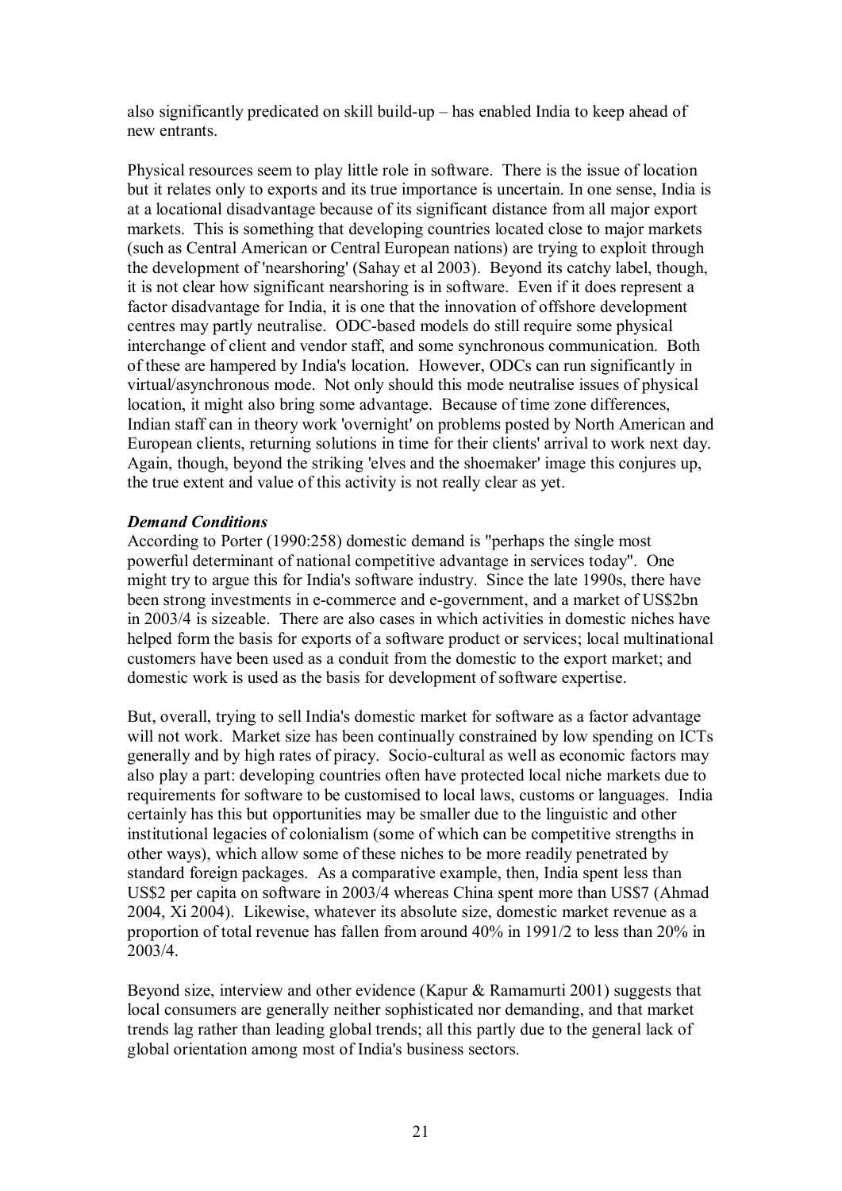also significantly predicated on skill build-up – has enabled India to keep ahead of new entrants.

Physical resources seem to play little role in software. There is the issue of location but it relates only to exports and its true importance is uncertain. In one sense, India is at a locational disadvantage because of its significant distance from all major export markets. This is something that developing countries located close to major markets (such as Central American or Central European nations) are trying to exploit through the development of 'nearshoring' (Sahay et al 2003). Beyond its catchy label, though, it is not clear how significant nearshoring is in software. Even if it does represent a factor disadvantage for India, it is one that the innovation of offshore development centres may partly neutralise. ODC-based models do still require some physical interchange of client and vendor staff, and some synchronous communication. Both of these are hampered by India's location. However, ODCs can run significantly in virtual/asynchronous mode. Not only should this mode neutralise issues of physical location, it might also bring some advantage. Because of time zone differences, Indian staff can in theory work 'overnight' on problems posted by North American and European clients, returning solutions in time for their clients' arrival to work next day. Again, though, beyond the striking 'elves and the shoemaker' image this conjures up, the true extent and value of this activity is not really clear as yet.

***Demand Conditions***

According to Porter (1990:258) domestic demand is "perhaps the single most powerful determinant of national competitive advantage in services today". One might try to argue this for India's software industry. Since the late 1990s, there have been strong investments in e-commerce and e-government, and a market of US$2bn in 2003/4 is sizeable. There are also cases in which activities in domestic niches have helped form the basis for exports of a software product or services; local multinational customers have been used as a conduit from the domestic to the export market; and domestic work is used as the basis for development of software expertise.

But, overall, trying to sell India's domestic market for software as a factor advantage will not work. Market size has been continually constrained by low spending on ICTs generally and by high rates of piracy. Socio-cultural as well as economic factors may also play a part: developing countries often have protected local niche markets due to requirements for software to be customised to local laws, customs or languages. India certainly has this but opportunities may be smaller due to the linguistic and other institutional legacies of colonialism (some of which can be competitive strengths in other ways), which allow some of these niches to be more readily penetrated by standard foreign packages. As a comparative example, then, India spent less than US$2 per capita on software in 2003/4 whereas China spent more than US$7 (Ahmad 2004, Xi 2004). Likewise, whatever its absolute size, domestic market revenue as a proportion of total revenue has fallen from around 40% in 1991/2 to less than 20% in 2003/4.

Beyond size, interview and other evidence (Kapur & Ramamurti 2001) suggests that local consumers are generally neither sophisticated nor demanding, and that market trends lag rather than leading global trends; all this partly due to the general lack of global orientation among most of India's business sectors.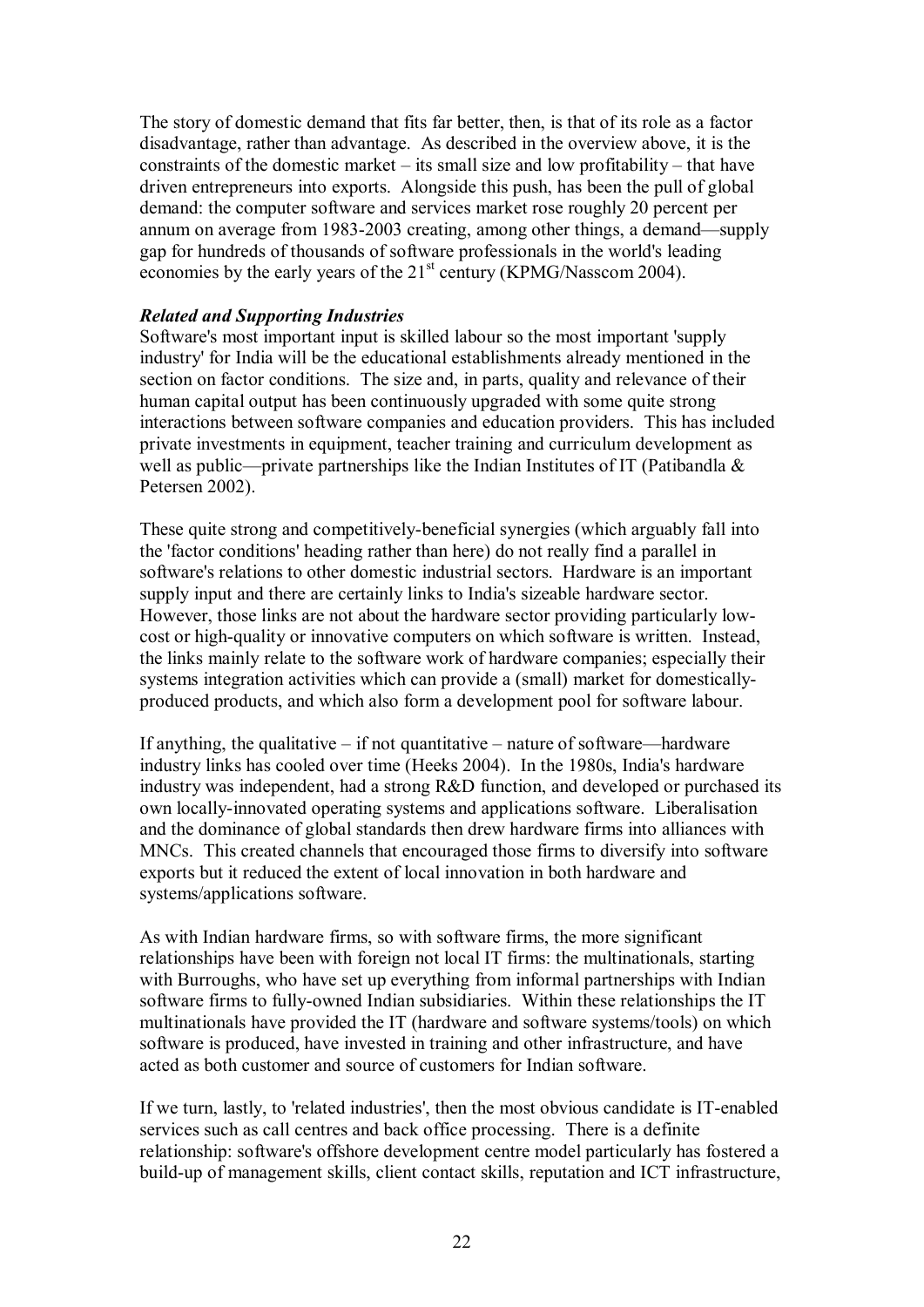The story of domestic demand that fits far better, then, is that of its role as a factor disadvantage, rather than advantage. As described in the overview above, it is the constraints of the domestic market – its small size and low profitability – that have driven entrepreneurs into exports. Alongside this push, has been the pull of global demand: the computer software and services market rose roughly 20 percent per annum on average from 1983-2003 creating, among other things, a demand—supply gap for hundreds of thousands of software professionals in the world's leading economies by the early years of the 21st century (KPMG/Nasscom 2004).

***Related and Supporting Industries***

Software's most important input is skilled labour so the most important 'supply industry' for India will be the educational establishments already mentioned in the section on factor conditions. The size and, in parts, quality and relevance of their human capital output has been continuously upgraded with some quite strong interactions between software companies and education providers. This has included private investments in equipment, teacher training and curriculum development as well as public—private partnerships like the Indian Institutes of IT (Patibandla & Petersen 2002).

These quite strong and competitively-beneficial synergies (which arguably fall into the 'factor conditions' heading rather than here) do not really find a parallel in software's relations to other domestic industrial sectors. Hardware is an important supply input and there are certainly links to India's sizeable hardware sector. However, those links are not about the hardware sector providing particularly low-cost or high-quality or innovative computers on which software is written. Instead, the links mainly relate to the software work of hardware companies; especially their systems integration activities which can provide a (small) market for domestically-produced products, and which also form a development pool for software labour.

If anything, the qualitative – if not quantitative – nature of software—hardware industry links has cooled over time (Heeks 2004). In the 1980s, India's hardware industry was independent, had a strong R&D function, and developed or purchased its own locally-innovated operating systems and applications software. Liberalisation and the dominance of global standards then drew hardware firms into alliances with MNCs. This created channels that encouraged those firms to diversify into software exports but it reduced the extent of local innovation in both hardware and systems/applications software.

As with Indian hardware firms, so with software firms, the more significant relationships have been with foreign not local IT firms: the multinationals, starting with Burroughs, who have set up everything from informal partnerships with Indian software firms to fully-owned Indian subsidiaries. Within these relationships the IT multinationals have provided the IT (hardware and software systems/tools) on which software is produced, have invested in training and other infrastructure, and have acted as both customer and source of customers for Indian software.

If we turn, lastly, to 'related industries', then the most obvious candidate is IT-enabled services such as call centres and back office processing. There is a definite relationship: software's offshore development centre model particularly has fostered a build-up of management skills, client contact skills, reputation and ICT infrastructure,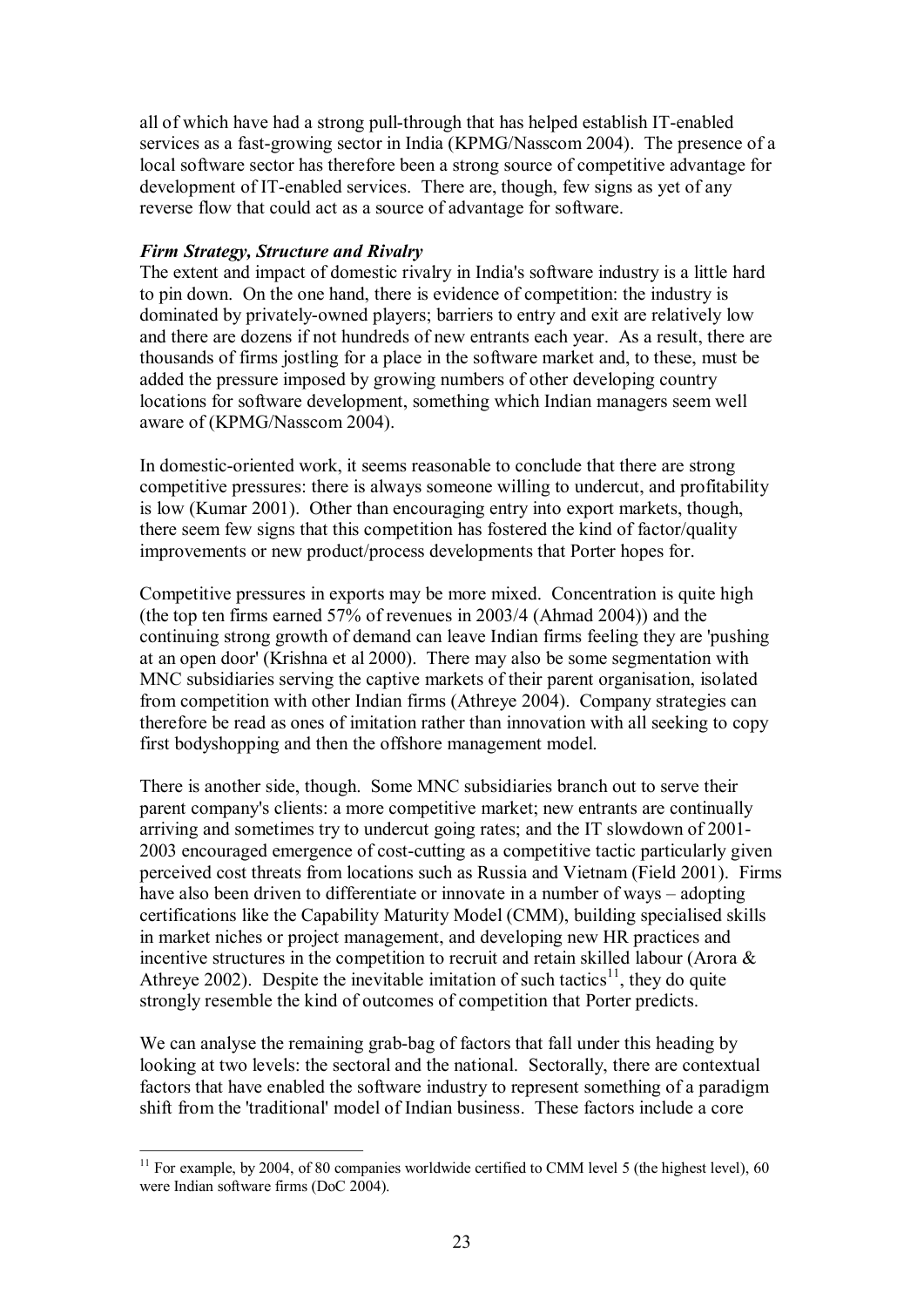all of which have had a strong pull-through that has helped establish IT-enabled services as a fast-growing sector in India (KPMG/Nasscom 2004). The presence of a local software sector has therefore been a strong source of competitive advantage for development of IT-enabled services. There are, though, few signs as yet of any reverse flow that could act as a source of advantage for software.

***Firm Strategy, Structure and Rivalry***

The extent and impact of domestic rivalry in India's software industry is a little hard to pin down. On the one hand, there is evidence of competition: the industry is dominated by privately-owned players; barriers to entry and exit are relatively low and there are dozens if not hundreds of new entrants each year. As a result, there are thousands of firms jostling for a place in the software market and, to these, must be added the pressure imposed by growing numbers of other developing country locations for software development, something which Indian managers seem well aware of (KPMG/Nasscom 2004).

In domestic-oriented work, it seems reasonable to conclude that there are strong competitive pressures: there is always someone willing to undercut, and profitability is low (Kumar 2001). Other than encouraging entry into export markets, though, there seem few signs that this competition has fostered the kind of factor/quality improvements or new product/process developments that Porter hopes for.

Competitive pressures in exports may be more mixed. Concentration is quite high (the top ten firms earned 57% of revenues in 2003/4 (Ahmad 2004)) and the continuing strong growth of demand can leave Indian firms feeling they are 'pushing at an open door' (Krishna et al 2000). There may also be some segmentation with MNC subsidiaries serving the captive markets of their parent organisation, isolated from competition with other Indian firms (Athreye 2004). Company strategies can therefore be read as ones of imitation rather than innovation with all seeking to copy first bodyshopping and then the offshore management model.

There is another side, though. Some MNC subsidiaries branch out to serve their parent company's clients: a more competitive market; new entrants are continually arriving and sometimes try to undercut going rates; and the IT slowdown of 2001-2003 encouraged emergence of cost-cutting as a competitive tactic particularly given perceived cost threats from locations such as Russia and Vietnam (Field 2001). Firms have also been driven to differentiate or innovate in a number of ways – adopting certifications like the Capability Maturity Model (CMM), building specialised skills in market niches or project management, and developing new HR practices and incentive structures in the competition to recruit and retain skilled labour (Arora & Athreye 2002). Despite the inevitable imitation of such tactics[11], they do quite strongly resemble the kind of outcomes of competition that Porter predicts.

We can analyse the remaining grab-bag of factors that fall under this heading by looking at two levels: the sectoral and the national. Sectorally, there are contextual factors that have enabled the software industry to represent something of a paradigm shift from the 'traditional' model of Indian business. These factors include a core

[11] For example, by 2004, of 80 companies worldwide certified to CMM level 5 (the highest level), 60 were Indian software firms (DoC 2004).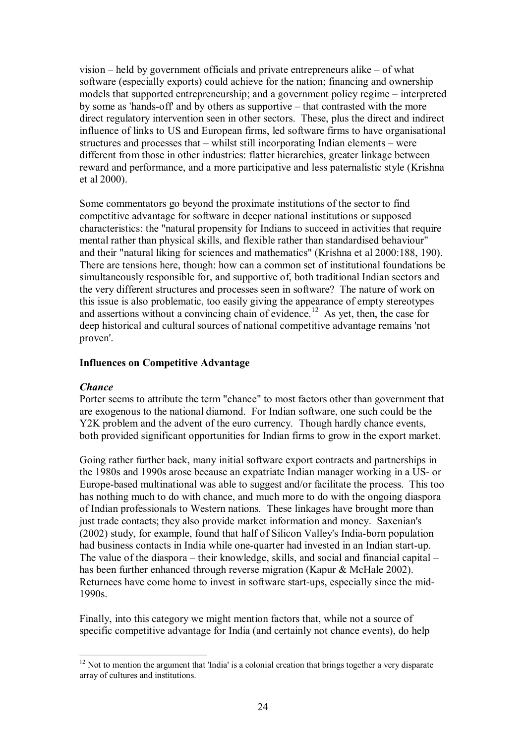vision – held by government officials and private entrepreneurs alike – of what software (especially exports) could achieve for the nation; financing and ownership models that supported entrepreneurship; and a government policy regime – interpreted by some as 'hands-off' and by others as supportive – that contrasted with the more direct regulatory intervention seen in other sectors. These, plus the direct and indirect influence of links to US and European firms, led software firms to have organisational structures and processes that – whilst still incorporating Indian elements – were different from those in other industries: flatter hierarchies, greater linkage between reward and performance, and a more participative and less paternalistic style (Krishna et al 2000).

Some commentators go beyond the proximate institutions of the sector to find competitive advantage for software in deeper national institutions or supposed characteristics: the "natural propensity for Indians to succeed in activities that require mental rather than physical skills, and flexible rather than standardised behaviour" and their "natural liking for sciences and mathematics" (Krishna et al 2000:188, 190). There are tensions here, though: how can a common set of institutional foundations be simultaneously responsible for, and supportive of, both traditional Indian sectors and the very different structures and processes seen in software? The nature of work on this issue is also problematic, too easily giving the appearance of empty stereotypes and assertions without a convincing chain of evidence.[12] As yet, then, the case for deep historical and cultural sources of national competitive advantage remains 'not proven'.

**Influences on Competitive Advantage**

***Chance***

Porter seems to attribute the term "chance" to most factors other than government that are exogenous to the national diamond. For Indian software, one such could be the Y2K problem and the advent of the euro currency. Though hardly chance events, both provided significant opportunities for Indian firms to grow in the export market.

Going rather further back, many initial software export contracts and partnerships in the 1980s and 1990s arose because an expatriate Indian manager working in a US- or Europe-based multinational was able to suggest and/or facilitate the process. This too has nothing much to do with chance, and much more to do with the ongoing diaspora of Indian professionals to Western nations. These linkages have brought more than just trade contacts; they also provide market information and money. Saxenian's (2002) study, for example, found that half of Silicon Valley's India-born population had business contacts in India while one-quarter had invested in an Indian start-up. The value of the diaspora – their knowledge, skills, and social and financial capital – has been further enhanced through reverse migration (Kapur & McHale 2002). Returnees have come home to invest in software start-ups, especially since the mid-1990s.

Finally, into this category we might mention factors that, while not a source of specific competitive advantage for India (and certainly not chance events), do help

[12] Not to mention the argument that 'India' is a colonial creation that brings together a very disparate array of cultures and institutions.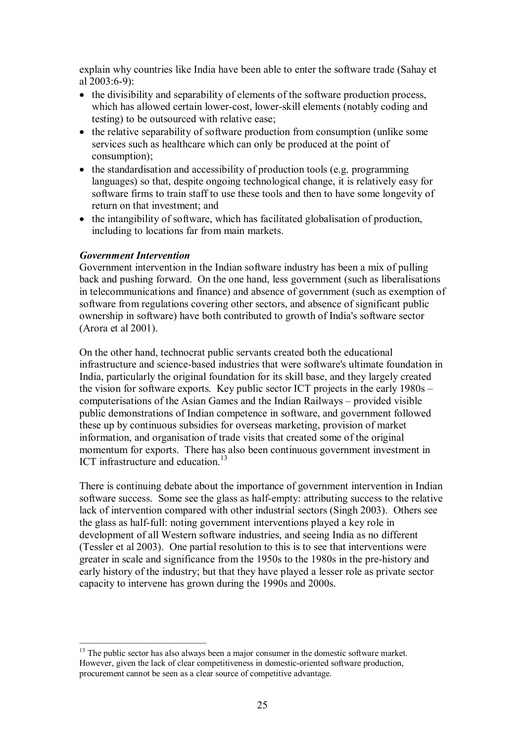explain why countries like India have been able to enter the software trade (Sahay et al 2003:6-9):

- the divisibility and separability of elements of the software production process, which has allowed certain lower-cost, lower-skill elements (notably coding and testing) to be outsourced with relative ease;
- the relative separability of software production from consumption (unlike some services such as healthcare which can only be produced at the point of consumption);
- the standardisation and accessibility of production tools (e.g. programming languages) so that, despite ongoing technological change, it is relatively easy for software firms to train staff to use these tools and then to have some longevity of return on that investment; and
- the intangibility of software, which has facilitated globalisation of production, including to locations far from main markets.

***Government Intervention***

Government intervention in the Indian software industry has been a mix of pulling back and pushing forward. On the one hand, less government (such as liberalisations in telecommunications and finance) and absence of government (such as exemption of software from regulations covering other sectors, and absence of significant public ownership in software) have both contributed to growth of India's software sector (Arora et al 2001).

On the other hand, technocrat public servants created both the educational infrastructure and science-based industries that were software's ultimate foundation in India, particularly the original foundation for its skill base, and they largely created the vision for software exports. Key public sector ICT projects in the early 1980s – computerisations of the Asian Games and the Indian Railways – provided visible public demonstrations of Indian competence in software, and government followed these up by continuous subsidies for overseas marketing, provision of market information, and organisation of trade visits that created some of the original momentum for exports. There has also been continuous government investment in ICT infrastructure and education.[13]

There is continuing debate about the importance of government intervention in Indian software success. Some see the glass as half-empty: attributing success to the relative lack of intervention compared with other industrial sectors (Singh 2003). Others see the glass as half-full: noting government interventions played a key role in development of all Western software industries, and seeing India as no different (Tessler et al 2003). One partial resolution to this is to see that interventions were greater in scale and significance from the 1950s to the 1980s in the pre-history and early history of the industry; but that they have played a lesser role as private sector capacity to intervene has grown during the 1990s and 2000s.

---

[13] The public sector has also always been a major consumer in the domestic software market. However, given the lack of clear competitiveness in domestic-oriented software production, procurement cannot be seen as a clear source of competitive advantage.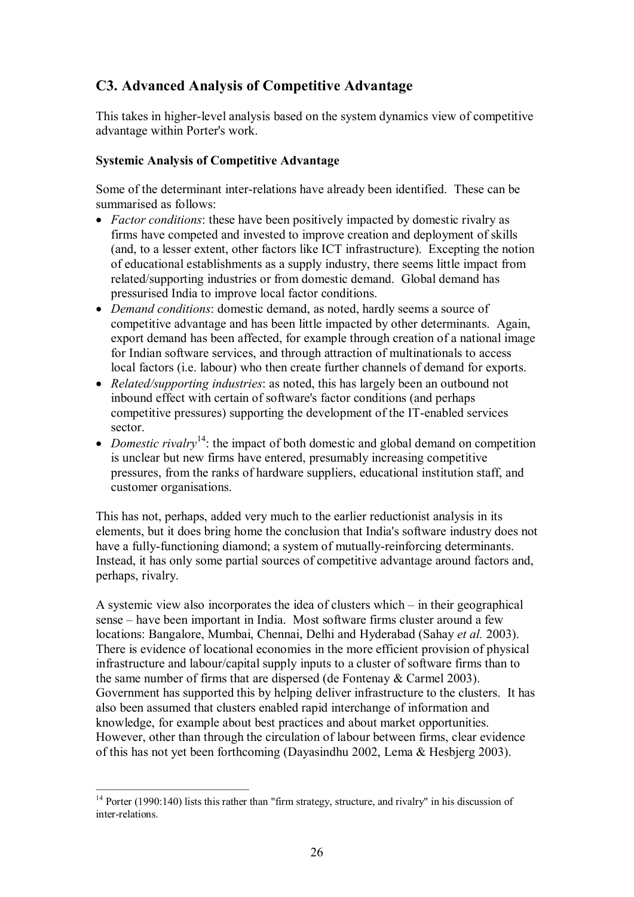## C3. Advanced Analysis of Competitive Advantage

This takes in higher-level analysis based on the system dynamics view of competitive advantage within Porter's work.

### Systemic Analysis of Competitive Advantage

Some of the determinant inter-relations have already been identified. These can be summarised as follows:

- *Factor conditions*: these have been positively impacted by domestic rivalry as firms have competed and invested to improve creation and deployment of skills (and, to a lesser extent, other factors like ICT infrastructure). Excepting the notion of educational establishments as a supply industry, there seems little impact from related/supporting industries or from domestic demand. Global demand has pressurised India to improve local factor conditions.
- *Demand conditions*: domestic demand, as noted, hardly seems a source of competitive advantage and has been little impacted by other determinants. Again, export demand has been affected, for example through creation of a national image for Indian software services, and through attraction of multinationals to access local factors (i.e. labour) who then create further channels of demand for exports.
- *Related/supporting industries*: as noted, this has largely been an outbound not inbound effect with certain of software's factor conditions (and perhaps competitive pressures) supporting the development of the IT-enabled services sector.
- *Domestic rivalry*[14]: the impact of both domestic and global demand on competition is unclear but new firms have entered, presumably increasing competitive pressures, from the ranks of hardware suppliers, educational institution staff, and customer organisations.

This has not, perhaps, added very much to the earlier reductionist analysis in its elements, but it does bring home the conclusion that India's software industry does not have a fully-functioning diamond; a system of mutually-reinforcing determinants. Instead, it has only some partial sources of competitive advantage around factors and, perhaps, rivalry.

A systemic view also incorporates the idea of clusters which – in their geographical sense – have been important in India. Most software firms cluster around a few locations: Bangalore, Mumbai, Chennai, Delhi and Hyderabad (Sahay *et al.* 2003). There is evidence of locational economies in the more efficient provision of physical infrastructure and labour/capital supply inputs to a cluster of software firms than to the same number of firms that are dispersed (de Fontenay & Carmel 2003). Government has supported this by helping deliver infrastructure to the clusters. It has also been assumed that clusters enabled rapid interchange of information and knowledge, for example about best practices and about market opportunities. However, other than through the circulation of labour between firms, clear evidence of this has not yet been forthcoming (Dayasindhu 2002, Lema & Hesbjerg 2003).

---

[14] Porter (1990:140) lists this rather than "firm strategy, structure, and rivalry" in his discussion of inter-relations.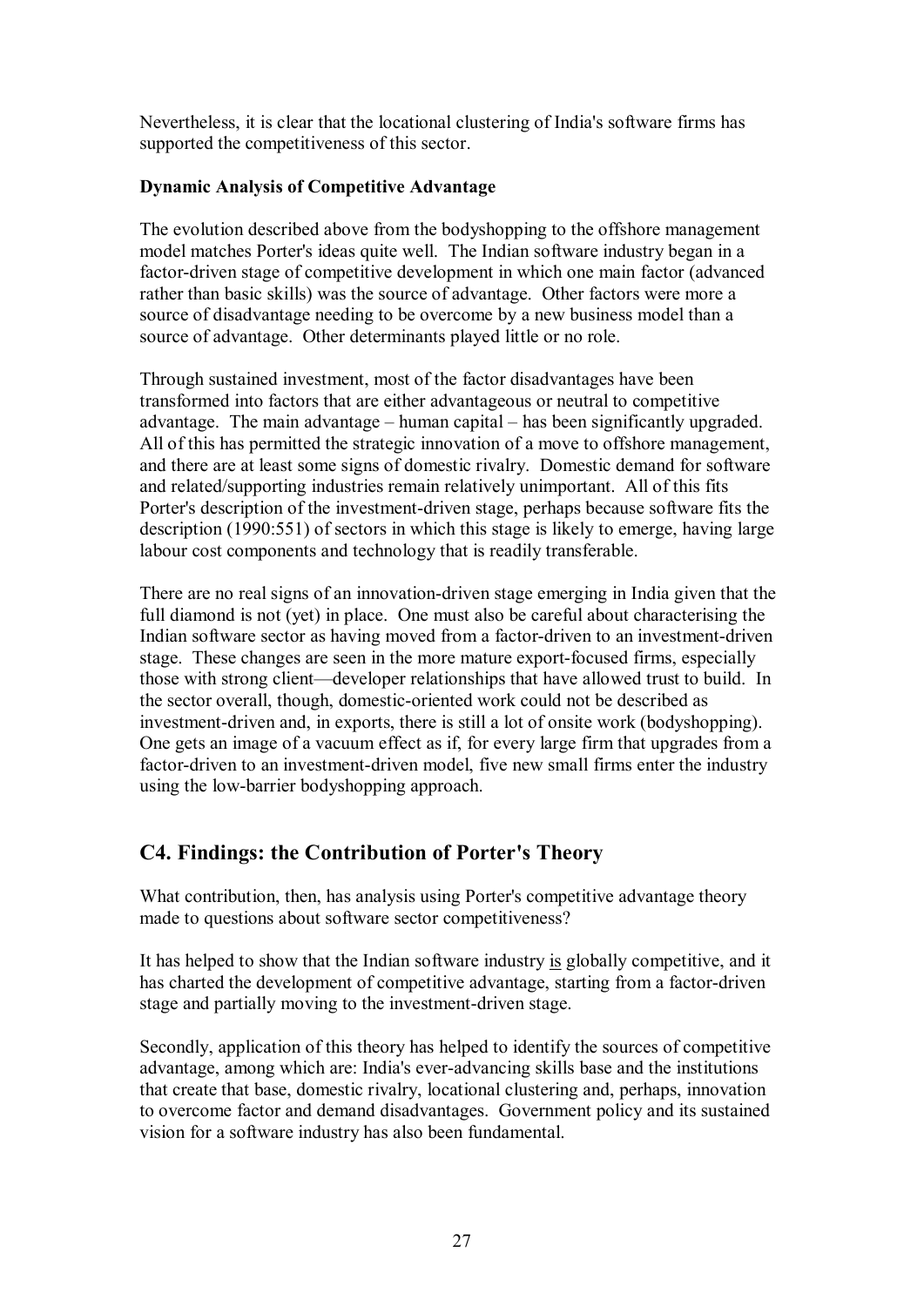Nevertheless, it is clear that the locational clustering of India's software firms has supported the competitiveness of this sector.

**Dynamic Analysis of Competitive Advantage**

The evolution described above from the bodyshopping to the offshore management model matches Porter's ideas quite well. The Indian software industry began in a factor-driven stage of competitive development in which one main factor (advanced rather than basic skills) was the source of advantage. Other factors were more a source of disadvantage needing to be overcome by a new business model than a source of advantage. Other determinants played little or no role.

Through sustained investment, most of the factor disadvantages have been transformed into factors that are either advantageous or neutral to competitive advantage. The main advantage – human capital – has been significantly upgraded. All of this has permitted the strategic innovation of a move to offshore management, and there are at least some signs of domestic rivalry. Domestic demand for software and related/supporting industries remain relatively unimportant. All of this fits Porter's description of the investment-driven stage, perhaps because software fits the description (1990:551) of sectors in which this stage is likely to emerge, having large labour cost components and technology that is readily transferable.

There are no real signs of an innovation-driven stage emerging in India given that the full diamond is not (yet) in place. One must also be careful about characterising the Indian software sector as having moved from a factor-driven to an investment-driven stage. These changes are seen in the more mature export-focused firms, especially those with strong client—developer relationships that have allowed trust to build. In the sector overall, though, domestic-oriented work could not be described as investment-driven and, in exports, there is still a lot of onsite work (bodyshopping). One gets an image of a vacuum effect as if, for every large firm that upgrades from a factor-driven to an investment-driven model, five new small firms enter the industry using the low-barrier bodyshopping approach.

## C4. Findings: the Contribution of Porter's Theory

What contribution, then, has analysis using Porter's competitive advantage theory made to questions about software sector competitiveness?

It has helped to show that the Indian software industry <u>is</u> globally competitive, and it has charted the development of competitive advantage, starting from a factor-driven stage and partially moving to the investment-driven stage.

Secondly, application of this theory has helped to identify the sources of competitive advantage, among which are: India's ever-advancing skills base and the institutions that create that base, domestic rivalry, locational clustering and, perhaps, innovation to overcome factor and demand disadvantages. Government policy and its sustained vision for a software industry has also been fundamental.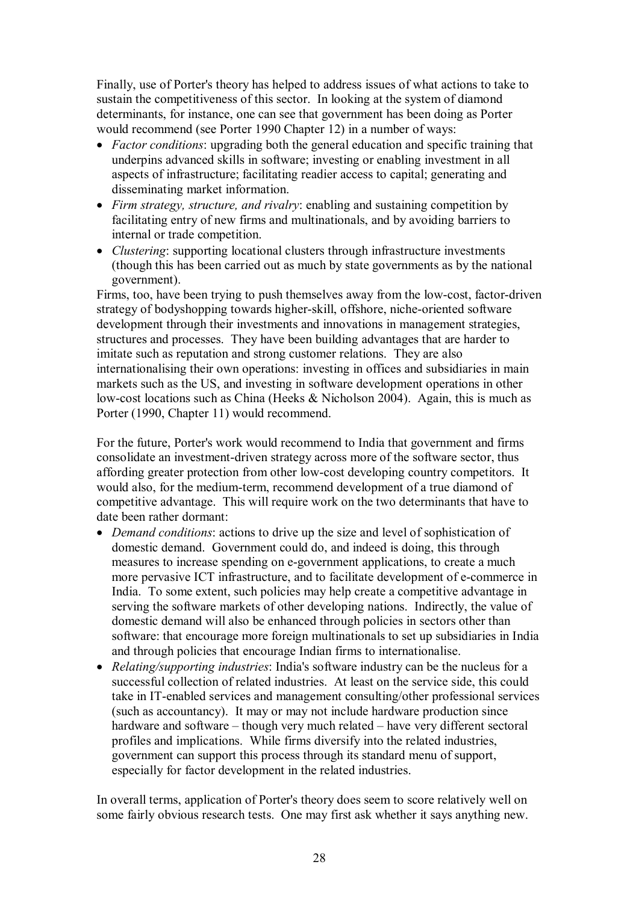Finally, use of Porter's theory has helped to address issues of what actions to take to sustain the competitiveness of this sector. In looking at the system of diamond determinants, for instance, one can see that government has been doing as Porter would recommend (see Porter 1990 Chapter 12) in a number of ways:

- *Factor conditions*: upgrading both the general education and specific training that underpins advanced skills in software; investing or enabling investment in all aspects of infrastructure; facilitating readier access to capital; generating and disseminating market information.
- *Firm strategy, structure, and rivalry*: enabling and sustaining competition by facilitating entry of new firms and multinationals, and by avoiding barriers to internal or trade competition.
- *Clustering*: supporting locational clusters through infrastructure investments (though this has been carried out as much by state governments as by the national government).

Firms, too, have been trying to push themselves away from the low-cost, factor-driven strategy of bodyshopping towards higher-skill, offshore, niche-oriented software development through their investments and innovations in management strategies, structures and processes. They have been building advantages that are harder to imitate such as reputation and strong customer relations. They are also internationalising their own operations: investing in offices and subsidiaries in main markets such as the US, and investing in software development operations in other low-cost locations such as China (Heeks & Nicholson 2004). Again, this is much as Porter (1990, Chapter 11) would recommend.

For the future, Porter's work would recommend to India that government and firms consolidate an investment-driven strategy across more of the software sector, thus affording greater protection from other low-cost developing country competitors. It would also, for the medium-term, recommend development of a true diamond of competitive advantage. This will require work on the two determinants that have to date been rather dormant:

- *Demand conditions*: actions to drive up the size and level of sophistication of domestic demand. Government could do, and indeed is doing, this through measures to increase spending on e-government applications, to create a much more pervasive ICT infrastructure, and to facilitate development of e-commerce in India. To some extent, such policies may help create a competitive advantage in serving the software markets of other developing nations. Indirectly, the value of domestic demand will also be enhanced through policies in sectors other than software: that encourage more foreign multinationals to set up subsidiaries in India and through policies that encourage Indian firms to internationalise.
- *Relating/supporting industries*: India's software industry can be the nucleus for a successful collection of related industries. At least on the service side, this could take in IT-enabled services and management consulting/other professional services (such as accountancy). It may or may not include hardware production since hardware and software – though very much related – have very different sectoral profiles and implications. While firms diversify into the related industries, government can support this process through its standard menu of support, especially for factor development in the related industries.

In overall terms, application of Porter's theory does seem to score relatively well on some fairly obvious research tests. One may first ask whether it says anything new.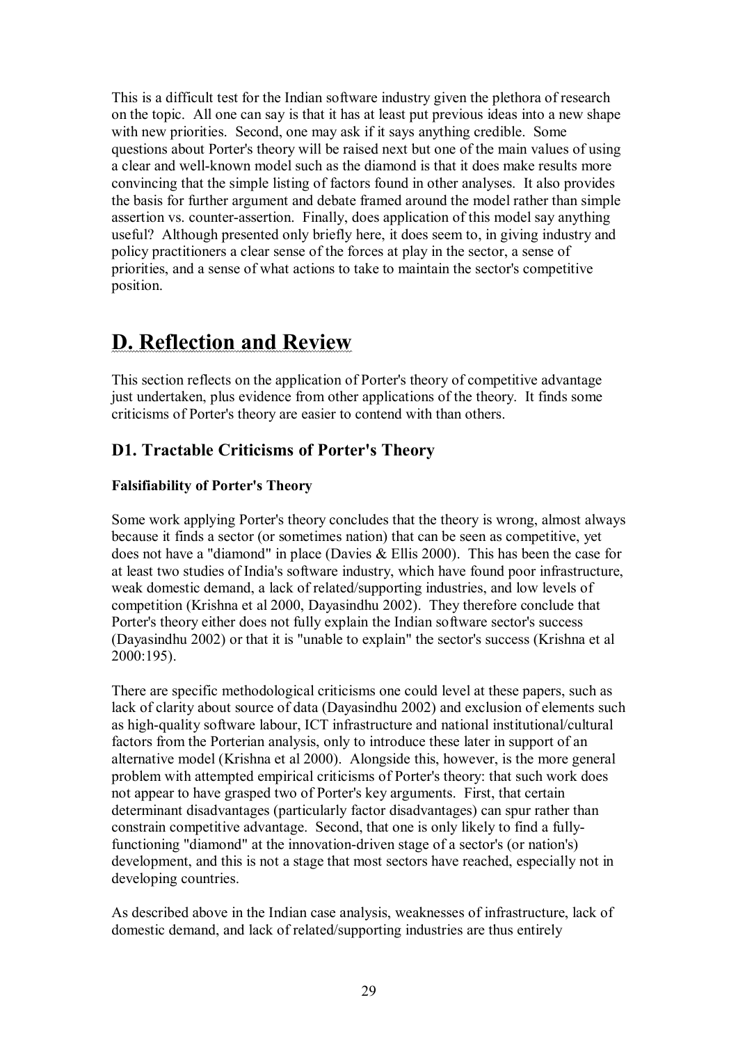This is a difficult test for the Indian software industry given the plethora of research on the topic. All one can say is that it has at least put previous ideas into a new shape with new priorities. Second, one may ask if it says anything credible. Some questions about Porter's theory will be raised next but one of the main values of using a clear and well-known model such as the diamond is that it does make results more convincing that the simple listing of factors found in other analyses. It also provides the basis for further argument and debate framed around the model rather than simple assertion vs. counter-assertion. Finally, does application of this model say anything useful? Although presented only briefly here, it does seem to, in giving industry and policy practitioners a clear sense of the forces at play in the sector, a sense of priorities, and a sense of what actions to take to maintain the sector's competitive position.

# D. Reflection and Review

This section reflects on the application of Porter's theory of competitive advantage just undertaken, plus evidence from other applications of the theory. It finds some criticisms of Porter's theory are easier to contend with than others.

## D1. Tractable Criticisms of Porter's Theory

**Falsifiability of Porter's Theory**

Some work applying Porter's theory concludes that the theory is wrong, almost always because it finds a sector (or sometimes nation) that can be seen as competitive, yet does not have a "diamond" in place (Davies & Ellis 2000). This has been the case for at least two studies of India's software industry, which have found poor infrastructure, weak domestic demand, a lack of related/supporting industries, and low levels of competition (Krishna et al 2000, Dayasindhu 2002). They therefore conclude that Porter's theory either does not fully explain the Indian software sector's success (Dayasindhu 2002) or that it is "unable to explain" the sector's success (Krishna et al 2000:195).

There are specific methodological criticisms one could level at these papers, such as lack of clarity about source of data (Dayasindhu 2002) and exclusion of elements such as high-quality software labour, ICT infrastructure and national institutional/cultural factors from the Porterian analysis, only to introduce these later in support of an alternative model (Krishna et al 2000). Alongside this, however, is the more general problem with attempted empirical criticisms of Porter's theory: that such work does not appear to have grasped two of Porter's key arguments. First, that certain determinant disadvantages (particularly factor disadvantages) can spur rather than constrain competitive advantage. Second, that one is only likely to find a fully-functioning "diamond" at the innovation-driven stage of a sector's (or nation's) development, and this is not a stage that most sectors have reached, especially not in developing countries.

As described above in the Indian case analysis, weaknesses of infrastructure, lack of domestic demand, and lack of related/supporting industries are thus entirely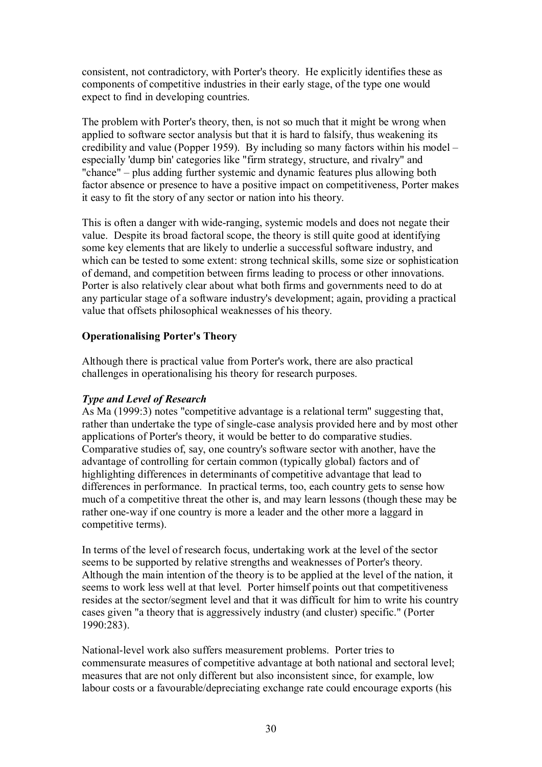consistent, not contradictory, with Porter's theory. He explicitly identifies these as components of competitive industries in their early stage, of the type one would expect to find in developing countries.

The problem with Porter's theory, then, is not so much that it might be wrong when applied to software sector analysis but that it is hard to falsify, thus weakening its credibility and value (Popper 1959). By including so many factors within his model – especially 'dump bin' categories like "firm strategy, structure, and rivalry" and "chance" – plus adding further systemic and dynamic features plus allowing both factor absence or presence to have a positive impact on competitiveness, Porter makes it easy to fit the story of any sector or nation into his theory.

This is often a danger with wide-ranging, systemic models and does not negate their value. Despite its broad factoral scope, the theory is still quite good at identifying some key elements that are likely to underlie a successful software industry, and which can be tested to some extent: strong technical skills, some size or sophistication of demand, and competition between firms leading to process or other innovations. Porter is also relatively clear about what both firms and governments need to do at any particular stage of a software industry's development; again, providing a practical value that offsets philosophical weaknesses of his theory.

## Operationalising Porter's Theory

Although there is practical value from Porter's work, there are also practical challenges in operationalising his theory for research purposes.

### *Type and Level of Research*

As Ma (1999:3) notes "competitive advantage is a relational term" suggesting that, rather than undertake the type of single-case analysis provided here and by most other applications of Porter's theory, it would be better to do comparative studies. Comparative studies of, say, one country's software sector with another, have the advantage of controlling for certain common (typically global) factors and of highlighting differences in determinants of competitive advantage that lead to differences in performance. In practical terms, too, each country gets to sense how much of a competitive threat the other is, and may learn lessons (though these may be rather one-way if one country is more a leader and the other more a laggard in competitive terms).

In terms of the level of research focus, undertaking work at the level of the sector seems to be supported by relative strengths and weaknesses of Porter's theory. Although the main intention of the theory is to be applied at the level of the nation, it seems to work less well at that level. Porter himself points out that competitiveness resides at the sector/segment level and that it was difficult for him to write his country cases given "a theory that is aggressively industry (and cluster) specific." (Porter 1990:283).

National-level work also suffers measurement problems. Porter tries to commensurate measures of competitive advantage at both national and sectoral level; measures that are not only different but also inconsistent since, for example, low labour costs or a favourable/depreciating exchange rate could encourage exports (his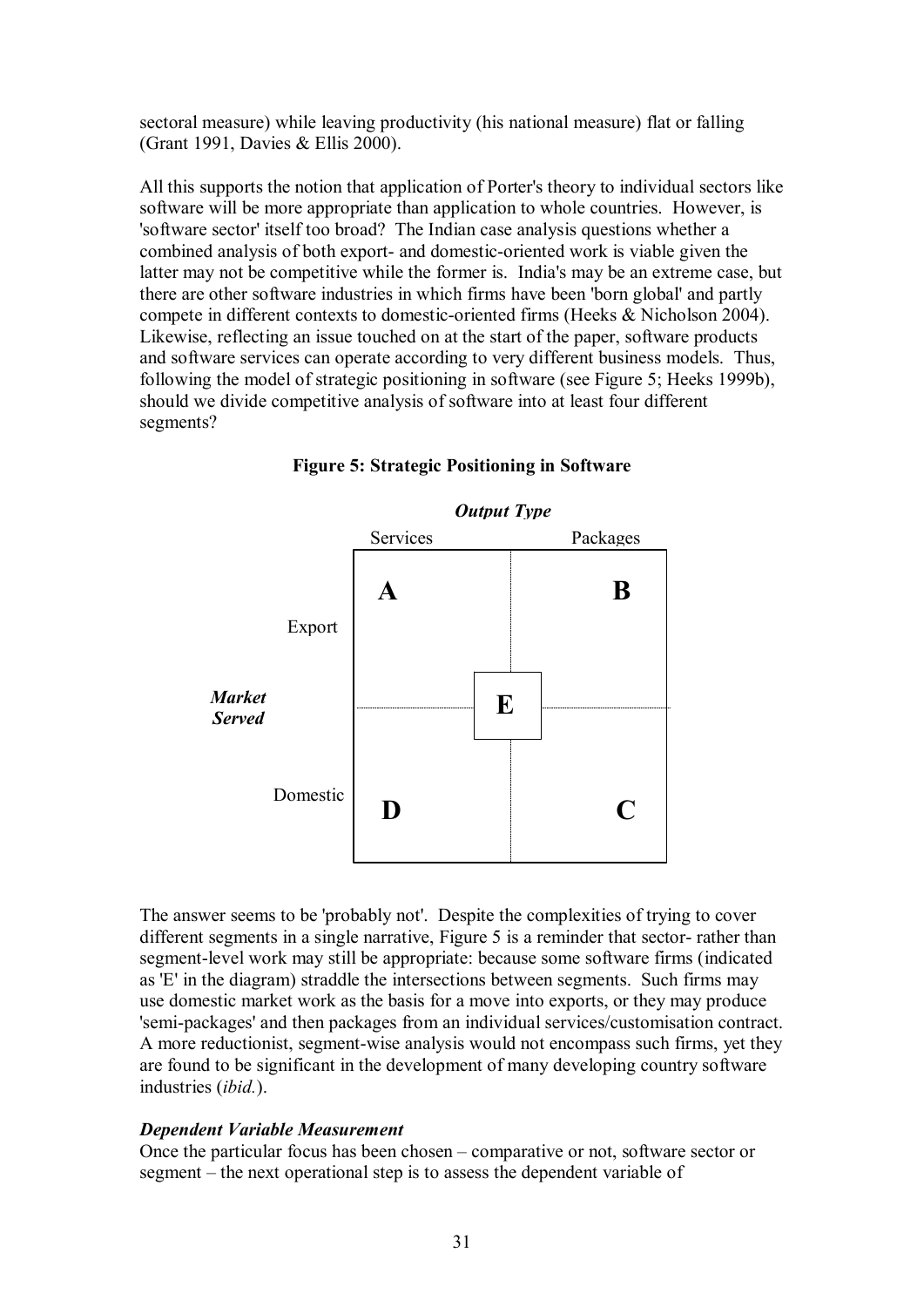sectoral measure) while leaving productivity (his national measure) flat or falling (Grant 1991, Davies & Ellis 2000).

All this supports the notion that application of Porter's theory to individual sectors like software will be more appropriate than application to whole countries. However, is 'software sector' itself too broad? The Indian case analysis questions whether a combined analysis of both export- and domestic-oriented work is viable given the latter may not be competitive while the former is. India's may be an extreme case, but there are other software industries in which firms have been 'born global' and partly compete in different contexts to domestic-oriented firms (Heeks & Nicholson 2004). Likewise, reflecting an issue touched on at the start of the paper, software products and software services can operate according to very different business models. Thus, following the model of strategic positioning in software (see Figure 5; Heeks 1999b), should we divide competitive analysis of software into at least four different segments?

**Figure 5: Strategic Positioning in Software**

| | ***Output Type:*** Services | ***Output Type:*** Packages |
|---|---|---|
| ***Market Served:*** Export | **A** | **B** |
| ***Market Served:*** Domestic | **D** | **C** |

(**E**: at the centre, straddling the intersections of all four segments)

The answer seems to be 'probably not'. Despite the complexities of trying to cover different segments in a single narrative, Figure 5 is a reminder that sector- rather than segment-level work may still be appropriate: because some software firms (indicated as 'E' in the diagram) straddle the intersections between segments. Such firms may use domestic market work as the basis for a move into exports, or they may produce 'semi-packages' and then packages from an individual services/customisation contract. A more reductionist, segment-wise analysis would not encompass such firms, yet they are found to be significant in the development of many developing country software industries (*ibid.*).

***Dependent Variable Measurement***

Once the particular focus has been chosen – comparative or not, software sector or segment – the next operational step is to assess the dependent variable of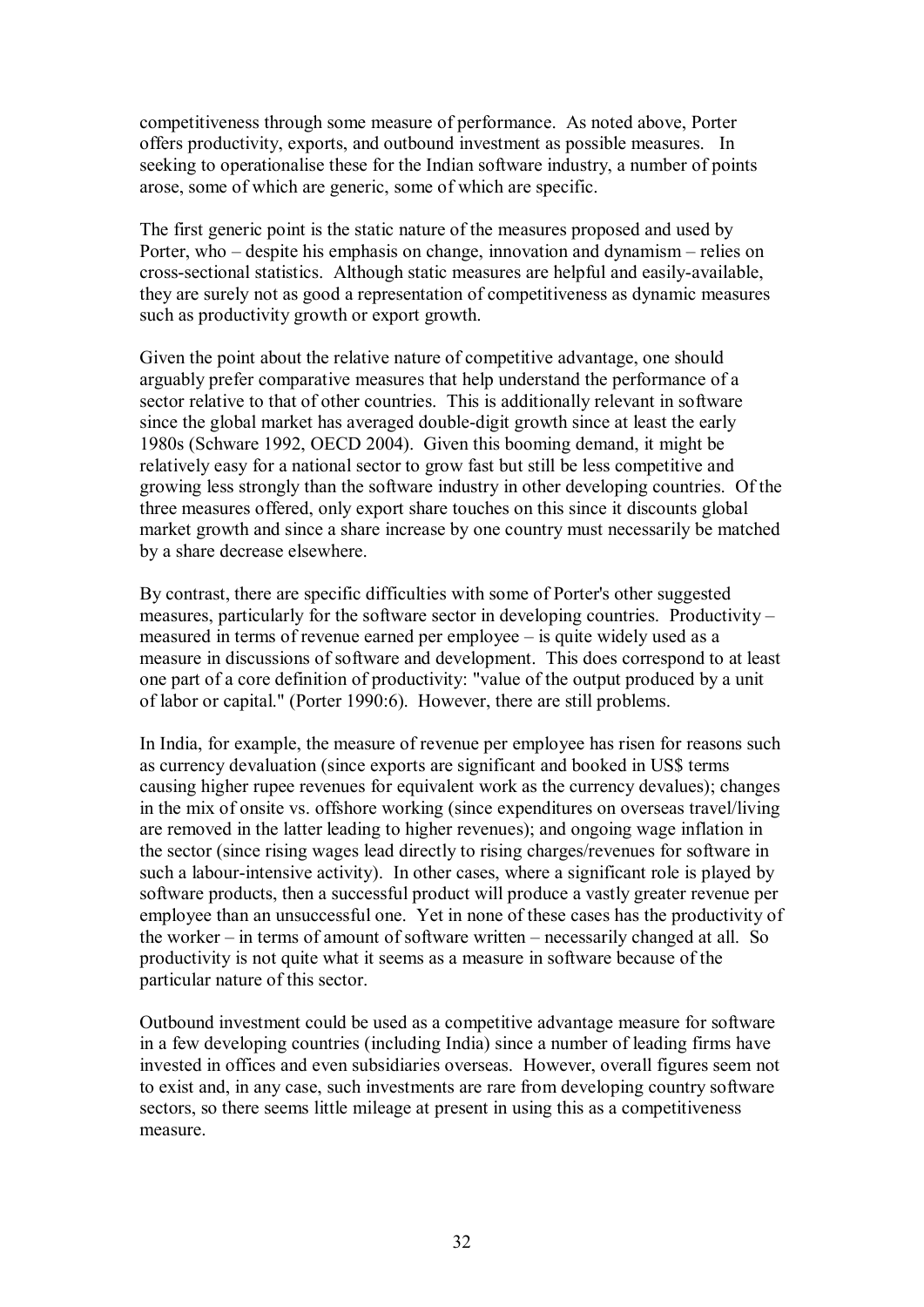competitiveness through some measure of performance. As noted above, Porter offers productivity, exports, and outbound investment as possible measures. In seeking to operationalise these for the Indian software industry, a number of points arose, some of which are generic, some of which are specific.

The first generic point is the static nature of the measures proposed and used by Porter, who – despite his emphasis on change, innovation and dynamism – relies on cross-sectional statistics. Although static measures are helpful and easily-available, they are surely not as good a representation of competitiveness as dynamic measures such as productivity growth or export growth.

Given the point about the relative nature of competitive advantage, one should arguably prefer comparative measures that help understand the performance of a sector relative to that of other countries. This is additionally relevant in software since the global market has averaged double-digit growth since at least the early 1980s (Schware 1992, OECD 2004). Given this booming demand, it might be relatively easy for a national sector to grow fast but still be less competitive and growing less strongly than the software industry in other developing countries. Of the three measures offered, only export share touches on this since it discounts global market growth and since a share increase by one country must necessarily be matched by a share decrease elsewhere.

By contrast, there are specific difficulties with some of Porter's other suggested measures, particularly for the software sector in developing countries. Productivity – measured in terms of revenue earned per employee – is quite widely used as a measure in discussions of software and development. This does correspond to at least one part of a core definition of productivity: "value of the output produced by a unit of labor or capital." (Porter 1990:6). However, there are still problems.

In India, for example, the measure of revenue per employee has risen for reasons such as currency devaluation (since exports are significant and booked in US$ terms causing higher rupee revenues for equivalent work as the currency devalues); changes in the mix of onsite vs. offshore working (since expenditures on overseas travel/living are removed in the latter leading to higher revenues); and ongoing wage inflation in the sector (since rising wages lead directly to rising charges/revenues for software in such a labour-intensive activity). In other cases, where a significant role is played by software products, then a successful product will produce a vastly greater revenue per employee than an unsuccessful one. Yet in none of these cases has the productivity of the worker – in terms of amount of software written – necessarily changed at all. So productivity is not quite what it seems as a measure in software because of the particular nature of this sector.

Outbound investment could be used as a competitive advantage measure for software in a few developing countries (including India) since a number of leading firms have invested in offices and even subsidiaries overseas. However, overall figures seem not to exist and, in any case, such investments are rare from developing country software sectors, so there seems little mileage at present in using this as a competitiveness measure.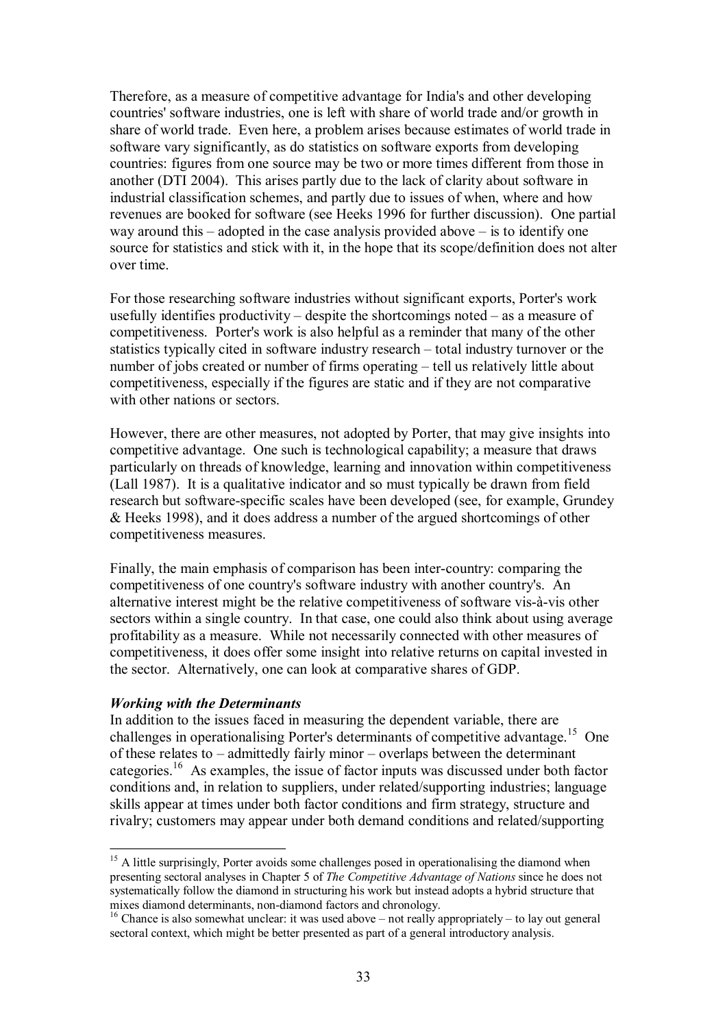Therefore, as a measure of competitive advantage for India's and other developing countries' software industries, one is left with share of world trade and/or growth in share of world trade. Even here, a problem arises because estimates of world trade in software vary significantly, as do statistics on software exports from developing countries: figures from one source may be two or more times different from those in another (DTI 2004). This arises partly due to the lack of clarity about software in industrial classification schemes, and partly due to issues of when, where and how revenues are booked for software (see Heeks 1996 for further discussion). One partial way around this – adopted in the case analysis provided above – is to identify one source for statistics and stick with it, in the hope that its scope/definition does not alter over time.

For those researching software industries without significant exports, Porter's work usefully identifies productivity – despite the shortcomings noted – as a measure of competitiveness. Porter's work is also helpful as a reminder that many of the other statistics typically cited in software industry research – total industry turnover or the number of jobs created or number of firms operating – tell us relatively little about competitiveness, especially if the figures are static and if they are not comparative with other nations or sectors.

However, there are other measures, not adopted by Porter, that may give insights into competitive advantage. One such is technological capability; a measure that draws particularly on threads of knowledge, learning and innovation within competitiveness (Lall 1987). It is a qualitative indicator and so must typically be drawn from field research but software-specific scales have been developed (see, for example, Grundey & Heeks 1998), and it does address a number of the argued shortcomings of other competitiveness measures.

Finally, the main emphasis of comparison has been inter-country: comparing the competitiveness of one country's software industry with another country's. An alternative interest might be the relative competitiveness of software vis-à-vis other sectors within a single country. In that case, one could also think about using average profitability as a measure. While not necessarily connected with other measures of competitiveness, it does offer some insight into relative returns on capital invested in the sector. Alternatively, one can look at comparative shares of GDP.

***Working with the Determinants***

In addition to the issues faced in measuring the dependent variable, there are challenges in operationalising Porter's determinants of competitive advantage.[15] One of these relates to – admittedly fairly minor – overlaps between the determinant categories.[16] As examples, the issue of factor inputs was discussed under both factor conditions and, in relation to suppliers, under related/supporting industries; language skills appear at times under both factor conditions and firm strategy, structure and rivalry; customers may appear under both demand conditions and related/supporting

[15] A little surprisingly, Porter avoids some challenges posed in operationalising the diamond when presenting sectoral analyses in Chapter 5 of *The Competitive Advantage of Nations* since he does not systematically follow the diamond in structuring his work but instead adopts a hybrid structure that mixes diamond determinants, non-diamond factors and chronology.

[16] Chance is also somewhat unclear: it was used above – not really appropriately – to lay out general sectoral context, which might be better presented as part of a general introductory analysis.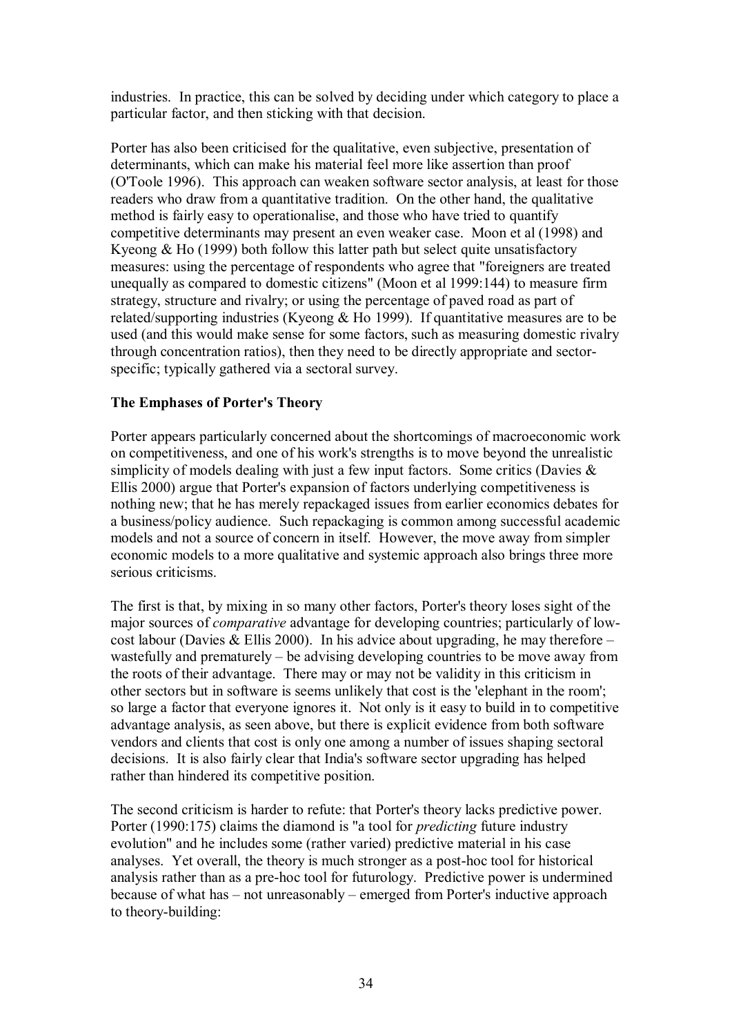industries. In practice, this can be solved by deciding under which category to place a particular factor, and then sticking with that decision.

Porter has also been criticised for the qualitative, even subjective, presentation of determinants, which can make his material feel more like assertion than proof (O'Toole 1996). This approach can weaken software sector analysis, at least for those readers who draw from a quantitative tradition. On the other hand, the qualitative method is fairly easy to operationalise, and those who have tried to quantify competitive determinants may present an even weaker case. Moon et al (1998) and Kyeong & Ho (1999) both follow this latter path but select quite unsatisfactory measures: using the percentage of respondents who agree that "foreigners are treated unequally as compared to domestic citizens" (Moon et al 1999:144) to measure firm strategy, structure and rivalry; or using the percentage of paved road as part of related/supporting industries (Kyeong & Ho 1999). If quantitative measures are to be used (and this would make sense for some factors, such as measuring domestic rivalry through concentration ratios), then they need to be directly appropriate and sector-specific; typically gathered via a sectoral survey.

**The Emphases of Porter's Theory**

Porter appears particularly concerned about the shortcomings of macroeconomic work on competitiveness, and one of his work's strengths is to move beyond the unrealistic simplicity of models dealing with just a few input factors. Some critics (Davies & Ellis 2000) argue that Porter's expansion of factors underlying competitiveness is nothing new; that he has merely repackaged issues from earlier economics debates for a business/policy audience. Such repackaging is common among successful academic models and not a source of concern in itself. However, the move away from simpler economic models to a more qualitative and systemic approach also brings three more serious criticisms.

The first is that, by mixing in so many other factors, Porter's theory loses sight of the major sources of *comparative* advantage for developing countries; particularly of low-cost labour (Davies & Ellis 2000). In his advice about upgrading, he may therefore – wastefully and prematurely – be advising developing countries to be move away from the roots of their advantage. There may or may not be validity in this criticism in other sectors but in software is seems unlikely that cost is the 'elephant in the room'; so large a factor that everyone ignores it. Not only is it easy to build in to competitive advantage analysis, as seen above, but there is explicit evidence from both software vendors and clients that cost is only one among a number of issues shaping sectoral decisions. It is also fairly clear that India's software sector upgrading has helped rather than hindered its competitive position.

The second criticism is harder to refute: that Porter's theory lacks predictive power. Porter (1990:175) claims the diamond is "a tool for *predicting* future industry evolution" and he includes some (rather varied) predictive material in his case analyses. Yet overall, the theory is much stronger as a post-hoc tool for historical analysis rather than as a pre-hoc tool for futurology. Predictive power is undermined because of what has – not unreasonably – emerged from Porter's inductive approach to theory-building: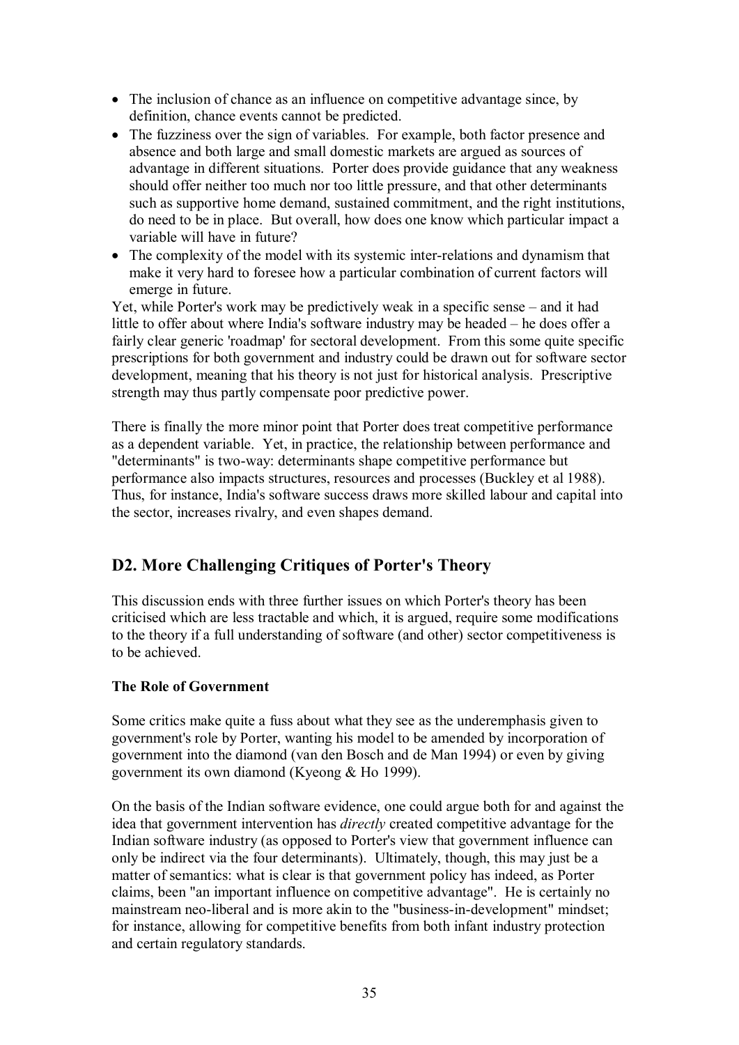- The inclusion of chance as an influence on competitive advantage since, by definition, chance events cannot be predicted.
- The fuzziness over the sign of variables. For example, both factor presence and absence and both large and small domestic markets are argued as sources of advantage in different situations. Porter does provide guidance that any weakness should offer neither too much nor too little pressure, and that other determinants such as supportive home demand, sustained commitment, and the right institutions, do need to be in place. But overall, how does one know which particular impact a variable will have in future?
- The complexity of the model with its systemic inter-relations and dynamism that make it very hard to foresee how a particular combination of current factors will emerge in future.

Yet, while Porter's work may be predictively weak in a specific sense – and it had little to offer about where India's software industry may be headed – he does offer a fairly clear generic 'roadmap' for sectoral development. From this some quite specific prescriptions for both government and industry could be drawn out for software sector development, meaning that his theory is not just for historical analysis. Prescriptive strength may thus partly compensate poor predictive power.

There is finally the more minor point that Porter does treat competitive performance as a dependent variable. Yet, in practice, the relationship between performance and "determinants" is two-way: determinants shape competitive performance but performance also impacts structures, resources and processes (Buckley et al 1988). Thus, for instance, India's software success draws more skilled labour and capital into the sector, increases rivalry, and even shapes demand.

## D2. More Challenging Critiques of Porter's Theory

This discussion ends with three further issues on which Porter's theory has been criticised which are less tractable and which, it is argued, require some modifications to the theory if a full understanding of software (and other) sector competitiveness is to be achieved.

**The Role of Government**

Some critics make quite a fuss about what they see as the underemphasis given to government's role by Porter, wanting his model to be amended by incorporation of government into the diamond (van den Bosch and de Man 1994) or even by giving government its own diamond (Kyeong & Ho 1999).

On the basis of the Indian software evidence, one could argue both for and against the idea that government intervention has *directly* created competitive advantage for the Indian software industry (as opposed to Porter's view that government influence can only be indirect via the four determinants). Ultimately, though, this may just be a matter of semantics: what is clear is that government policy has indeed, as Porter claims, been "an important influence on competitive advantage". He is certainly no mainstream neo-liberal and is more akin to the "business-in-development" mindset; for instance, allowing for competitive benefits from both infant industry protection and certain regulatory standards.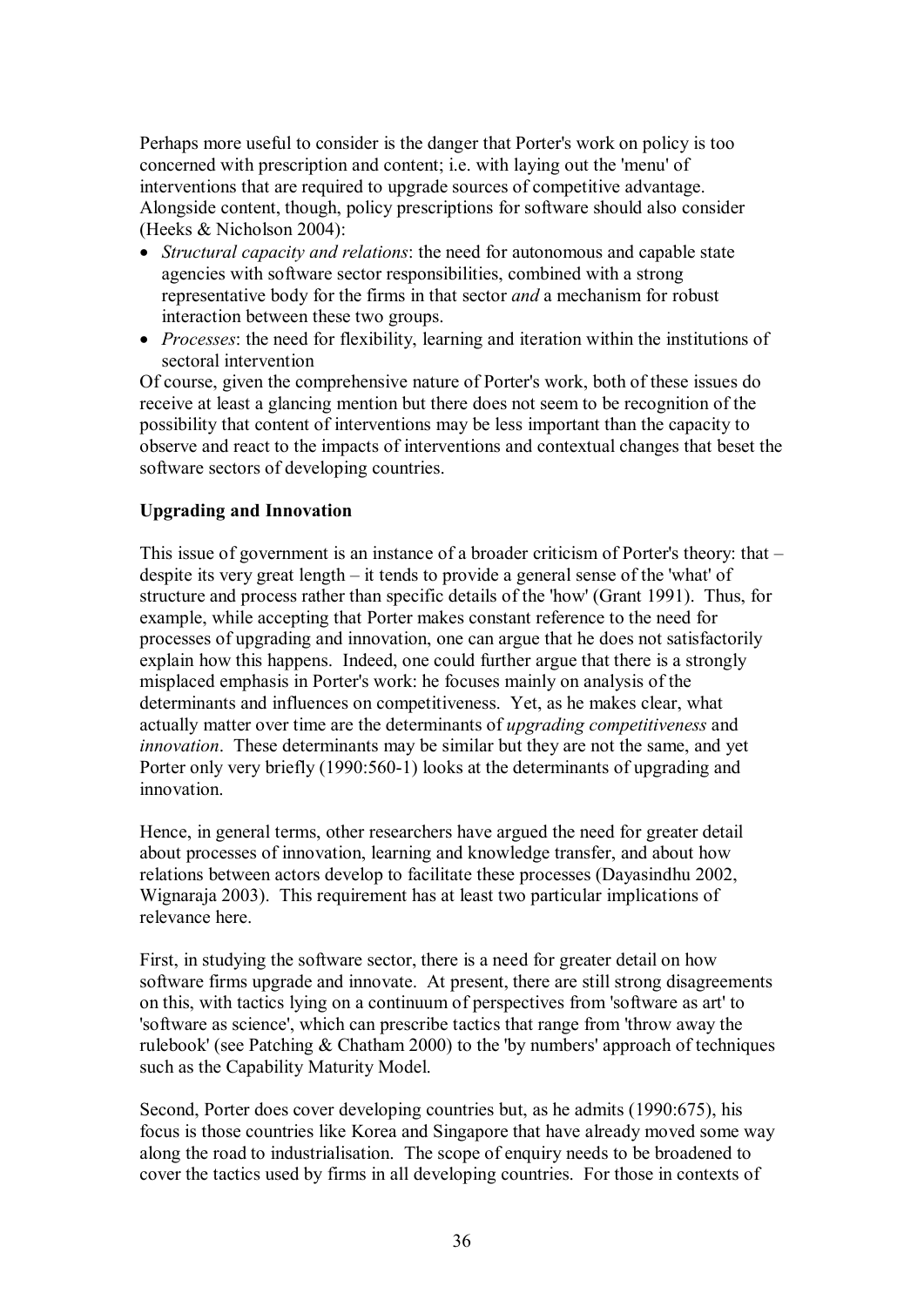Perhaps more useful to consider is the danger that Porter's work on policy is too concerned with prescription and content; i.e. with laying out the 'menu' of interventions that are required to upgrade sources of competitive advantage. Alongside content, though, policy prescriptions for software should also consider (Heeks & Nicholson 2004):

- *Structural capacity and relations*: the need for autonomous and capable state agencies with software sector responsibilities, combined with a strong representative body for the firms in that sector *and* a mechanism for robust interaction between these two groups.
- *Processes*: the need for flexibility, learning and iteration within the institutions of sectoral intervention

Of course, given the comprehensive nature of Porter's work, both of these issues do receive at least a glancing mention but there does not seem to be recognition of the possibility that content of interventions may be less important than the capacity to observe and react to the impacts of interventions and contextual changes that beset the software sectors of developing countries.

**Upgrading and Innovation**

This issue of government is an instance of a broader criticism of Porter's theory: that – despite its very great length – it tends to provide a general sense of the 'what' of structure and process rather than specific details of the 'how' (Grant 1991). Thus, for example, while accepting that Porter makes constant reference to the need for processes of upgrading and innovation, one can argue that he does not satisfactorily explain how this happens. Indeed, one could further argue that there is a strongly misplaced emphasis in Porter's work: he focuses mainly on analysis of the determinants and influences on competitiveness. Yet, as he makes clear, what actually matter over time are the determinants of *upgrading competitiveness* and *innovation*. These determinants may be similar but they are not the same, and yet Porter only very briefly (1990:560-1) looks at the determinants of upgrading and innovation.

Hence, in general terms, other researchers have argued the need for greater detail about processes of innovation, learning and knowledge transfer, and about how relations between actors develop to facilitate these processes (Dayasindhu 2002, Wignaraja 2003). This requirement has at least two particular implications of relevance here.

First, in studying the software sector, there is a need for greater detail on how software firms upgrade and innovate. At present, there are still strong disagreements on this, with tactics lying on a continuum of perspectives from 'software as art' to 'software as science', which can prescribe tactics that range from 'throw away the rulebook' (see Patching & Chatham 2000) to the 'by numbers' approach of techniques such as the Capability Maturity Model.

Second, Porter does cover developing countries but, as he admits (1990:675), his focus is those countries like Korea and Singapore that have already moved some way along the road to industrialisation. The scope of enquiry needs to be broadened to cover the tactics used by firms in all developing countries. For those in contexts of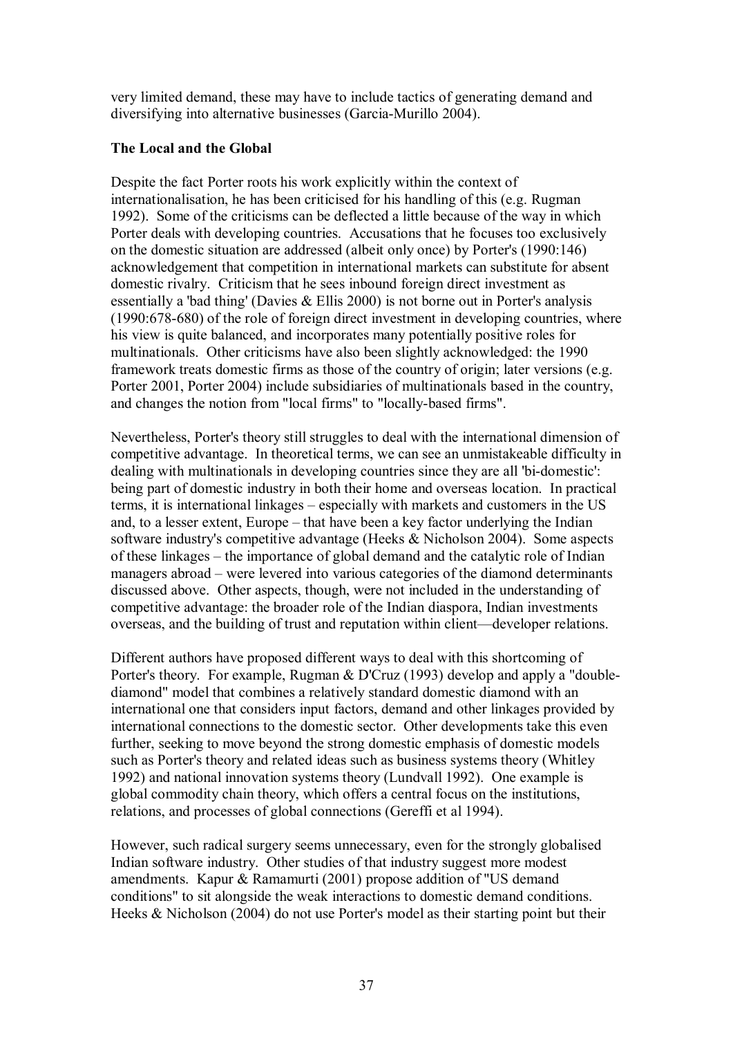very limited demand, these may have to include tactics of generating demand and diversifying into alternative businesses (Garcia-Murillo 2004).

**The Local and the Global**

Despite the fact Porter roots his work explicitly within the context of internationalisation, he has been criticised for his handling of this (e.g. Rugman 1992). Some of the criticisms can be deflected a little because of the way in which Porter deals with developing countries. Accusations that he focuses too exclusively on the domestic situation are addressed (albeit only once) by Porter's (1990:146) acknowledgement that competition in international markets can substitute for absent domestic rivalry. Criticism that he sees inbound foreign direct investment as essentially a 'bad thing' (Davies & Ellis 2000) is not borne out in Porter's analysis (1990:678-680) of the role of foreign direct investment in developing countries, where his view is quite balanced, and incorporates many potentially positive roles for multinationals. Other criticisms have also been slightly acknowledged: the 1990 framework treats domestic firms as those of the country of origin; later versions (e.g. Porter 2001, Porter 2004) include subsidiaries of multinationals based in the country, and changes the notion from "local firms" to "locally-based firms".

Nevertheless, Porter's theory still struggles to deal with the international dimension of competitive advantage. In theoretical terms, we can see an unmistakeable difficulty in dealing with multinationals in developing countries since they are all 'bi-domestic': being part of domestic industry in both their home and overseas location. In practical terms, it is international linkages – especially with markets and customers in the US and, to a lesser extent, Europe – that have been a key factor underlying the Indian software industry's competitive advantage (Heeks & Nicholson 2004). Some aspects of these linkages – the importance of global demand and the catalytic role of Indian managers abroad – were levered into various categories of the diamond determinants discussed above. Other aspects, though, were not included in the understanding of competitive advantage: the broader role of the Indian diaspora, Indian investments overseas, and the building of trust and reputation within client—developer relations.

Different authors have proposed different ways to deal with this shortcoming of Porter's theory. For example, Rugman & D'Cruz (1993) develop and apply a "double-diamond" model that combines a relatively standard domestic diamond with an international one that considers input factors, demand and other linkages provided by international connections to the domestic sector. Other developments take this even further, seeking to move beyond the strong domestic emphasis of domestic models such as Porter's theory and related ideas such as business systems theory (Whitley 1992) and national innovation systems theory (Lundvall 1992). One example is global commodity chain theory, which offers a central focus on the institutions, relations, and processes of global connections (Gereffi et al 1994).

However, such radical surgery seems unnecessary, even for the strongly globalised Indian software industry. Other studies of that industry suggest more modest amendments. Kapur & Ramamurti (2001) propose addition of "US demand conditions" to sit alongside the weak interactions to domestic demand conditions. Heeks & Nicholson (2004) do not use Porter's model as their starting point but their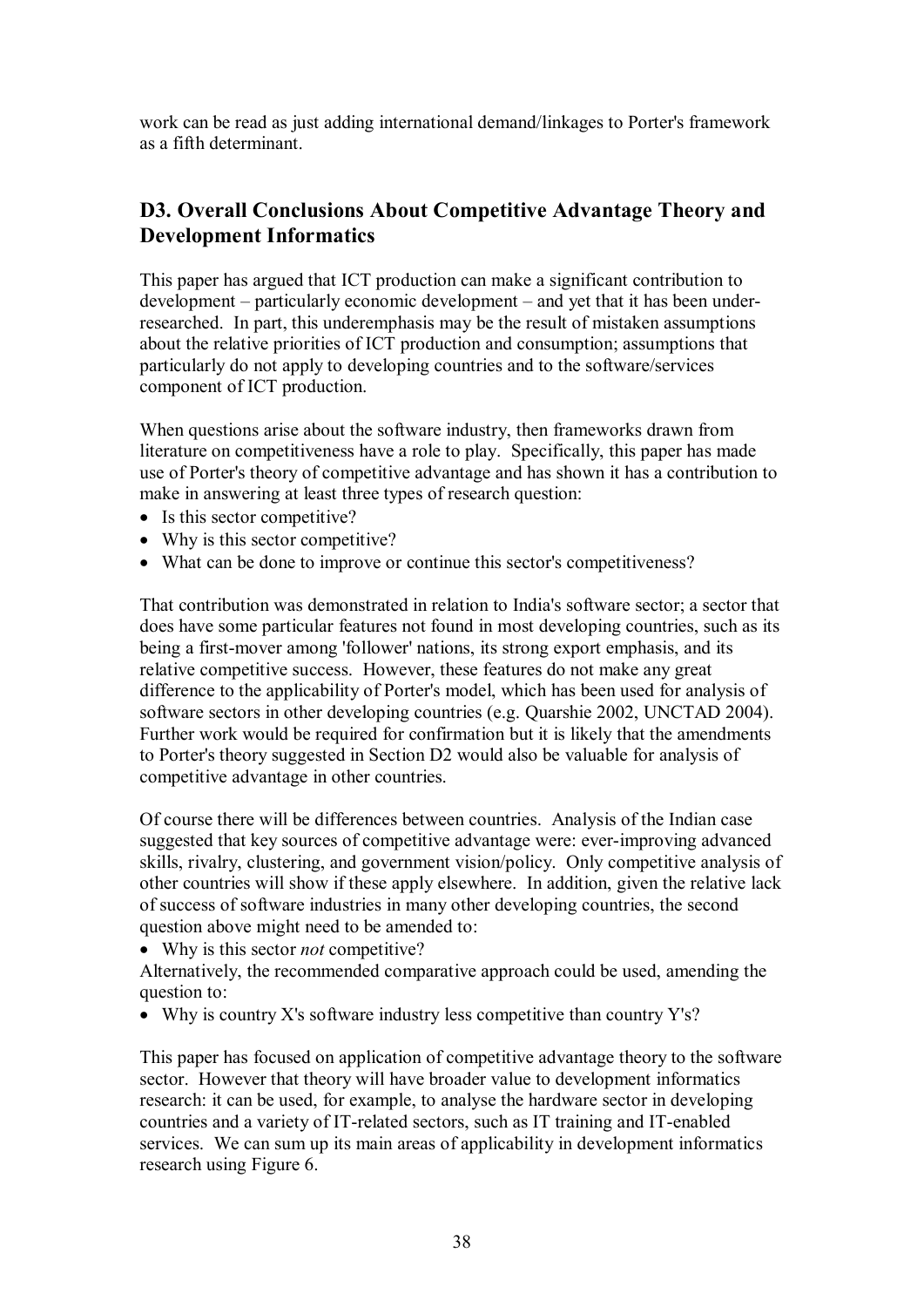work can be read as just adding international demand/linkages to Porter's framework as a fifth determinant.

## D3. Overall Conclusions About Competitive Advantage Theory and Development Informatics

This paper has argued that ICT production can make a significant contribution to development – particularly economic development – and yet that it has been under-researched. In part, this underemphasis may be the result of mistaken assumptions about the relative priorities of ICT production and consumption; assumptions that particularly do not apply to developing countries and to the software/services component of ICT production.

When questions arise about the software industry, then frameworks drawn from literature on competitiveness have a role to play. Specifically, this paper has made use of Porter's theory of competitive advantage and has shown it has a contribution to make in answering at least three types of research question:

- Is this sector competitive?
- Why is this sector competitive?
- What can be done to improve or continue this sector's competitiveness?

That contribution was demonstrated in relation to India's software sector; a sector that does have some particular features not found in most developing countries, such as its being a first-mover among 'follower' nations, its strong export emphasis, and its relative competitive success. However, these features do not make any great difference to the applicability of Porter's model, which has been used for analysis of software sectors in other developing countries (e.g. Quarshie 2002, UNCTAD 2004). Further work would be required for confirmation but it is likely that the amendments to Porter's theory suggested in Section D2 would also be valuable for analysis of competitive advantage in other countries.

Of course there will be differences between countries. Analysis of the Indian case suggested that key sources of competitive advantage were: ever-improving advanced skills, rivalry, clustering, and government vision/policy. Only competitive analysis of other countries will show if these apply elsewhere. In addition, given the relative lack of success of software industries in many other developing countries, the second question above might need to be amended to:

- Why is this sector *not* competitive?

Alternatively, the recommended comparative approach could be used, amending the question to:

- Why is country X's software industry less competitive than country Y's?

This paper has focused on application of competitive advantage theory to the software sector. However that theory will have broader value to development informatics research: it can be used, for example, to analyse the hardware sector in developing countries and a variety of IT-related sectors, such as IT training and IT-enabled services. We can sum up its main areas of applicability in development informatics research using Figure 6.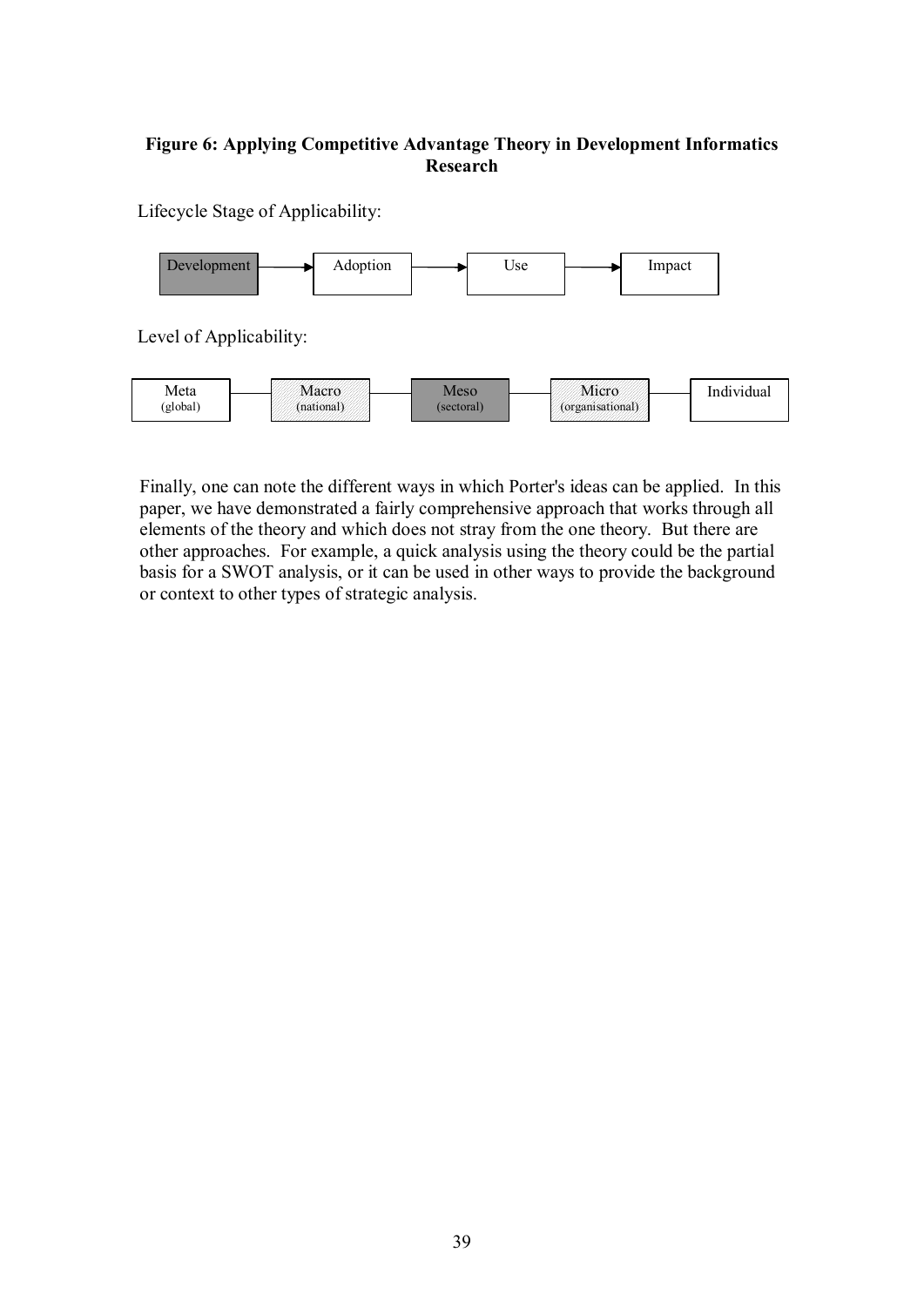**Figure 6: Applying Competitive Advantage Theory in Development Informatics Research**

Lifecycle Stage of Applicability:

Development → Adoption → Use → Impact

Level of Applicability:

Meta (global) — Macro (national) — Meso (sectoral) — Micro (organisational) — Individual

Finally, one can note the different ways in which Porter's ideas can be applied. In this paper, we have demonstrated a fairly comprehensive approach that works through all elements of the theory and which does not stray from the one theory. But there are other approaches. For example, a quick analysis using the theory could be the partial basis for a SWOT analysis, or it can be used in other ways to provide the background or context to other types of strategic analysis.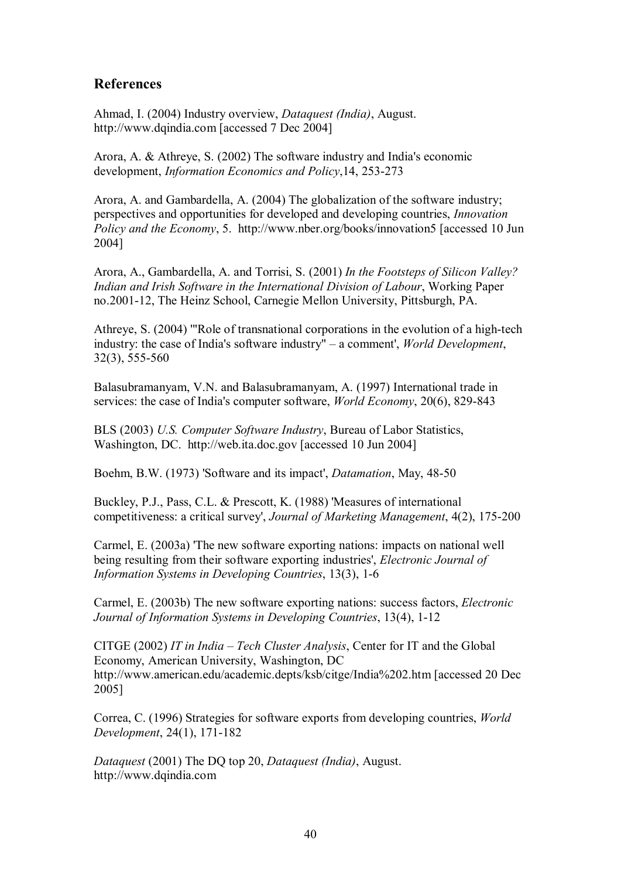## References

Ahmad, I. (2004) Industry overview, *Dataquest (India)*, August. http://www.dqindia.com [accessed 7 Dec 2004]

Arora, A. & Athreye, S. (2002) The software industry and India's economic development, *Information Economics and Policy*,14, 253-273

Arora, A. and Gambardella, A. (2004) The globalization of the software industry; perspectives and opportunities for developed and developing countries, *Innovation Policy and the Economy*, 5. http://www.nber.org/books/innovation5 [accessed 10 Jun 2004]

Arora, A., Gambardella, A. and Torrisi, S. (2001) *In the Footsteps of Silicon Valley? Indian and Irish Software in the International Division of Labour*, Working Paper no.2001-12, The Heinz School, Carnegie Mellon University, Pittsburgh, PA.

Athreye, S. (2004) '"Role of transnational corporations in the evolution of a high-tech industry: the case of India's software industry" – a comment', *World Development*, 32(3), 555-560

Balasubramanyam, V.N. and Balasubramanyam, A. (1997) International trade in services: the case of India's computer software, *World Economy*, 20(6), 829-843

BLS (2003) *U.S. Computer Software Industry*, Bureau of Labor Statistics, Washington, DC. http://web.ita.doc.gov [accessed 10 Jun 2004]

Boehm, B.W. (1973) 'Software and its impact', *Datamation*, May, 48-50

Buckley, P.J., Pass, C.L. & Prescott, K. (1988) 'Measures of international competitiveness: a critical survey', *Journal of Marketing Management*, 4(2), 175-200

Carmel, E. (2003a) 'The new software exporting nations: impacts on national well being resulting from their software exporting industries', *Electronic Journal of Information Systems in Developing Countries*, 13(3), 1-6

Carmel, E. (2003b) The new software exporting nations: success factors, *Electronic Journal of Information Systems in Developing Countries*, 13(4), 1-12

CITGE (2002) *IT in India – Tech Cluster Analysis*, Center for IT and the Global Economy, American University, Washington, DC http://www.american.edu/academic.depts/ksb/citge/India%202.htm [accessed 20 Dec 2005]

Correa, C. (1996) Strategies for software exports from developing countries, *World Development*, 24(1), 171-182

*Dataquest* (2001) The DQ top 20, *Dataquest (India)*, August. http://www.dqindia.com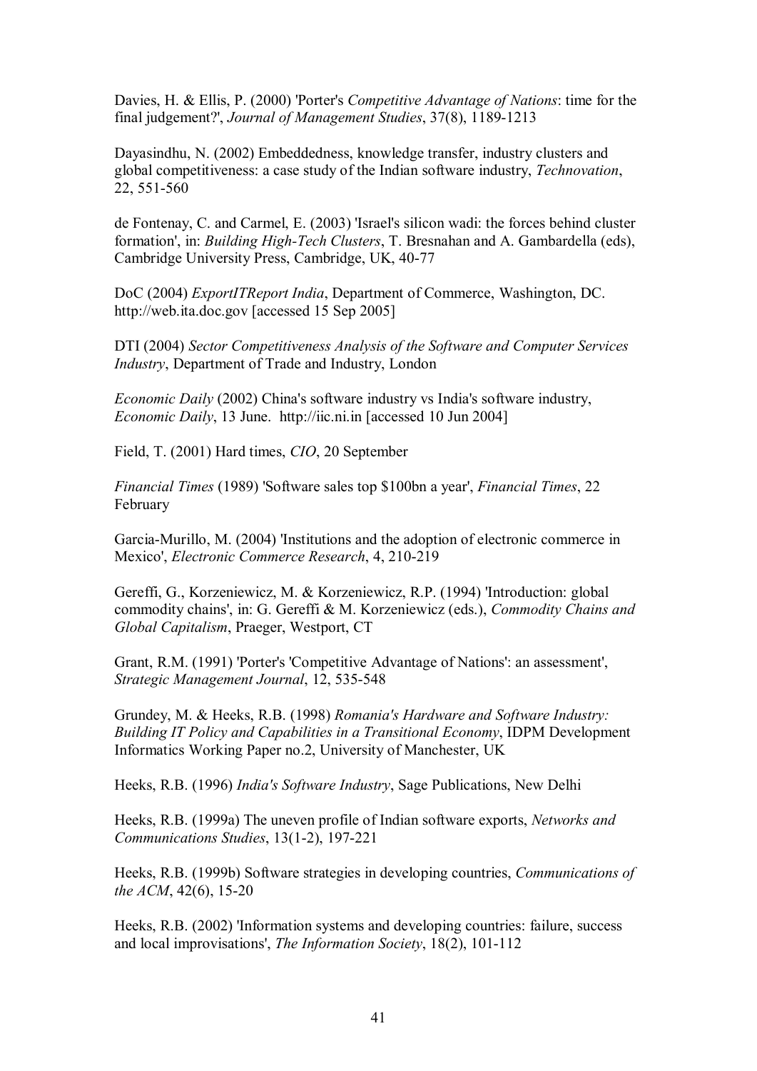Davies, H. & Ellis, P. (2000) 'Porter's *Competitive Advantage of Nations*: time for the final judgement?', *Journal of Management Studies*, 37(8), 1189-1213

Dayasindhu, N. (2002) Embeddedness, knowledge transfer, industry clusters and global competitiveness: a case study of the Indian software industry, *Technovation*, 22, 551-560

de Fontenay, C. and Carmel, E. (2003) 'Israel's silicon wadi: the forces behind cluster formation', in: *Building High-Tech Clusters*, T. Bresnahan and A. Gambardella (eds), Cambridge University Press, Cambridge, UK, 40-77

DoC (2004) *ExportITReport India*, Department of Commerce, Washington, DC. http://web.ita.doc.gov [accessed 15 Sep 2005]

DTI (2004) *Sector Competitiveness Analysis of the Software and Computer Services Industry*, Department of Trade and Industry, London

*Economic Daily* (2002) China's software industry vs India's software industry, *Economic Daily*, 13 June. http://iic.ni.in [accessed 10 Jun 2004]

Field, T. (2001) Hard times, *CIO*, 20 September

*Financial Times* (1989) 'Software sales top $100bn a year', *Financial Times*, 22 February

Garcia-Murillo, M. (2004) 'Institutions and the adoption of electronic commerce in Mexico', *Electronic Commerce Research*, 4, 210-219

Gereffi, G., Korzeniewicz, M. & Korzeniewicz, R.P. (1994) 'Introduction: global commodity chains', in: G. Gereffi & M. Korzeniewicz (eds.), *Commodity Chains and Global Capitalism*, Praeger, Westport, CT

Grant, R.M. (1991) 'Porter's 'Competitive Advantage of Nations': an assessment', *Strategic Management Journal*, 12, 535-548

Grundey, M. & Heeks, R.B. (1998) *Romania's Hardware and Software Industry: Building IT Policy and Capabilities in a Transitional Economy*, IDPM Development Informatics Working Paper no.2, University of Manchester, UK

Heeks, R.B. (1996) *India's Software Industry*, Sage Publications, New Delhi

Heeks, R.B. (1999a) The uneven profile of Indian software exports, *Networks and Communications Studies*, 13(1-2), 197-221

Heeks, R.B. (1999b) Software strategies in developing countries, *Communications of the ACM*, 42(6), 15-20

Heeks, R.B. (2002) 'Information systems and developing countries: failure, success and local improvisations', *The Information Society*, 18(2), 101-112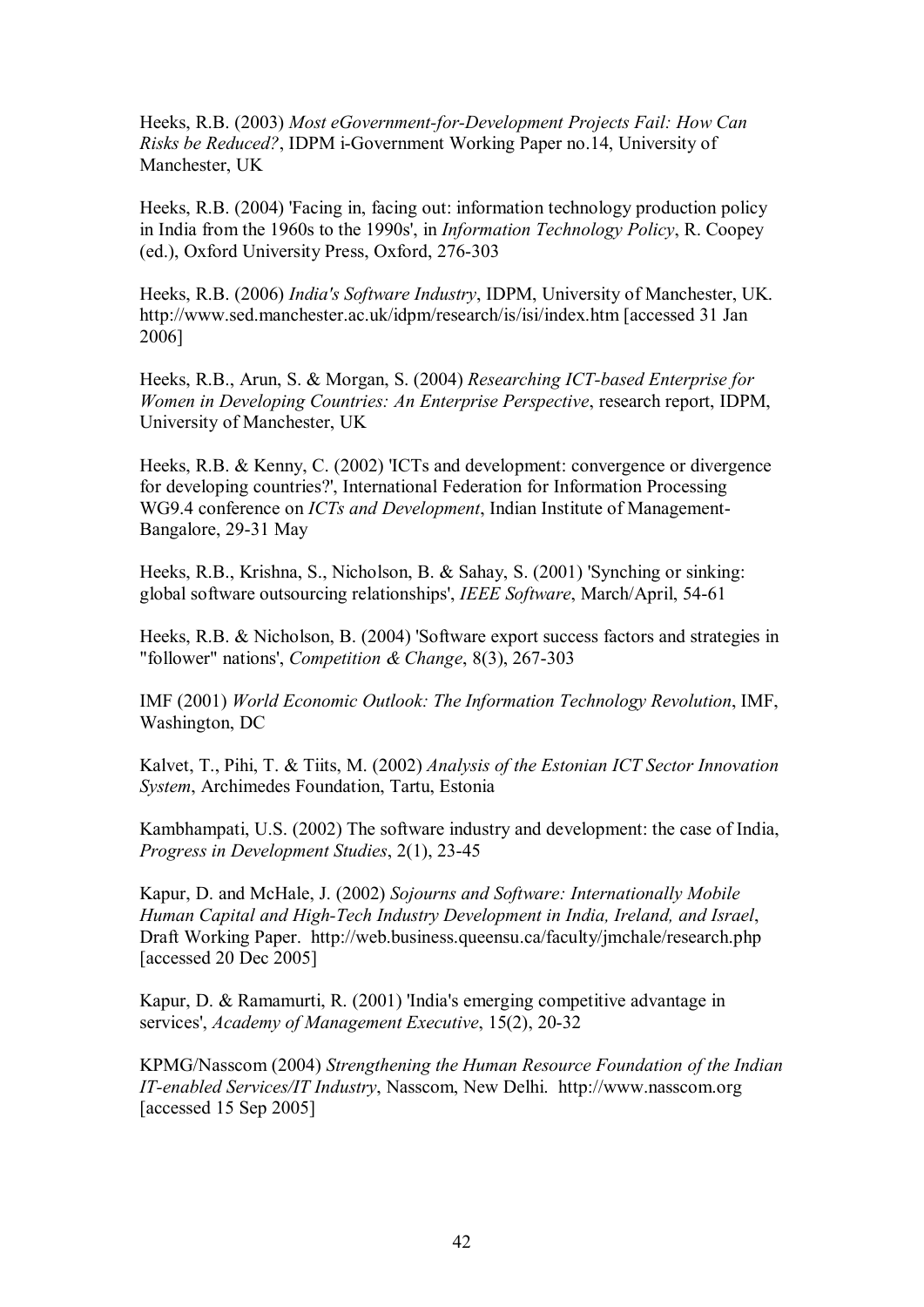Heeks, R.B. (2003) *Most eGovernment-for-Development Projects Fail: How Can Risks be Reduced?*, IDPM i-Government Working Paper no.14, University of Manchester, UK

Heeks, R.B. (2004) 'Facing in, facing out: information technology production policy in India from the 1960s to the 1990s', in *Information Technology Policy*, R. Coopey (ed.), Oxford University Press, Oxford, 276-303

Heeks, R.B. (2006) *India's Software Industry*, IDPM, University of Manchester, UK. http://www.sed.manchester.ac.uk/idpm/research/is/isi/index.htm [accessed 31 Jan 2006]

Heeks, R.B., Arun, S. & Morgan, S. (2004) *Researching ICT-based Enterprise for Women in Developing Countries: An Enterprise Perspective*, research report, IDPM, University of Manchester, UK

Heeks, R.B. & Kenny, C. (2002) 'ICTs and development: convergence or divergence for developing countries?', International Federation for Information Processing WG9.4 conference on *ICTs and Development*, Indian Institute of Management-Bangalore, 29-31 May

Heeks, R.B., Krishna, S., Nicholson, B. & Sahay, S. (2001) 'Synching or sinking: global software outsourcing relationships', *IEEE Software*, March/April, 54-61

Heeks, R.B. & Nicholson, B. (2004) 'Software export success factors and strategies in "follower" nations', *Competition & Change*, 8(3), 267-303

IMF (2001) *World Economic Outlook: The Information Technology Revolution*, IMF, Washington, DC

Kalvet, T., Pihi, T. & Tiits, M. (2002) *Analysis of the Estonian ICT Sector Innovation System*, Archimedes Foundation, Tartu, Estonia

Kambhampati, U.S. (2002) The software industry and development: the case of India, *Progress in Development Studies*, 2(1), 23-45

Kapur, D. and McHale, J. (2002) *Sojourns and Software: Internationally Mobile Human Capital and High-Tech Industry Development in India, Ireland, and Israel*, Draft Working Paper. http://web.business.queensu.ca/faculty/jmchale/research.php [accessed 20 Dec 2005]

Kapur, D. & Ramamurti, R. (2001) 'India's emerging competitive advantage in services', *Academy of Management Executive*, 15(2), 20-32

KPMG/Nasscom (2004) *Strengthening the Human Resource Foundation of the Indian IT-enabled Services/IT Industry*, Nasscom, New Delhi. http://www.nasscom.org [accessed 15 Sep 2005]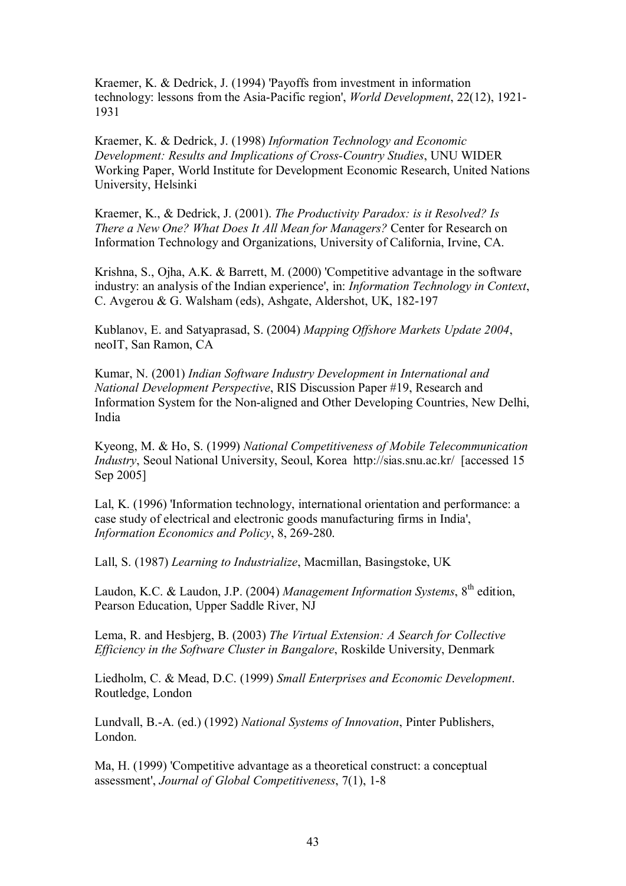Kraemer, K. & Dedrick, J. (1994) 'Payoffs from investment in information technology: lessons from the Asia-Pacific region', *World Development*, 22(12), 1921-1931

Kraemer, K. & Dedrick, J. (1998) *Information Technology and Economic Development: Results and Implications of Cross-Country Studies*, UNU WIDER Working Paper, World Institute for Development Economic Research, United Nations University, Helsinki

Kraemer, K., & Dedrick, J. (2001). *The Productivity Paradox: is it Resolved? Is There a New One? What Does It All Mean for Managers?* Center for Research on Information Technology and Organizations, University of California, Irvine, CA.

Krishna, S., Ojha, A.K. & Barrett, M. (2000) 'Competitive advantage in the software industry: an analysis of the Indian experience', in: *Information Technology in Context*, C. Avgerou & G. Walsham (eds), Ashgate, Aldershot, UK, 182-197

Kublanov, E. and Satyaprasad, S. (2004) *Mapping Offshore Markets Update 2004*, neoIT, San Ramon, CA

Kumar, N. (2001) *Indian Software Industry Development in International and National Development Perspective*, RIS Discussion Paper #19, Research and Information System for the Non-aligned and Other Developing Countries, New Delhi, India

Kyeong, M. & Ho, S. (1999) *National Competitiveness of Mobile Telecommunication Industry*, Seoul National University, Seoul, Korea http://sias.snu.ac.kr/ [accessed 15 Sep 2005]

Lal, K. (1996) 'Information technology, international orientation and performance: a case study of electrical and electronic goods manufacturing firms in India', *Information Economics and Policy*, 8, 269-280.

Lall, S. (1987) *Learning to Industrialize*, Macmillan, Basingstoke, UK

Laudon, K.C. & Laudon, J.P. (2004) *Management Information Systems*, 8th edition, Pearson Education, Upper Saddle River, NJ

Lema, R. and Hesbjerg, B. (2003) *The Virtual Extension: A Search for Collective Efficiency in the Software Cluster in Bangalore*, Roskilde University, Denmark

Liedholm, C. & Mead, D.C. (1999) *Small Enterprises and Economic Development*. Routledge, London

Lundvall, B.-A. (ed.) (1992) *National Systems of Innovation*, Pinter Publishers, London.

Ma, H. (1999) 'Competitive advantage as a theoretical construct: a conceptual assessment', *Journal of Global Competitiveness*, 7(1), 1-8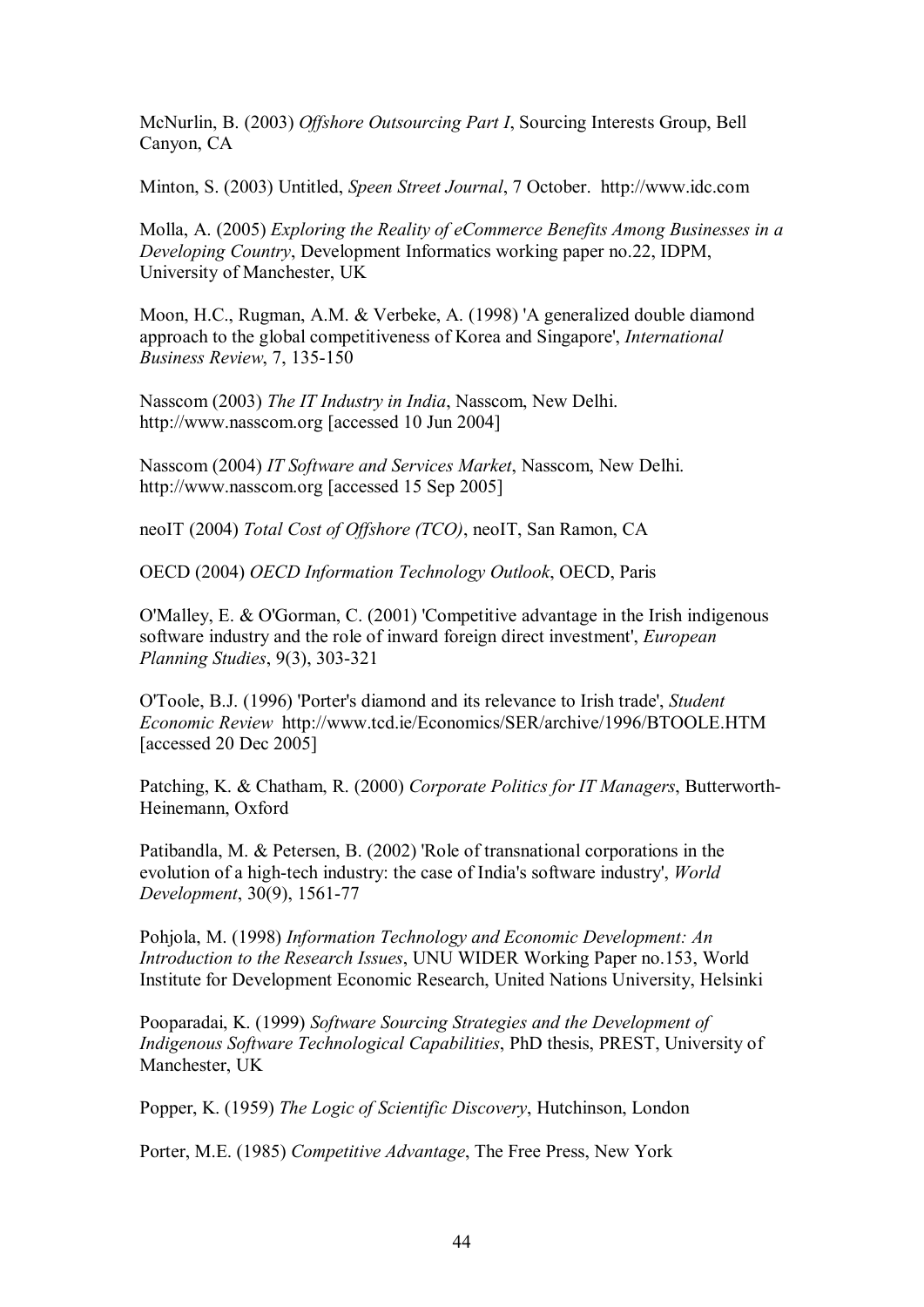McNurlin, B. (2003) *Offshore Outsourcing Part I*, Sourcing Interests Group, Bell Canyon, CA

Minton, S. (2003) Untitled, *Speen Street Journal*, 7 October. http://www.idc.com

Molla, A. (2005) *Exploring the Reality of eCommerce Benefits Among Businesses in a Developing Country*, Development Informatics working paper no.22, IDPM, University of Manchester, UK

Moon, H.C., Rugman, A.M. & Verbeke, A. (1998) 'A generalized double diamond approach to the global competitiveness of Korea and Singapore', *International Business Review*, 7, 135-150

Nasscom (2003) *The IT Industry in India*, Nasscom, New Delhi. http://www.nasscom.org [accessed 10 Jun 2004]

Nasscom (2004) *IT Software and Services Market*, Nasscom, New Delhi. http://www.nasscom.org [accessed 15 Sep 2005]

neoIT (2004) *Total Cost of Offshore (TCO)*, neoIT, San Ramon, CA

OECD (2004) *OECD Information Technology Outlook*, OECD, Paris

O'Malley, E. & O'Gorman, C. (2001) 'Competitive advantage in the Irish indigenous software industry and the role of inward foreign direct investment', *European Planning Studies*, 9(3), 303-321

O'Toole, B.J. (1996) 'Porter's diamond and its relevance to Irish trade', *Student Economic Review* http://www.tcd.ie/Economics/SER/archive/1996/BTOOLE.HTM [accessed 20 Dec 2005]

Patching, K. & Chatham, R. (2000) *Corporate Politics for IT Managers*, Butterworth-Heinemann, Oxford

Patibandla, M. & Petersen, B. (2002) 'Role of transnational corporations in the evolution of a high-tech industry: the case of India's software industry', *World Development*, 30(9), 1561-77

Pohjola, M. (1998) *Information Technology and Economic Development: An Introduction to the Research Issues*, UNU WIDER Working Paper no.153, World Institute for Development Economic Research, United Nations University, Helsinki

Pooparadai, K. (1999) *Software Sourcing Strategies and the Development of Indigenous Software Technological Capabilities*, PhD thesis, PREST, University of Manchester, UK

Popper, K. (1959) *The Logic of Scientific Discovery*, Hutchinson, London

Porter, M.E. (1985) *Competitive Advantage*, The Free Press, New York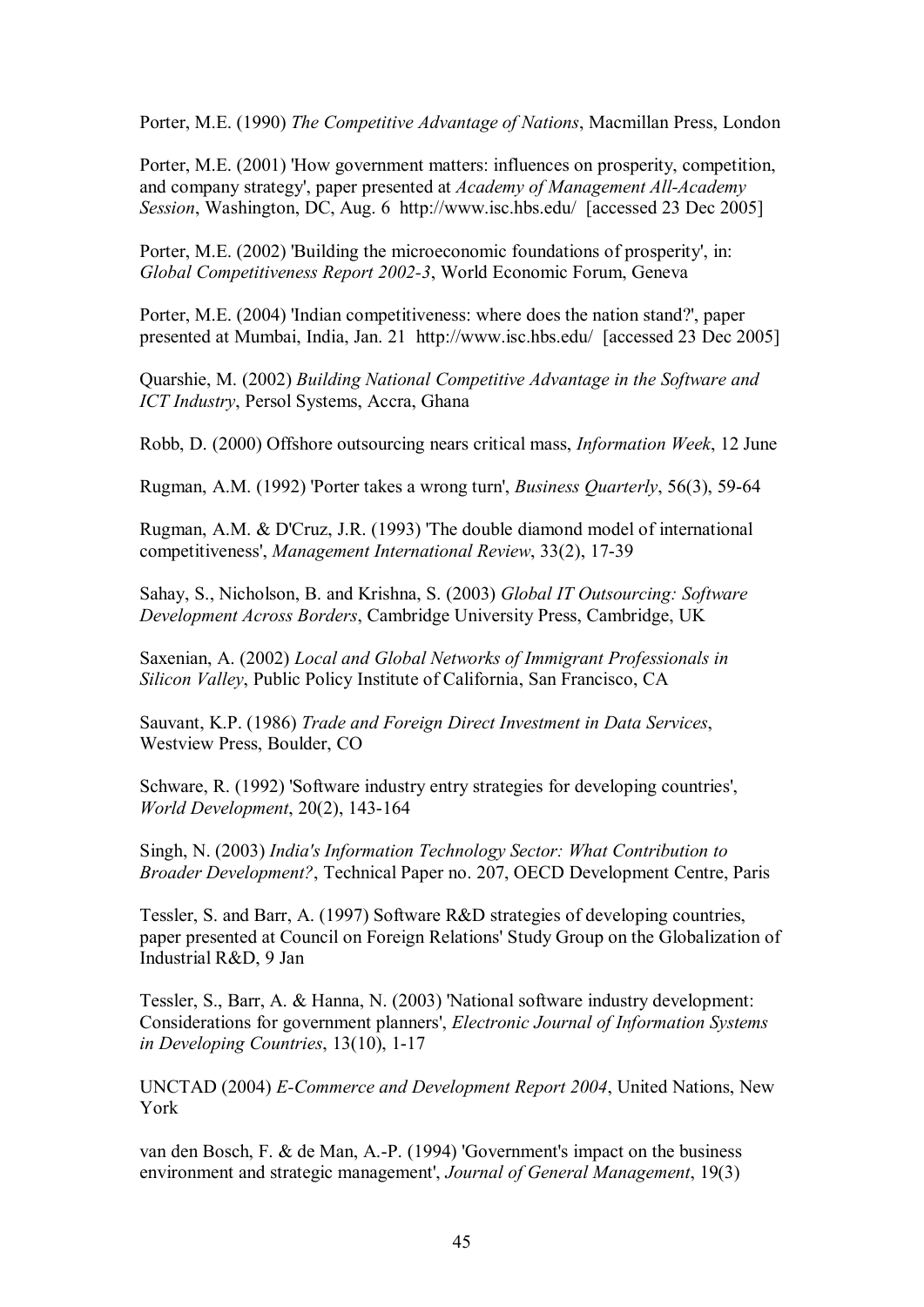Porter, M.E. (1990) *The Competitive Advantage of Nations*, Macmillan Press, London

Porter, M.E. (2001) 'How government matters: influences on prosperity, competition, and company strategy', paper presented at *Academy of Management All-Academy Session*, Washington, DC, Aug. 6 http://www.isc.hbs.edu/ [accessed 23 Dec 2005]

Porter, M.E. (2002) 'Building the microeconomic foundations of prosperity', in: *Global Competitiveness Report 2002-3*, World Economic Forum, Geneva

Porter, M.E. (2004) 'Indian competitiveness: where does the nation stand?', paper presented at Mumbai, India, Jan. 21 http://www.isc.hbs.edu/ [accessed 23 Dec 2005]

Quarshie, M. (2002) *Building National Competitive Advantage in the Software and ICT Industry*, Persol Systems, Accra, Ghana

Robb, D. (2000) Offshore outsourcing nears critical mass, *Information Week*, 12 June

Rugman, A.M. (1992) 'Porter takes a wrong turn', *Business Quarterly*, 56(3), 59-64

Rugman, A.M. & D'Cruz, J.R. (1993) 'The double diamond model of international competitiveness', *Management International Review*, 33(2), 17-39

Sahay, S., Nicholson, B. and Krishna, S. (2003) *Global IT Outsourcing: Software Development Across Borders*, Cambridge University Press, Cambridge, UK

Saxenian, A. (2002) *Local and Global Networks of Immigrant Professionals in Silicon Valley*, Public Policy Institute of California, San Francisco, CA

Sauvant, K.P. (1986) *Trade and Foreign Direct Investment in Data Services*, Westview Press, Boulder, CO

Schware, R. (1992) 'Software industry entry strategies for developing countries', *World Development*, 20(2), 143-164

Singh, N. (2003) *India's Information Technology Sector: What Contribution to Broader Development?*, Technical Paper no. 207, OECD Development Centre, Paris

Tessler, S. and Barr, A. (1997) Software R&D strategies of developing countries, paper presented at Council on Foreign Relations' Study Group on the Globalization of Industrial R&D, 9 Jan

Tessler, S., Barr, A. & Hanna, N. (2003) 'National software industry development: Considerations for government planners', *Electronic Journal of Information Systems in Developing Countries*, 13(10), 1-17

UNCTAD (2004) *E-Commerce and Development Report 2004*, United Nations, New York

van den Bosch, F. & de Man, A.-P. (1994) 'Government's impact on the business environment and strategic management', *Journal of General Management*, 19(3)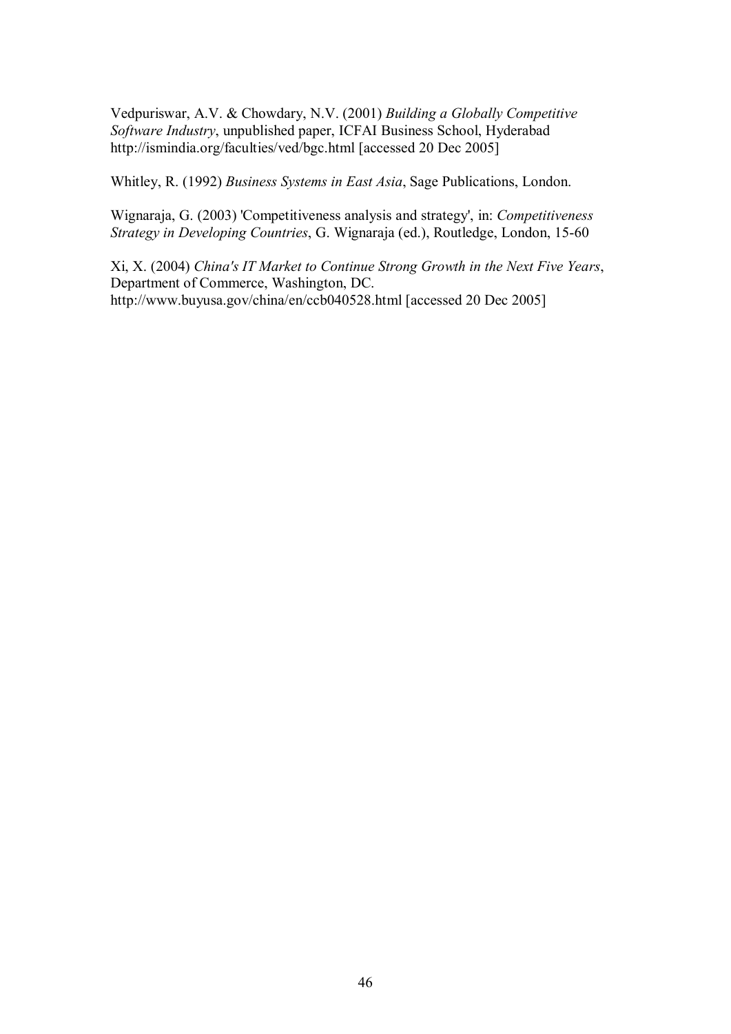Vedpuriswar, A.V. & Chowdary, N.V. (2001) *Building a Globally Competitive Software Industry*, unpublished paper, ICFAI Business School, Hyderabad http://ismindia.org/faculties/ved/bgc.html [accessed 20 Dec 2005]

Whitley, R. (1992) *Business Systems in East Asia*, Sage Publications, London.

Wignaraja, G. (2003) 'Competitiveness analysis and strategy', in: *Competitiveness Strategy in Developing Countries*, G. Wignaraja (ed.), Routledge, London, 15-60

Xi, X. (2004) *China's IT Market to Continue Strong Growth in the Next Five Years*, Department of Commerce, Washington, DC. http://www.buyusa.gov/china/en/ccb040528.html [accessed 20 Dec 2005]